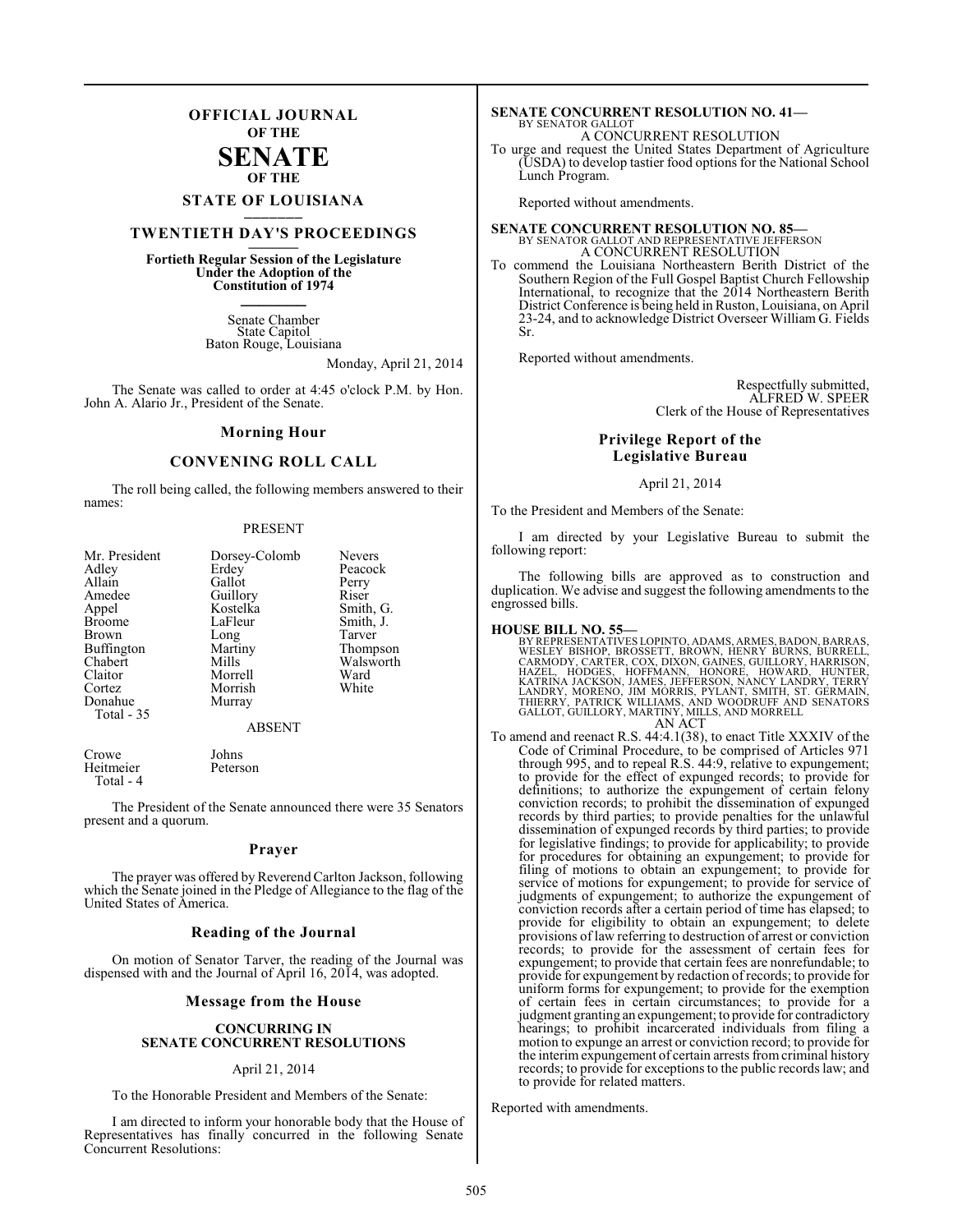# OFFICIAL JOURNAL OF THE SENATE OF THE STATE OF LOUISIANA

## TWENTIETH DAY'S PROCEEDINGS

**Fortieth Regular Session of the Legislature Under the Adoption of the Constitution of 1974**

Senate Chamber
State Capitol
Baton Rouge, Louisiana

Monday, April 21, 2014

The Senate was called to order at 4:45 o'clock P.M. by Hon. John A. Alario Jr., President of the Senate.

## Morning Hour

## CONVENING ROLL CALL

The roll being called, the following members answered to their names:

PRESENT

| | | |
|---|---|---|
| Mr. President | Dorsey-Colomb | Nevers |
| Adley | Erdey | Peacock |
| Allain | Gallot | Perry |
| Amedee | Guillory | Riser |
| Appel | Kostelka | Smith, G. |
| Broome | LaFleur | Smith, J. |
| Brown | Long | Tarver |
| Buffington | Martiny | Thompson |
| Chabert | Mills | Walsworth |
| Claitor | Morrell | Ward |
| Cortez | Morrish | White |
| Donahue | Murray | |
| Total - 35 | | |

ABSENT

| | |
|---|---|
| Crowe | Johns |
| Heitmeier | Peterson |
| Total - 4 | |

The President of the Senate announced there were 35 Senators present and a quorum.

## Prayer

The prayer was offered by Reverend Carlton Jackson, following which the Senate joined in the Pledge of Allegiance to the flag of the United States of America.

## Reading of the Journal

On motion of Senator Tarver, the reading of the Journal was dispensed with and the Journal of April 16, 2014, was adopted.

## Message from the House

**CONCURRING IN SENATE CONCURRENT RESOLUTIONS**

April 21, 2014

To the Honorable President and Members of the Senate:

I am directed to inform your honorable body that the House of Representatives has finally concurred in the following Senate Concurrent Resolutions:

**SENATE CONCURRENT RESOLUTION NO. 41—**
BY SENATOR GALLOT
A CONCURRENT RESOLUTION
To urge and request the United States Department of Agriculture (USDA) to develop tastier food options for the National School Lunch Program.

Reported without amendments.

**SENATE CONCURRENT RESOLUTION NO. 85—**
BY SENATOR GALLOT AND REPRESENTATIVE JEFFERSON
A CONCURRENT RESOLUTION
To commend the Louisiana Northeastern Berith District of the Southern Region of the Full Gospel Baptist Church Fellowship International, to recognize that the 2014 Northeastern Berith District Conference is being held in Ruston, Louisiana, on April 23-24, and to acknowledge District Overseer William G. Fields Sr.

Reported without amendments.

Respectfully submitted,
ALFRED W. SPEER
Clerk of the House of Representatives

## Privilege Report of the Legislative Bureau

April 21, 2014

To the President and Members of the Senate:

I am directed by your Legislative Bureau to submit the following report:

The following bills are approved as to construction and duplication. We advise and suggest the following amendments to the engrossed bills.

**HOUSE BILL NO. 55—**
BY REPRESENTATIVES LOPINTO, ADAMS, ARMES, BADON, BARRAS, WESLEY BISHOP, BROSSETT, BROWN, HENRY BURNS, BURRELL, CARMODY, CARTER, COX, DIXON, GAINES, GUILLORY, HARRISON, HAZEL, HODGES, HOFFMANN, HONORE, HOWARD, HUNTER, KATRINA JACKSON, JAMES, JEFFERSON, NANCY LANDRY, TERRY LANDRY, MORENO, JIM MORRIS, PYLANT, SMITH, ST. GERMAIN, THIERRY, PATRICK WILLIAMS, AND WOODRUFF AND SENATORS GALLOT, GUILLORY, MARTINY, MILLS, AND MORRELL
AN ACT
To amend and reenact R.S. 44:4.1(38), to enact Title XXXIV of the Code of Criminal Procedure, to be comprised of Articles 971 through 995, and to repeal R.S. 44:9, relative to expungement; to provide for the effect of expunged records; to provide for definitions; to authorize the expungement of certain felony conviction records; to prohibit the dissemination of expunged records by third parties; to provide penalties for the unlawful dissemination of expunged records by third parties; to provide for legislative findings; to provide for applicability; to provide for procedures for obtaining an expungement; to provide for filing of motions to obtain an expungement; to provide for service of motions for expungement; to provide for service of judgments of expungement; to authorize the expungement of conviction records after a certain period of time has elapsed; to provide for eligibility to obtain an expungement; to delete provisions of law referring to destruction of arrest or conviction records; to provide for the assessment of certain fees for expungement; to provide that certain fees are nonrefundable; to provide for expungement by redaction of records; to provide for uniform forms for expungement; to provide for the exemption of certain fees in certain circumstances; to provide for a judgment granting an expungement; to provide for contradictory hearings; to prohibit incarcerated individuals from filing a motion to expunge an arrest or conviction record; to provide for the interim expungement of certain arrests from criminal history records; to provide for exceptions to the public records law; and to provide for related matters.

Reported with amendments.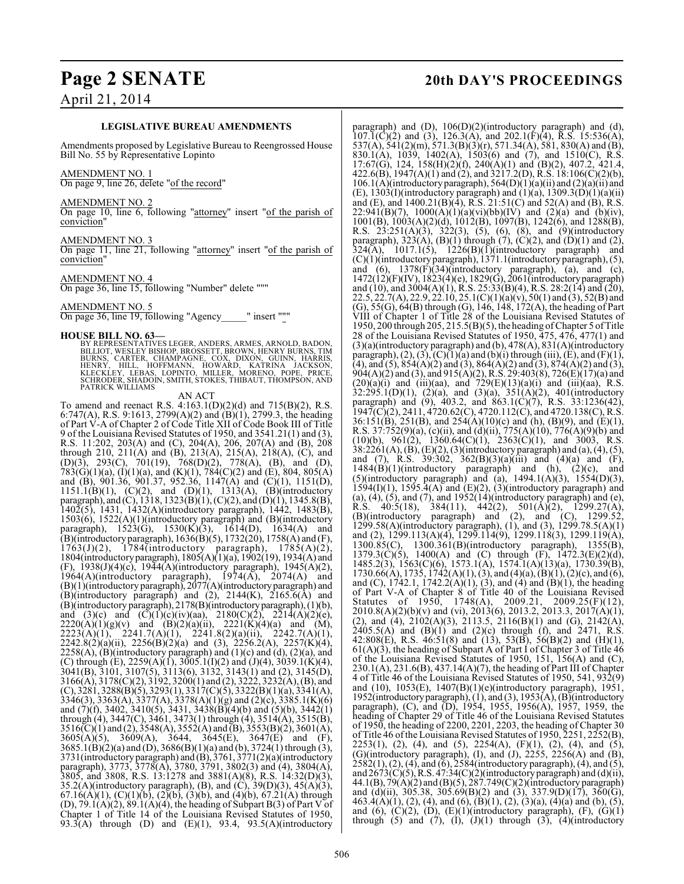**LEGISLATIVE BUREAU AMENDMENTS**

Amendments proposed by Legislative Bureau to Reengrossed House Bill No. 55 by Representative Lopinto

AMENDMENT NO. 1
On page 9, line 26, delete "of the record"

AMENDMENT NO. 2
On page 10, line 6, following "attorney" insert "of the parish of conviction"

AMENDMENT NO. 3
On page 11, line 21, following "attorney" insert "of the parish of conviction"

AMENDMENT NO. 4
On page 36, line 15, following "Number" delete """

AMENDMENT NO. 5
On page 36, line 19, following "Agency_____" insert """

**HOUSE BILL NO. 63—**
BY REPRESENTATIVES LEGER, ANDERS, ARMES, ARNOLD, BADON, BILLIOT, WESLEY BISHOP, BROSSETT, BROWN, HENRY BURNS, TIM BURNS, CARTER, CHAMPAGNE, COX, DIXON, GUINN, HARRIS, HENRY, HILL, HOFFMANN, HOWARD, KATRINA JACKSON, KLECKLEY, LEBAS, LOPINTO, MILLER, MORENO, POPE, PRICE, SCHRODER, SHADOIN, SMITH, STOKES, THIBAUT, THOMPSON, AND PATRICK WILLIAMS

AN ACT

To amend and reenact R.S. 4:163.1(D)(2)(d) and 715(B)(2), R.S. 6:747(A), R.S. 9:1613, 2799(A)(2) and (B)(1), 2799.3, the heading of Part V-A of Chapter 2 of Code Title XII of Code Book III of Title 9 of the Louisiana Revised Statutes of 1950, and 3541.21(1) and (3), R.S. 11:202, 203(A) and (C), 204(A), 206, 207(A) and (B), 208 through 210, 211(A) and (B), 213(A), 215(A), 218(A), (C), and (D)(3), 293(C), 701(19), 768(D)(2), 778(A), (B), and (D), 783(G)(1)(a), (I)(1)(a), and (K)(1), 784(C)(2) and (E), 804, 805(A) and (B), 901.36, 901.37, 952.36, 1147(A) and (C)(1), 1151(D), 1151.1(B)(1), (C)(2), and (D)(1), 1313(A), (B)(introductory paragraph), and (C), 1318, 1323(B)(1), (C)(2), and (D)(1), 1345.8(B), 1402(5), 1431, 1432(A)(introductory paragraph), 1442, 1483(B), 1503(6), 1522(A)(1)(introductory paragraph) and (B)(introductory paragraph), 1523(G), 1530(K)(3), 1614(D), 1634(A) and (B)(introductory paragraph), 1636(B)(5), 1732(20), 1758(A) and (F), 1763(J)(2), 1784(introductory paragraph), 1785(A)(2), 1804(introductory paragraph), 1805(A)(1)(a), 1902(19), 1934(A) and (F), 1938(J)(4)(c), 1944(A)(introductory paragraph), 1945(A)(2), 1964(A)(introductory paragraph), 1974(A), 2074(A) and (B)(1)(introductory paragraph), 2077(A)(introductory paragraph) and (B)(introductory paragraph) and (2), 2144(K), 2165.6(A) and (B)(introductory paragraph), 2178(B)(introductory paragraph), (1)(b), and (3)(c) and (C)(1)(c)(iv)(aa), 2180(C)(2), 2214(A)(2)(e), 2220(A)(1)(g)(v) and (B)(2)(a)(ii), 2221(K)(4)(a) and (M), 2223(A)(1), 2241.7(A)(1), 2241.8(2)(a)(ii), 2242.7(A)(1), 2242.8(2)(a)(ii), 2256(B)(2)(a) and (3), 2256.2(A), 2257(K)(4), 2258(A), (B)(introductory paragraph) and (1)(c) and (d), (2)(a), and (C) through (E), 2259(A)(1), 3005.1(I)(2) and (J)(4), 3039.1(K)(4), 3041(B), 3101, 3107(5), 3113(6), 3132, 3143(1) and (2), 3145(D), 3166(A), 3178(C)(2), 3192, 3200(1) and (2), 3222, 3232(A), (B), and (C), 3281, 3288(B)(5), 3293(1), 3317(C)(5), 3322(B)(1)(a), 3341(A), 3346(3), 3363(A), 3377(A), 3378(A)(1)(g) and (2)(c), 3385.1(K)(6) and (7)(f), 3402, 3410(5), 3431, 3438(B)(4)(b) and (5)(b), 3442(1) through (4), 3447(C), 3461, 3473(1) through (4), 3514(A), 3515(B), 3516(C)(1) and (2), 3548(A), 3552(A) and (B), 3553(B)(2), 3601(A), 3605(A)(5), 3609(A), 3644, 3645(E), 3647(E) and (F), 3685.1(B)(2)(a) and (D), 3686(B)(1)(a) and (b), 3724(1) through (3), 3731(introductory paragraph) and (B), 3761, 3771(2)(a)(introductory paragraph), 3773, 3778(A), 3780, 3791, 3802(3) and (4), 3804(A), 3805, and 3808, R.S. 13:1278 and 3881(A)(8), R.S. 14:32(D)(3), 35.2(A)(introductory paragraph), (B), and (C), 39(D)(3), 45(A)(3), 67.16(A)(1), (C)(1)(b), (2)(b), (3)(b), and (4)(b), 67.21(A) through (D), 79.1(A)(2), 89.1(A)(4), the heading of Subpart B(3) of Part V of Chapter 1 of Title 14 of the Louisiana Revised Statutes of 1950, 93.3(A) through (D) and (E)(1), 93.4, 93.5(A)(introductory paragraph) and (D), 106(D)(2)(introductory paragraph) and (d), 107.1(C)(2) and (3), 126.3(A), and 202.1(F)(4), R.S. 15:536(A), 537(A), 541(2)(m), 571.3(B)(3)(r), 571.34(A), 581, 830(A) and (B), 830.1(A), 1039, 1402(A), 1503(6) and (7), and 1510(C), R.S. 17:67(G), 124, 158(H)(2)(f), 240(A)(1) and (B)(2), 407.2, 421.4, 422.6(B), 1947(A)(1) and (2), and 3217.2(D), R.S. 18:106(C)(2)(b), 106.1(A)(introductory paragraph), 564(D)(1)(a)(ii) and (2)(a)(ii) and (E), 1303(I)(introductory paragraph) and (1)(a), 1309.3(D)(1)(a)(ii) and (E), and 1400.21(B)(4), R.S. 21:51(C) and 52(A) and (B), R.S. 22:941(B)(7), 1000(A)(1)(a)(vi)(bb)(IV) and (2)(a) and (b)(iv), 1001(B), 1003(A)(2)(d), 1012(B), 1097(B), 1242(6), and 1288(B), R.S. 23:251(A)(3), 322(3), (5), (6), (8), and (9)(introductory paragraph), 323(A), (B)(1) through (7), (C)(2), and (D)(1) and (2), 324(A), 1017.1(5), 1226(B)(1)(introductory paragraph) and (C)(1)(introductory paragraph), 1371.1(introductory paragraph), (5), and (6), 1378(F)(34)(introductory paragraph), (a), and (c), 1472(12)(F)(IV), 1823(4)(e), 1829(G), 2061(introductory paragraph) and (10), and 3004(A)(1), R.S. 25:33(B)(4), R.S. 28:2(14) and (20), 22.5, 22.7(A), 22.9, 22.10, 25.1(C)(1)(a)(v), 50(1) and (3), 52(B) and (G), 55(G), 64(B) through (G), 146, 148, 172(A), the heading of Part VIII of Chapter 1 of Title 28 of the Louisiana Revised Statutes of 1950, 200 through 205, 215.5(B)(5), the heading of Chapter 5 of Title 28 of the Louisiana Revised Statutes of 1950, 475, 476, 477(1) and (3)(a)(introductory paragraph) and (b), 478(A), 831(A)(introductory paragraph), (2), (3), (C)(1)(a) and (b)(i) through (iii), (E), and (F)(1), (4), and (5), 854(A)(2) and (3), 864(A)(2) and (3), 874(A)(2) and (3), 904(A)(2) and (3), and 915(A)(2), R.S. 29:403(8), 726(E)(17)(a) and (20)(a)(i) and (iii)(aa), and 729(E)(13)(a)(i) and (iii)(aa), R.S. 32:295.1(D)(1), (2)(a), and (3)(a), 351(A)(2), 401(introductory paragraph) and (9), 403.2, and 863.1(C)(7), R.S. 33:1236(42), 1947(C)(2), 2411, 4720.62(C), 4720.112(C), and 4720.138(C), R.S. 36:151(B), 251(B), and 254(A)(10)(c) and (h), (B)(9), and (E)(1), R.S. 37:752(9)(a), (c)(ii), and (d)(ii), 775(A)(10), 776(A)(9)(b) and (10)(b), 961(2), 1360.64(C)(1), 2363(C)(1), and 3003, R.S. 38:2261(A), (B), (E)(2), (3)(introductory paragraph) and (a), (4), (5), and (7), R.S. 39:302, 362(B)(3)(a)(iii) and (4)(a) and (F), 1484(B)(1)(introductory paragraph) and (h), (2)(c), and (5)(introductory paragraph) and (a), 1494.1(A)(3), 1554(D)(3), 1594(I)(1), 1595.4(A) and (E)(2), (3)(introductory paragraph) and (a), (4), (5), and (7), and 1952(14)(introductory paragraph) and (e), R.S. 40:5(18), 384(11), 442(2), 501(A)(2), 1299.27(A), (B)(introductory paragraph) and (2), and (C), 1299.52, 1299.58(A)(introductory paragraph), (1), and (3), 1299.78.5(A)(1) and (2), 1299.113(A)(4), 1299.114(9), 1299.118(3), 1299.119(A), 1300.85(C), 1300.361(B)(introductory paragraph), 1355(B), 1379.3(C)(5), 1400(A) and (C) through (F), 1472.3(E)(2)(d), 1485.2(3), 1563(C)(6), 1573.1(A), 1574.1(A)(13)(a), 1730.39(B), 1730.66(A), 1735, 1742(A)(1), (3), and (4)(a), (B)(1), (2)(c), and (6), and (C), 1742.1, 1742.2(A)(1), (3), and (4) and (B)(1), the heading of Part V-A of Chapter 8 of Title 40 of the Louisiana Revised Statutes of 1950, 1748(A), 2009.21, 2009.25(F)(12), 2010.8(A)(2)(b)(v) and (vi), 2013(6), 2013.2, 2013.3, 2017(A)(1), (2), and (4), 2102(A)(3), 2113.5, 2116(B)(1) and (G), 2142(A), 2405.5(A) and (B)(1) and (2)(c) through (f), and 2471, R.S. 42:808(E), R.S. 46:51(8) and (13), 53(B), 56(B)(2) and (H)(1), 61(A)(3), the heading of Subpart A of Part I of Chapter 3 of Title 46 of the Louisiana Revised Statutes of 1950, 151, 156(A) and (C), 230.1(A), 231.6(B), 437.14(A)(7), the heading of Part III of Chapter 4 of Title 46 of the Louisiana Revised Statutes of 1950, 541, 932(9) and (10), 1053(E), 1407(B)(1)(e)(introductory paragraph), 1951, 1952(introductory paragraph), (1), and (3), 1953(A), (B)(introductory paragraph), (C), and (D), 1954, 1955, 1956(A), 1957, 1959, the heading of Chapter 29 of Title 46 of the Louisiana Revised Statutes of 1950, the heading of 2200, 2201, 2203, the heading of Chapter 30 of Title 46 of the Louisiana Revised Statutes of 1950, 2251, 2252(B), 2253(1), (2), (4), and (5), 2254(A), (F)(1), (2), (4), and (5), (G)(introductory paragraph), (I), and (J), 2255, 2256(A) and (B), 2582(1), (2), (4), and (6), 2584(introductory paragraph), (4), and (5), and 2673(C)(5), R.S. 47:34(C)(2)(introductory paragraph) and (d)(ii), 44.1(B), 79(A)(2) and (B)(5), 287.749(C)(2)(introductory paragraph) and (d)(ii), 305.38, 305.69(B)(2) and (3), 337.9(D)(17), 360(G), 463.4(A)(1), (2), (4), and (6), (B)(1), (2), (3)(a), (4)(a) and (b), (5), and (6), (C)(2), (D), (E)(1)(introductory paragraph), (F), (G)(1) through (5) and (7), (I), (J)(1) through (3), (4)(introductory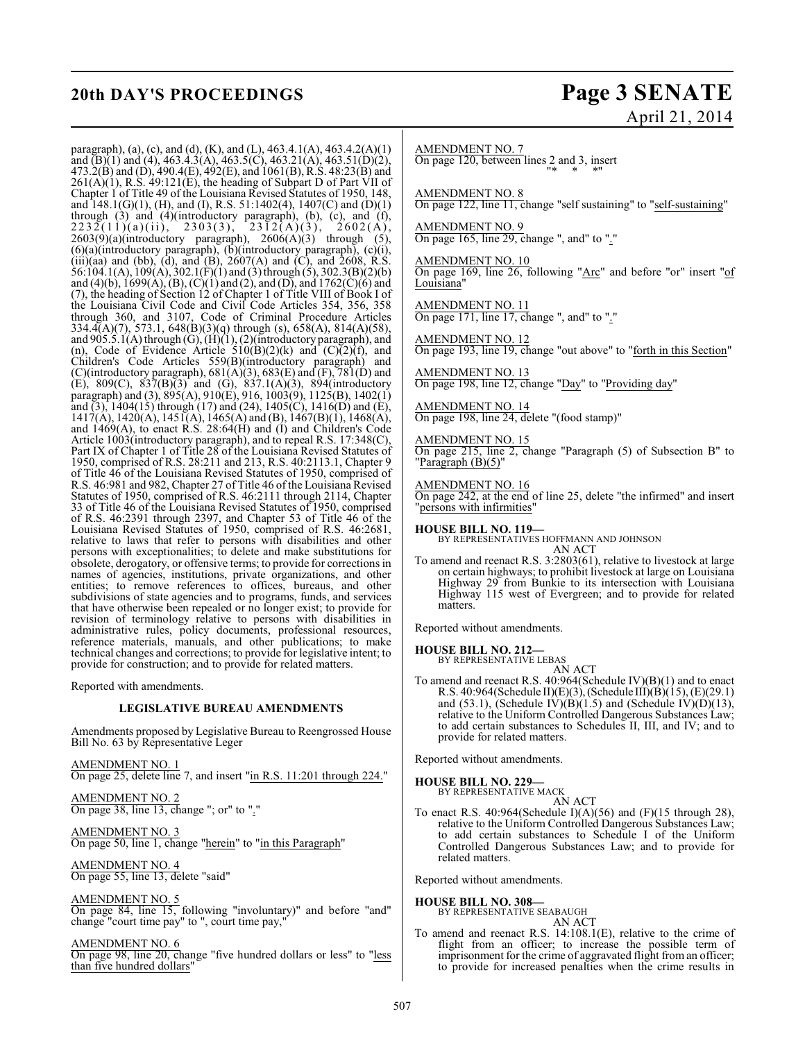paragraph), (a), (c), and (d), (K), and (L), 463.4.1(A), 463.4.2(A)(1) and (B)(1) and (4), 463.4.3(A), 463.5(C), 463.21(A), 463.51(D)(2), 473.2(B) and (D), 490.4(E), 492(E), and 1061(B), R.S. 48:23(B) and 261(A)(1), R.S. 49:121(E), the heading of Subpart D of Part VII of Chapter 1 of Title 49 of the Louisiana Revised Statutes of 1950, 148, and 148.1(G)(1), (H), and (I), R.S. 51:1402(4), 1407(C) and (D)(1) through (3) and (4)(introductory paragraph), (b), (c), and (f), 2232(11)(a)(ii), 2303(3), 2312(A)(3), 2602(A), 2603(9)(a)(introductory paragraph), 2606(A)(3) through (5), (6)(a)(introductory paragraph), (b)(introductory paragraph), (c)(i), (iii)(aa) and (bb), (d), and (B), 2607(A) and (C), and 2608, R.S. 56:104.1(A), 109(A), 302.1(F)(1) and (3) through (5), 302.3(B)(2)(b) and (4)(b), 1699(A), (B), (C)(1) and (2), and (D), and 1762(C)(6) and (7), the heading of Section 12 of Chapter 1 of Title VIII of Book I of the Louisiana Civil Code and Civil Code Articles 354, 356, 358 through 360, and 3107, Code of Criminal Procedure Articles 334.4(A)(7), 573.1, 648(B)(3)(q) through (s), 658(A), 814(A)(58), and 905.5.1(A) through (G), (H)(1), (2)(introductory paragraph), and (n), Code of Evidence Article 510(B)(2)(k) and (C)(2)(f), and Children's Code Articles 559(B)(introductory paragraph) and (C)(introductory paragraph), 681(A)(3), 683(E) and (F), 781(D) and (E), 809(C), 837(B)(3) and (G), 837.1(A)(3), 894(introductory paragraph) and (3), 895(A), 910(E), 916, 1003(9), 1125(B), 1402(1) and (3), 1404(15) through (17) and (24), 1405(C), 1416(D) and (E), 1417(A), 1420(A), 1451(A), 1465(A) and (B), 1467(B)(1), 1468(A), and 1469(A), to enact R.S. 28:64(H) and (I) and Children's Code Article 1003(introductory paragraph), and to repeal R.S. 17:348(C), Part IX of Chapter 1 of Title 28 of the Louisiana Revised Statutes of 1950, comprised of R.S. 28:211 and 213, R.S. 40:2113.1, Chapter 9 of Title 46 of the Louisiana Revised Statutes of 1950, comprised of R.S. 46:981 and 982, Chapter 27 of Title 46 of the Louisiana Revised Statutes of 1950, comprised of R.S. 46:2111 through 2114, Chapter 33 of Title 46 of the Louisiana Revised Statutes of 1950, comprised of R.S. 46:2391 through 2397, and Chapter 53 of Title 46 of the Louisiana Revised Statutes of 1950, comprised of R.S. 46:2681, relative to laws that refer to persons with disabilities and other persons with exceptionalities; to delete and make substitutions for obsolete, derogatory, or offensive terms; to provide for corrections in names of agencies, institutions, private organizations, and other entities; to remove references to offices, bureaus, and other subdivisions of state agencies and to programs, funds, and services that have otherwise been repealed or no longer exist; to provide for revision of terminology relative to persons with disabilities in administrative rules, policy documents, professional resources, reference materials, manuals, and other publications; to make technical changes and corrections; to provide for legislative intent; to provide for construction; and to provide for related matters.

Reported with amendments.

### LEGISLATIVE BUREAU AMENDMENTS

Amendments proposed by Legislative Bureau to Reengrossed House Bill No. 63 by Representative Leger

AMENDMENT NO. 1
On page 25, delete line 7, and insert "in R.S. 11:201 through 224."

AMENDMENT NO. 2
On page 38, line 13, change "; or" to "."

AMENDMENT NO. 3
On page 50, line 1, change "herein" to "in this Paragraph"

AMENDMENT NO. 4
On page 55, line 13, delete "said"

AMENDMENT NO. 5
On page 84, line 15, following "involuntary)" and before "and" change "court time pay" to ", court time pay,"

AMENDMENT NO. 6
On page 98, line 20, change "five hundred dollars or less" to "less than five hundred dollars"

AMENDMENT NO. 7
On page 120, between lines 2 and 3, insert
"* * *"

AMENDMENT NO. 8
On page 122, line 11, change "self sustaining" to "self-sustaining"

AMENDMENT NO. 9
On page 165, line 29, change ", and" to "."

AMENDMENT NO. 10
On page 169, line 26, following "Arc" and before "or" insert "of Louisiana"

AMENDMENT NO. 11
On page 171, line 17, change ", and" to "."

AMENDMENT NO. 12
On page 193, line 19, change "out above" to "forth in this Section"

AMENDMENT NO. 13
On page 198, line 12, change "Day" to "Providing day"

AMENDMENT NO. 14
On page 198, line 24, delete "(food stamp)"

AMENDMENT NO. 15
On page 215, line 2, change "Paragraph (5) of Subsection B" to "Paragraph (B)(5)"

AMENDMENT NO. 16
On page 242, at the end of line 25, delete "the infirmed" and insert "persons with infirmities"

**HOUSE BILL NO. 119—**
BY REPRESENTATIVES HOFFMANN AND JOHNSON
AN ACT

To amend and reenact R.S. 3:2803(61), relative to livestock at large on certain highways; to prohibit livestock at large on Louisiana Highway 29 from Bunkie to its intersection with Louisiana Highway 115 west of Evergreen; and to provide for related matters.

Reported without amendments.

**HOUSE BILL NO. 212—**
BY REPRESENTATIVE LEBAS
AN ACT

To amend and reenact R.S. 40:964(Schedule IV)(B)(1) and to enact R.S. 40:964(Schedule II)(E)(3), (Schedule III)(B)(15), (E)(29.1) and (53.1), (Schedule IV)(B)(1.5) and (Schedule IV)(D)(13), relative to the Uniform Controlled Dangerous Substances Law; to add certain substances to Schedules II, III, and IV; and to provide for related matters.

Reported without amendments.

**HOUSE BILL NO. 229—**
BY REPRESENTATIVE MACK
AN ACT

To enact R.S. 40:964(Schedule I)(A)(56) and (F)(15 through 28), relative to the Uniform Controlled Dangerous Substances Law; to add certain substances to Schedule I of the Uniform Controlled Dangerous Substances Law; and to provide for related matters.

Reported without amendments.

**HOUSE BILL NO. 308—**
BY REPRESENTATIVE SEABAUGH
AN ACT

To amend and reenact R.S. 14:108.1(E), relative to the crime of flight from an officer; to increase the possible term of imprisonment for the crime of aggravated flight from an officer; to provide for increased penalties when the crime results in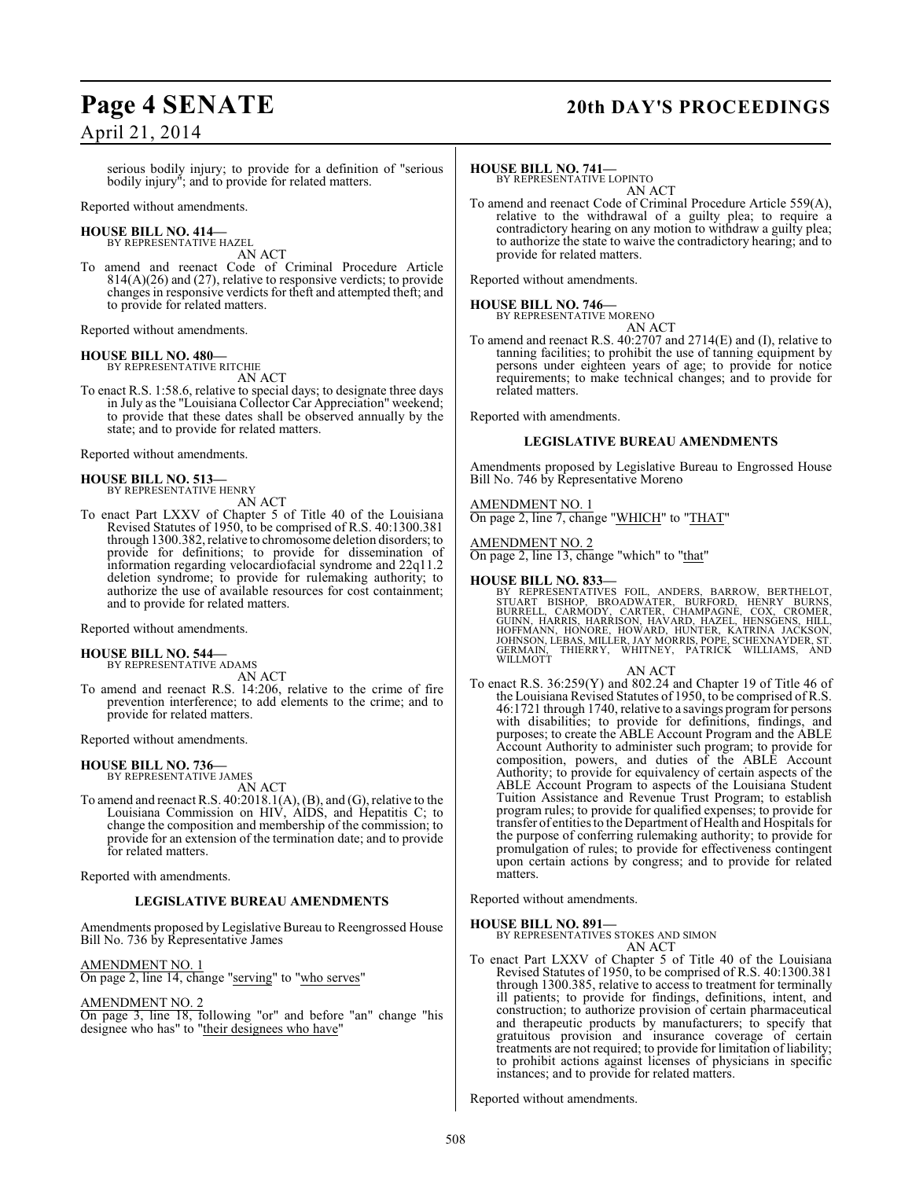serious bodily injury; to provide for a definition of "serious bodily injury"; and to provide for related matters.

Reported without amendments.

**HOUSE BILL NO. 414—**
BY REPRESENTATIVE HAZEL
AN ACT

To amend and reenact Code of Criminal Procedure Article 814(A)(26) and (27), relative to responsive verdicts; to provide changes in responsive verdicts for theft and attempted theft; and to provide for related matters.

Reported without amendments.

**HOUSE BILL NO. 480—**
BY REPRESENTATIVE RITCHIE
AN ACT

To enact R.S. 1:58.6, relative to special days; to designate three days in July as the "Louisiana Collector Car Appreciation" weekend; to provide that these dates shall be observed annually by the state; and to provide for related matters.

Reported without amendments.

**HOUSE BILL NO. 513—**
BY REPRESENTATIVE HENRY
AN ACT

To enact Part LXXV of Chapter 5 of Title 40 of the Louisiana Revised Statutes of 1950, to be comprised of R.S. 40:1300.381 through 1300.382, relative to chromosome deletion disorders; to provide for definitions; to provide for dissemination of information regarding velocardiofacial syndrome and 22q11.2 deletion syndrome; to provide for rulemaking authority; to authorize the use of available resources for cost containment; and to provide for related matters.

Reported without amendments.

**HOUSE BILL NO. 544—**
BY REPRESENTATIVE ADAMS
AN ACT

To amend and reenact R.S. 14:206, relative to the crime of fire prevention interference; to add elements to the crime; and to provide for related matters.

Reported without amendments.

**HOUSE BILL NO. 736—**
BY REPRESENTATIVE JAMES
AN ACT

To amend and reenact R.S. 40:2018.1(A), (B), and (G), relative to the Louisiana Commission on HIV, AIDS, and Hepatitis C; to change the composition and membership of the commission; to provide for an extension of the termination date; and to provide for related matters.

Reported with amendments.

**LEGISLATIVE BUREAU AMENDMENTS**

Amendments proposed by Legislative Bureau to Reengrossed House Bill No. 736 by Representative James

AMENDMENT NO. 1
On page 2, line 14, change "serving" to "who serves"

AMENDMENT NO. 2
On page 3, line 18, following "or" and before "an" change "his designee who has" to "their designees who have"

**HOUSE BILL NO. 741—**
BY REPRESENTATIVE LOPINTO
AN ACT

To amend and reenact Code of Criminal Procedure Article 559(A), relative to the withdrawal of a guilty plea; to require a contradictory hearing on any motion to withdraw a guilty plea; to authorize the state to waive the contradictory hearing; and to provide for related matters.

Reported without amendments.

**HOUSE BILL NO. 746—**
BY REPRESENTATIVE MORENO
AN ACT

To amend and reenact R.S. 40:2707 and 2714(E) and (I), relative to tanning facilities; to prohibit the use of tanning equipment by persons under eighteen years of age; to provide for notice requirements; to make technical changes; and to provide for related matters.

Reported with amendments.

**LEGISLATIVE BUREAU AMENDMENTS**

Amendments proposed by Legislative Bureau to Engrossed House Bill No. 746 by Representative Moreno

AMENDMENT NO. 1
On page 2, line 7, change "WHICH" to "THAT"

AMENDMENT NO. 2
On page 2, line 13, change "which" to "that"

**HOUSE BILL NO. 833—**
BY REPRESENTATIVES FOIL, ANDERS, BARROW, BERTHELOT, STUART BISHOP, BROADWATER, BURFORD, HENRY BURNS, BURRELL, CARMODY, CARTER, CHAMPAGNE, COX, CROMER, GUINN, HARRIS, HARRISON, HAVARD, HAZEL, HENSGENS, HILL, HOFFMANN, HONORE, HOWARD, HUNTER, KATRINA JACKSON, JOHNSON, LEBAS, MILLER, JAY MORRIS, POPE, SCHEXNAYDER, ST. GERMAIN, THIERRY, WHITNEY, PATRICK WILLIAMS, AND WILLMOTT
AN ACT

To enact R.S. 36:259(Y) and 802.24 and Chapter 19 of Title 46 of the Louisiana Revised Statutes of 1950, to be comprised of R.S. 46:1721 through 1740, relative to a savings program for persons with disabilities; to provide for definitions, findings, and purposes; to create the ABLE Account Program and the ABLE Account Authority to administer such program; to provide for composition, powers, and duties of the ABLE Account Authority; to provide for equivalency of certain aspects of the ABLE Account Program to aspects of the Louisiana Student Tuition Assistance and Revenue Trust Program; to establish program rules; to provide for qualified expenses; to provide for transfer of entities to the Department of Health and Hospitals for the purpose of conferring rulemaking authority; to provide for promulgation of rules; to provide for effectiveness contingent upon certain actions by congress; and to provide for related matters.

Reported without amendments.

**HOUSE BILL NO. 891—**
BY REPRESENTATIVES STOKES AND SIMON
AN ACT

To enact Part LXXV of Chapter 5 of Title 40 of the Louisiana Revised Statutes of 1950, to be comprised of R.S. 40:1300.381 through 1300.385, relative to access to treatment for terminally ill patients; to provide for findings, definitions, intent, and construction; to authorize provision of certain pharmaceutical and therapeutic products by manufacturers; to specify that gratuitous provision and insurance coverage of certain treatments are not required; to provide for limitation of liability; to prohibit actions against licenses of physicians in specific instances; and to provide for related matters.

Reported without amendments.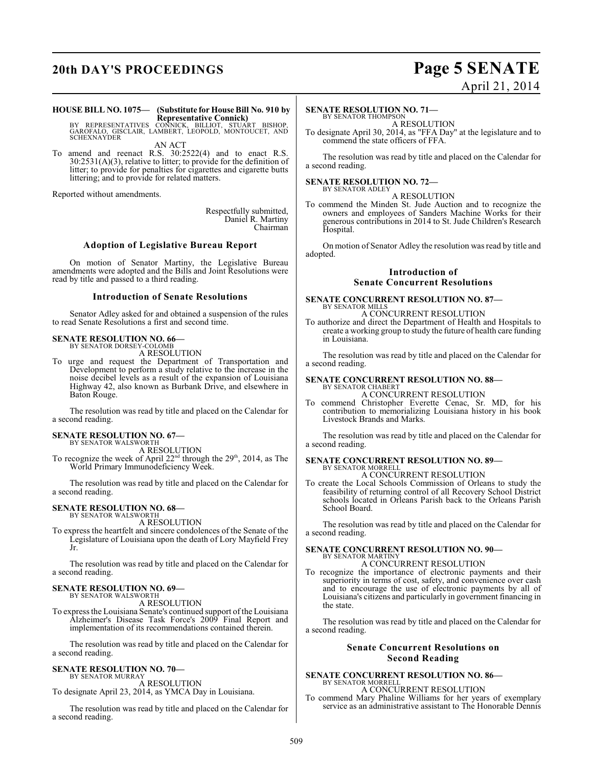**HOUSE BILL NO. 1075— (Substitute for House Bill No. 910 by Representative Connick)**
BY REPRESENTATIVES CONNICK, BILLIOT, STUART BISHOP, GAROFALO, GISCLAIR, LAMBERT, LEOPOLD, MONTOUCET, AND SCHEXNAYDER

AN ACT

To amend and reenact R.S. 30:2522(4) and to enact R.S. 30:2531(A)(3), relative to litter; to provide for the definition of litter; to provide for penalties for cigarettes and cigarette butts littering; and to provide for related matters.

Reported without amendments.

Respectfully submitted,
Daniel R. Martiny
Chairman

### Adoption of Legislative Bureau Report

On motion of Senator Martiny, the Legislative Bureau amendments were adopted and the Bills and Joint Resolutions were read by title and passed to a third reading.

### Introduction of Senate Resolutions

Senator Adley asked for and obtained a suspension of the rules to read Senate Resolutions a first and second time.

**SENATE RESOLUTION NO. 66—**
BY SENATOR DORSEY-COLOMB

A RESOLUTION

To urge and request the Department of Transportation and Development to perform a study relative to the increase in the noise decibel levels as a result of the expansion of Louisiana Highway 42, also known as Burbank Drive, and elsewhere in Baton Rouge.

The resolution was read by title and placed on the Calendar for a second reading.

**SENATE RESOLUTION NO. 67—**
BY SENATOR WALSWORTH

A RESOLUTION

To recognize the week of April 22nd through the 29th, 2014, as The World Primary Immunodeficiency Week.

The resolution was read by title and placed on the Calendar for a second reading.

**SENATE RESOLUTION NO. 68—**
BY SENATOR WALSWORTH

A RESOLUTION

To express the heartfelt and sincere condolences of the Senate of the Legislature of Louisiana upon the death of Lory Mayfield Frey Jr.

The resolution was read by title and placed on the Calendar for a second reading.

**SENATE RESOLUTION NO. 69—**
BY SENATOR WALSWORTH

A RESOLUTION

To express the Louisiana Senate's continued support of the Louisiana Alzheimer's Disease Task Force's 2009 Final Report and implementation of its recommendations contained therein.

The resolution was read by title and placed on the Calendar for a second reading.

**SENATE RESOLUTION NO. 70—**
BY SENATOR MURRAY

A RESOLUTION

To designate April 23, 2014, as YMCA Day in Louisiana.

The resolution was read by title and placed on the Calendar for a second reading.

**SENATE RESOLUTION NO. 71—**
BY SENATOR THOMPSON

A RESOLUTION

To designate April 30, 2014, as "FFA Day" at the legislature and to commend the state officers of FFA.

The resolution was read by title and placed on the Calendar for a second reading.

**SENATE RESOLUTION NO. 72—**
BY SENATOR ADLEY

A RESOLUTION

To commend the Minden St. Jude Auction and to recognize the owners and employees of Sanders Machine Works for their generous contributions in 2014 to St. Jude Children's Research Hospital.

On motion of Senator Adley the resolution was read by title and adopted.

### Introduction of Senate Concurrent Resolutions

**SENATE CONCURRENT RESOLUTION NO. 87—**
BY SENATOR MILLS

A CONCURRENT RESOLUTION

To authorize and direct the Department of Health and Hospitals to create a working group to study the future of health care funding in Louisiana.

The resolution was read by title and placed on the Calendar for a second reading.

**SENATE CONCURRENT RESOLUTION NO. 88—**
BY SENATOR CHABERT

A CONCURRENT RESOLUTION

To commend Christopher Everette Cenac, Sr. MD, for his contribution to memorializing Louisiana history in his book Livestock Brands and Marks.

The resolution was read by title and placed on the Calendar for a second reading.

**SENATE CONCURRENT RESOLUTION NO. 89—**
BY SENATOR MORRELL

A CONCURRENT RESOLUTION

To create the Local Schools Commission of Orleans to study the feasibility of returning control of all Recovery School District schools located in Orleans Parish back to the Orleans Parish School Board.

The resolution was read by title and placed on the Calendar for a second reading.

**SENATE CONCURRENT RESOLUTION NO. 90—**
BY SENATOR MARTINY

A CONCURRENT RESOLUTION

To recognize the importance of electronic payments and their superiority in terms of cost, safety, and convenience over cash and to encourage the use of electronic payments by all of Louisiana's citizens and particularly in government financing in the state.

The resolution was read by title and placed on the Calendar for a second reading.

### Senate Concurrent Resolutions on Second Reading

**SENATE CONCURRENT RESOLUTION NO. 86—**
BY SENATOR MORRELL

A CONCURRENT RESOLUTION

To commend Mary Phaline Williams for her years of exemplary service as an administrative assistant to The Honorable Dennis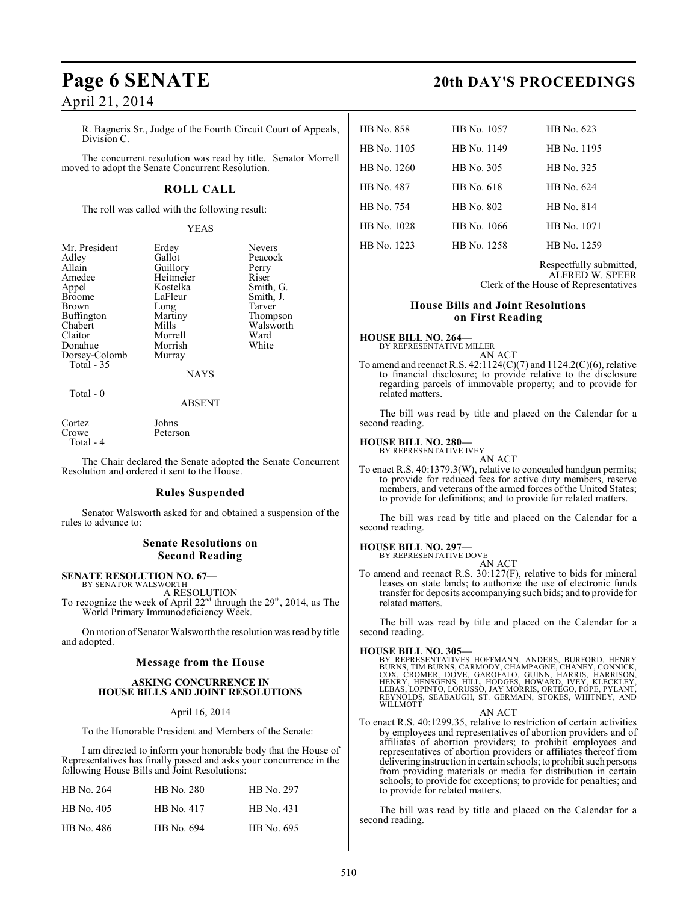R. Bagneris Sr., Judge of the Fourth Circuit Court of Appeals, Division C.

The concurrent resolution was read by title. Senator Morrell moved to adopt the Senate Concurrent Resolution.

## ROLL CALL

The roll was called with the following result:

YEAS

| | | |
|---|---|---|
| Mr. President | Erdey | Nevers |
| Adley | Gallot | Peacock |
| Allain | Guillory | Perry |
| Amedee | Heitmeier | Riser |
| Appel | Kostelka | Smith, G. |
| Broome | LaFleur | Smith, J. |
| Brown | Long | Tarver |
| Buffington | Martiny | Thompson |
| Chabert | Mills | Walsworth |
| Claitor | Morrell | Ward |
| Donahue | Morrish | White |
| Dorsey-Colomb | Murray | |

Total - 35

NAYS

Total - 0

ABSENT

| | |
|---|---|
| Cortez | Johns |
| Crowe | Peterson |

Total - 4

The Chair declared the Senate adopted the Senate Concurrent Resolution and ordered it sent to the House.

## Rules Suspended

Senator Walsworth asked for and obtained a suspension of the rules to advance to:

## Senate Resolutions on Second Reading

**SENATE RESOLUTION NO. 67—**
BY SENATOR WALSWORTH

A RESOLUTION

To recognize the week of April 22nd through the 29th, 2014, as The World Primary Immunodeficiency Week.

On motion of Senator Walsworth the resolution was read by title and adopted.

## Message from the House

### ASKING CONCURRENCE IN HOUSE BILLS AND JOINT RESOLUTIONS

April 16, 2014

To the Honorable President and Members of the Senate:

I am directed to inform your honorable body that the House of Representatives has finally passed and asks your concurrence in the following House Bills and Joint Resolutions:

| | | |
|---|---|---|
| HB No. 264 | HB No. 280 | HB No. 297 |
| HB No. 405 | HB No. 417 | HB No. 431 |
| HB No. 486 | HB No. 694 | HB No. 695 |
| HB No. 858 | HB No. 1057 | HB No. 623 |
| HB No. 1105 | HB No. 1149 | HB No. 1195 |
| HB No. 1260 | HB No. 305 | HB No. 325 |
| HB No. 487 | HB No. 618 | HB No. 624 |
| HB No. 754 | HB No. 802 | HB No. 814 |
| HB No. 1028 | HB No. 1066 | HB No. 1071 |
| HB No. 1223 | HB No. 1258 | HB No. 1259 |

Respectfully submitted,
ALFRED W. SPEER
Clerk of the House of Representatives

## House Bills and Joint Resolutions on First Reading

**HOUSE BILL NO. 264—**
BY REPRESENTATIVE MILLER

AN ACT

To amend and reenact R.S. 42:1124(C)(7) and 1124.2(C)(6), relative to financial disclosure; to provide relative to the disclosure regarding parcels of immovable property; and to provide for related matters.

The bill was read by title and placed on the Calendar for a second reading.

**HOUSE BILL NO. 280—**
BY REPRESENTATIVE IVEY

AN ACT

To enact R.S. 40:1379.3(W), relative to concealed handgun permits; to provide for reduced fees for active duty members, reserve members, and veterans of the armed forces of the United States; to provide for definitions; and to provide for related matters.

The bill was read by title and placed on the Calendar for a second reading.

**HOUSE BILL NO. 297—**
BY REPRESENTATIVE DOVE

AN ACT

To amend and reenact R.S. 30:127(F), relative to bids for mineral leases on state lands; to authorize the use of electronic funds transfer for deposits accompanying such bids; and to provide for related matters.

The bill was read by title and placed on the Calendar for a second reading.

**HOUSE BILL NO. 305—**
BY REPRESENTATIVES HOFFMANN, ANDERS, BURFORD, HENRY BURNS, TIM BURNS, CARMODY, CHAMPAGNE, CHANEY, CONNICK, COX, CROMER, DOVE, GAROFALO, GUINN, HARRIS, HARRISON, HENRY, HENSGENS, HILL, HODGES, HOWARD, IVEY, KLECKLEY, LEBAS, LOPINTO, LORUSSO, JAY MORRIS, ORTEGO, POPE, PYLANT, REYNOLDS, SEABAUGH, ST. GERMAIN, STOKES, WHITNEY, AND WILLMOTT

AN ACT

To enact R.S. 40:1299.35, relative to restriction of certain activities by employees and representatives of abortion providers and of affiliates of abortion providers; to prohibit employees and representatives of abortion providers or affiliates thereof from delivering instruction in certain schools; to prohibit such persons from providing materials or media for distribution in certain schools; to provide for exceptions; to provide for penalties; and to provide for related matters.

The bill was read by title and placed on the Calendar for a second reading.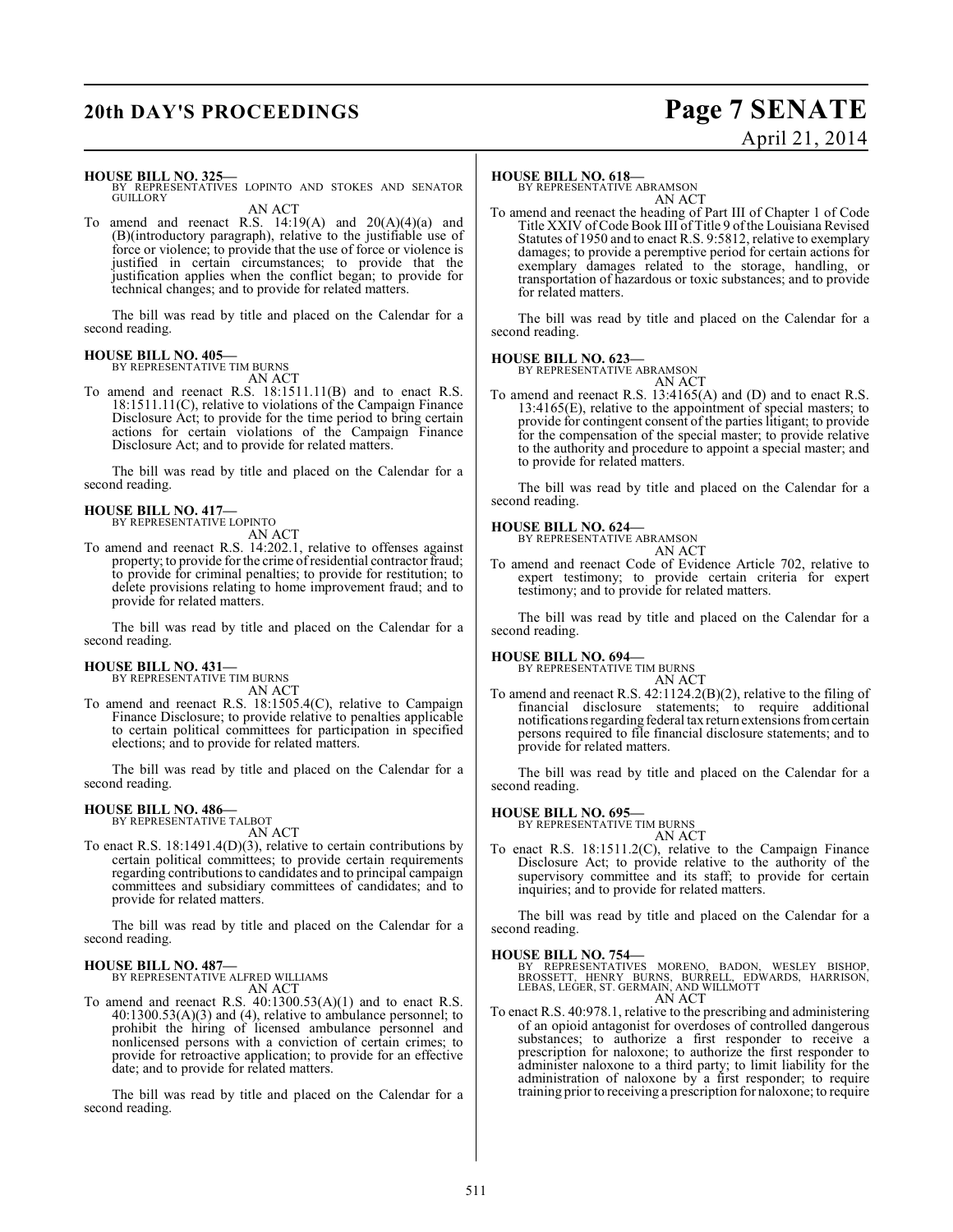**HOUSE BILL NO. 325—**
BY REPRESENTATIVES LOPINTO AND STOKES AND SENATOR GUILLORY

AN ACT

To amend and reenact R.S. 14:19(A) and 20(A)(4)(a) and (B)(introductory paragraph), relative to the justifiable use of force or violence; to provide that the use of force or violence is justified in certain circumstances; to provide that the justification applies when the conflict began; to provide for technical changes; and to provide for related matters.

The bill was read by title and placed on the Calendar for a second reading.

**HOUSE BILL NO. 405—**
BY REPRESENTATIVE TIM BURNS

AN ACT

To amend and reenact R.S. 18:1511.11(B) and to enact R.S. 18:1511.11(C), relative to violations of the Campaign Finance Disclosure Act; to provide for the time period to bring certain actions for certain violations of the Campaign Finance Disclosure Act; and to provide for related matters.

The bill was read by title and placed on the Calendar for a second reading.

**HOUSE BILL NO. 417—**
BY REPRESENTATIVE LOPINTO

AN ACT

To amend and reenact R.S. 14:202.1, relative to offenses against property; to provide for the crime of residential contractor fraud; to provide for criminal penalties; to provide for restitution; to delete provisions relating to home improvement fraud; and to provide for related matters.

The bill was read by title and placed on the Calendar for a second reading.

**HOUSE BILL NO. 431—**
BY REPRESENTATIVE TIM BURNS

AN ACT

To amend and reenact R.S. 18:1505.4(C), relative to Campaign Finance Disclosure; to provide relative to penalties applicable to certain political committees for participation in specified elections; and to provide for related matters.

The bill was read by title and placed on the Calendar for a second reading.

**HOUSE BILL NO. 486—**
BY REPRESENTATIVE TALBOT

AN ACT

To enact R.S. 18:1491.4(D)(3), relative to certain contributions by certain political committees; to provide certain requirements regarding contributions to candidates and to principal campaign committees and subsidiary committees of candidates; and to provide for related matters.

The bill was read by title and placed on the Calendar for a second reading.

**HOUSE BILL NO. 487—**
BY REPRESENTATIVE ALFRED WILLIAMS

AN ACT

To amend and reenact R.S. 40:1300.53(A)(1) and to enact R.S. 40:1300.53(A)(3) and (4), relative to ambulance personnel; to prohibit the hiring of licensed ambulance personnel and nonlicensed persons with a conviction of certain crimes; to provide for retroactive application; to provide for an effective date; and to provide for related matters.

The bill was read by title and placed on the Calendar for a second reading.

**HOUSE BILL NO. 618—**
BY REPRESENTATIVE ABRAMSON

AN ACT

To amend and reenact the heading of Part III of Chapter 1 of Code Title XXIV of Code Book III of Title 9 of the Louisiana Revised Statutes of 1950 and to enact R.S. 9:5812, relative to exemplary damages; to provide a peremptive period for certain actions for exemplary damages related to the storage, handling, or transportation of hazardous or toxic substances; and to provide for related matters.

The bill was read by title and placed on the Calendar for a second reading.

**HOUSE BILL NO. 623—**
BY REPRESENTATIVE ABRAMSON

AN ACT

To amend and reenact R.S. 13:4165(A) and (D) and to enact R.S. 13:4165(E), relative to the appointment of special masters; to provide for contingent consent of the parties litigant; to provide for the compensation of the special master; to provide relative to the authority and procedure to appoint a special master; and to provide for related matters.

The bill was read by title and placed on the Calendar for a second reading.

**HOUSE BILL NO. 624—**
BY REPRESENTATIVE ABRAMSON

AN ACT

To amend and reenact Code of Evidence Article 702, relative to expert testimony; to provide certain criteria for expert testimony; and to provide for related matters.

The bill was read by title and placed on the Calendar for a second reading.

**HOUSE BILL NO. 694—**
BY REPRESENTATIVE TIM BURNS

AN ACT

To amend and reenact R.S. 42:1124.2(B)(2), relative to the filing of financial disclosure statements; to require additional notifications regarding federal tax return extensions from certain persons required to file financial disclosure statements; and to provide for related matters.

The bill was read by title and placed on the Calendar for a second reading.

**HOUSE BILL NO. 695—**
BY REPRESENTATIVE TIM BURNS

AN ACT

To enact R.S. 18:1511.2(C), relative to the Campaign Finance Disclosure Act; to provide relative to the authority of the supervisory committee and its staff; to provide for certain inquiries; and to provide for related matters.

The bill was read by title and placed on the Calendar for a second reading.

**HOUSE BILL NO. 754—**
BY REPRESENTATIVES MORENO, BADON, WESLEY BISHOP, BROSSETT, HENRY BURNS, BURRELL, EDWARDS, HARRISON, LEBAS, LEGER, ST. GERMAIN, AND WILLMOTT

AN ACT

To enact R.S. 40:978.1, relative to the prescribing and administering of an opioid antagonist for overdoses of controlled dangerous substances; to authorize a first responder to receive a prescription for naloxone; to authorize the first responder to administer naloxone to a third party; to limit liability for the administration of naloxone by a first responder; to require training prior to receiving a prescription for naloxone; to require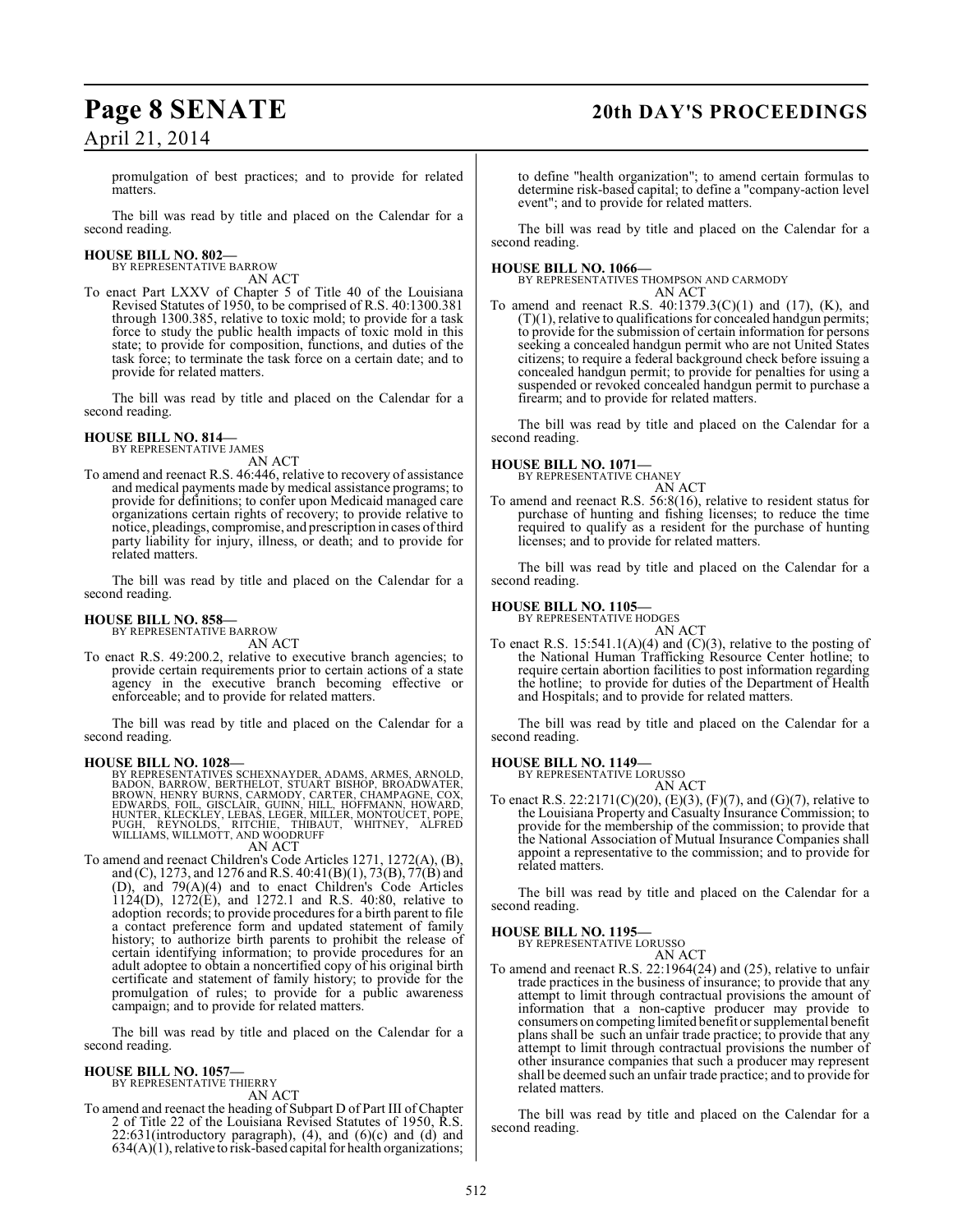promulgation of best practices; and to provide for related matters.

The bill was read by title and placed on the Calendar for a second reading.

**HOUSE BILL NO. 802—**
BY REPRESENTATIVE BARROW
AN ACT

To enact Part LXXV of Chapter 5 of Title 40 of the Louisiana Revised Statutes of 1950, to be comprised of R.S. 40:1300.381 through 1300.385, relative to toxic mold; to provide for a task force to study the public health impacts of toxic mold in this state; to provide for composition, functions, and duties of the task force; to terminate the task force on a certain date; and to provide for related matters.

The bill was read by title and placed on the Calendar for a second reading.

**HOUSE BILL NO. 814—**
BY REPRESENTATIVE JAMES
AN ACT

To amend and reenact R.S. 46:446, relative to recovery of assistance and medical payments made by medical assistance programs; to provide for definitions; to confer upon Medicaid managed care organizations certain rights of recovery; to provide relative to notice, pleadings, compromise, and prescription in cases of third party liability for injury, illness, or death; and to provide for related matters.

The bill was read by title and placed on the Calendar for a second reading.

**HOUSE BILL NO. 858—**
BY REPRESENTATIVE BARROW
AN ACT

To enact R.S. 49:200.2, relative to executive branch agencies; to provide certain requirements prior to certain actions of a state agency in the executive branch becoming effective or enforceable; and to provide for related matters.

The bill was read by title and placed on the Calendar for a second reading.

**HOUSE BILL NO. 1028—**
BY REPRESENTATIVES SCHEXNAYDER, ADAMS, ARMES, ARNOLD, BADON, BARROW, BERTHELOT, STUART BISHOP, BROADWATER, BROWN, HENRY BURNS, CARMODY, CARTER, CHAMPAGNE, COX, EDWARDS, FOIL, GISCLAIR, GUINN, HILL, HOFFMANN, HOWARD, HUNTER, KLECKLEY, LEBAS, LEGER, MILLER, MONTOUCET, POPE, PUGH, REYNOLDS, RITCHIE, THIBAUT, WHITNEY, ALFRED WILLIAMS, WILLMOTT, AND WOODRUFF
AN ACT

To amend and reenact Children's Code Articles 1271, 1272(A), (B), and (C), 1273, and 1276 and R.S. 40:41(B)(1), 73(B), 77(B) and (D), and 79(A)(4) and to enact Children's Code Articles 1124(D), 1272(E), and 1272.1 and R.S. 40:80, relative to adoption records; to provide procedures for a birth parent to file a contact preference form and updated statement of family history; to authorize birth parents to prohibit the release of certain identifying information; to provide procedures for an adult adoptee to obtain a noncertified copy of his original birth certificate and statement of family history; to provide for the promulgation of rules; to provide for a public awareness campaign; and to provide for related matters.

The bill was read by title and placed on the Calendar for a second reading.

**HOUSE BILL NO. 1057—**
BY REPRESENTATIVE THIERRY
AN ACT

To amend and reenact the heading of Subpart D of Part III of Chapter 2 of Title 22 of the Louisiana Revised Statutes of 1950, R.S. 22:631(introductory paragraph), (4), and (6)(c) and (d) and 634(A)(1), relative to risk-based capital for health organizations; to define "health organization"; to amend certain formulas to determine risk-based capital; to define a "company-action level event"; and to provide for related matters.

The bill was read by title and placed on the Calendar for a second reading.

**HOUSE BILL NO. 1066—**
BY REPRESENTATIVES THOMPSON AND CARMODY
AN ACT

To amend and reenact R.S. 40:1379.3(C)(1) and (17), (K), and (T)(1), relative to qualifications for concealed handgun permits; to provide for the submission of certain information for persons seeking a concealed handgun permit who are not United States citizens; to require a federal background check before issuing a concealed handgun permit; to provide for penalties for using a suspended or revoked concealed handgun permit to purchase a firearm; and to provide for related matters.

The bill was read by title and placed on the Calendar for a second reading.

**HOUSE BILL NO. 1071—**
BY REPRESENTATIVE CHANEY
AN ACT

To amend and reenact R.S. 56:8(16), relative to resident status for purchase of hunting and fishing licenses; to reduce the time required to qualify as a resident for the purchase of hunting licenses; and to provide for related matters.

The bill was read by title and placed on the Calendar for a second reading.

**HOUSE BILL NO. 1105—**
BY REPRESENTATIVE HODGES
AN ACT

To enact R.S. 15:541.1(A)(4) and (C)(3), relative to the posting of the National Human Trafficking Resource Center hotline; to require certain abortion facilities to post information regarding the hotline; to provide for duties of the Department of Health and Hospitals; and to provide for related matters.

The bill was read by title and placed on the Calendar for a second reading.

**HOUSE BILL NO. 1149—**
BY REPRESENTATIVE LORUSSO
AN ACT

To enact R.S. 22:2171(C)(20), (E)(3), (F)(7), and (G)(7), relative to the Louisiana Property and Casualty Insurance Commission; to provide for the membership of the commission; to provide that the National Association of Mutual Insurance Companies shall appoint a representative to the commission; and to provide for related matters.

The bill was read by title and placed on the Calendar for a second reading.

**HOUSE BILL NO. 1195—**
BY REPRESENTATIVE LORUSSO
AN ACT

To amend and reenact R.S. 22:1964(24) and (25), relative to unfair trade practices in the business of insurance; to provide that any attempt to limit through contractual provisions the amount of information that a non-captive producer may provide to consumers on competing limited benefit or supplemental benefit plans shall be such an unfair trade practice; to provide that any attempt to limit through contractual provisions the number of other insurance companies that such a producer may represent shall be deemed such an unfair trade practice; and to provide for related matters.

The bill was read by title and placed on the Calendar for a second reading.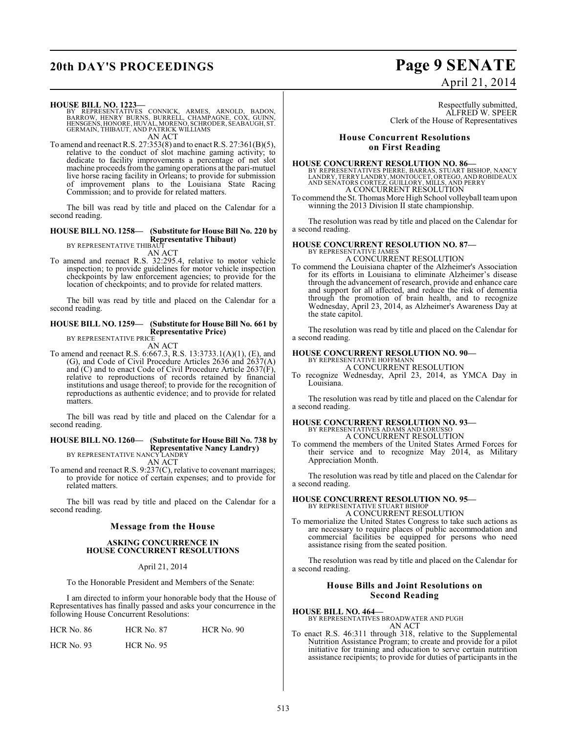**HOUSE BILL NO. 1223—**
BY REPRESENTATIVES CONNICK, ARMES, ARNOLD, BADON, BARROW, HENRY BURNS, BURRELL, CHAMPAGNE, COX, GUINN, HENSGENS, HONORE, HUVAL, MORENO, SCHRODER, SEABAUGH, ST. GERMAIN, THIBAUT, AND PATRICK WILLIAMS

AN ACT

To amend and reenact R.S. 27:353(8) and to enact R.S. 27:361(B)(5), relative to the conduct of slot machine gaming activity; to dedicate to facility improvements a percentage of net slot machine proceeds from the gaming operations at the pari-mutuel live horse racing facility in Orleans; to provide for submission of improvement plans to the Louisiana State Racing Commission; and to provide for related matters.

The bill was read by title and placed on the Calendar for a second reading.

**HOUSE BILL NO. 1258— (Substitute for House Bill No. 220 by Representative Thibaut)**
BY REPRESENTATIVE THIBAUT

AN ACT

To amend and reenact R.S. 32:295.4, relative to motor vehicle inspection; to provide guidelines for motor vehicle inspection checkpoints by law enforcement agencies; to provide for the location of checkpoints; and to provide for related matters.

The bill was read by title and placed on the Calendar for a second reading.

**HOUSE BILL NO. 1259— (Substitute for House Bill No. 661 by Representative Price)**
BY REPRESENTATIVE PRICE

AN ACT

To amend and reenact R.S. 6:667.3, R.S. 13:3733.1(A)(1), (E), and (G), and Code of Civil Procedure Articles 2636 and 2637(A) and (C) and to enact Code of Civil Procedure Article 2637(F), relative to reproductions of records retained by financial institutions and usage thereof; to provide for the recognition of reproductions as authentic evidence; and to provide for related matters.

The bill was read by title and placed on the Calendar for a second reading.

**HOUSE BILL NO. 1260— (Substitute for House Bill No. 738 by Representative Nancy Landry)**
BY REPRESENTATIVE NANCY LANDRY

AN ACT

To amend and reenact R.S. 9:237(C), relative to covenant marriages; to provide for notice of certain expenses; and to provide for related matters.

The bill was read by title and placed on the Calendar for a second reading.

## Message from the House

### ASKING CONCURRENCE IN HOUSE CONCURRENT RESOLUTIONS

April 21, 2014

To the Honorable President and Members of the Senate:

I am directed to inform your honorable body that the House of Representatives has finally passed and asks your concurrence in the following House Concurrent Resolutions:

| HCR No. 86 | HCR No. 87 | HCR No. 90 |
|---|---|---|
| HCR No. 93 | HCR No. 95 | |

Respectfully submitted,
ALFRED W. SPEER
Clerk of the House of Representatives

## House Concurrent Resolutions on First Reading

**HOUSE CONCURRENT RESOLUTION NO. 86—**
BY REPRESENTATIVES PIERRE, BARRAS, STUART BISHOP, NANCY LANDRY, TERRY LANDRY, MONTOUCET, ORTEGO, AND ROBIDEAUX AND SENATORS CORTEZ, GUILLORY, MILLS, AND PERRY

A CONCURRENT RESOLUTION

To commend the St. Thomas More High School volleyball team upon winning the 2013 Division II state championship.

The resolution was read by title and placed on the Calendar for a second reading.

**HOUSE CONCURRENT RESOLUTION NO. 87—**
BY REPRESENTATIVE JAMES

A CONCURRENT RESOLUTION

To commend the Louisiana chapter of the Alzheimer's Association for its efforts in Louisiana to eliminate Alzheimer's disease through the advancement of research, provide and enhance care and support for all affected, and reduce the risk of dementia through the promotion of brain health, and to recognize Wednesday, April 23, 2014, as Alzheimer's Awareness Day at the state capitol.

The resolution was read by title and placed on the Calendar for a second reading.

**HOUSE CONCURRENT RESOLUTION NO. 90—**
BY REPRESENTATIVE HOFFMANN

A CONCURRENT RESOLUTION

To recognize Wednesday, April 23, 2014, as YMCA Day in Louisiana.

The resolution was read by title and placed on the Calendar for a second reading.

**HOUSE CONCURRENT RESOLUTION NO. 93—**
BY REPRESENTATIVES ADAMS AND LORUSSO

A CONCURRENT RESOLUTION

To commend the members of the United States Armed Forces for their service and to recognize May 2014, as Military Appreciation Month.

The resolution was read by title and placed on the Calendar for a second reading.

**HOUSE CONCURRENT RESOLUTION NO. 95—**
BY REPRESENTATIVE STUART BISHOP

A CONCURRENT RESOLUTION

To memorialize the United States Congress to take such actions as are necessary to require places of public accommodation and commercial facilities be equipped for persons who need assistance rising from the seated position.

The resolution was read by title and placed on the Calendar for a second reading.

## House Bills and Joint Resolutions on Second Reading

**HOUSE BILL NO. 464—**
BY REPRESENTATIVES BROADWATER AND PUGH

AN ACT

To enact R.S. 46:311 through 318, relative to the Supplemental Nutrition Assistance Program; to create and provide for a pilot initiative for training and education to serve certain nutrition assistance recipients; to provide for duties of participants in the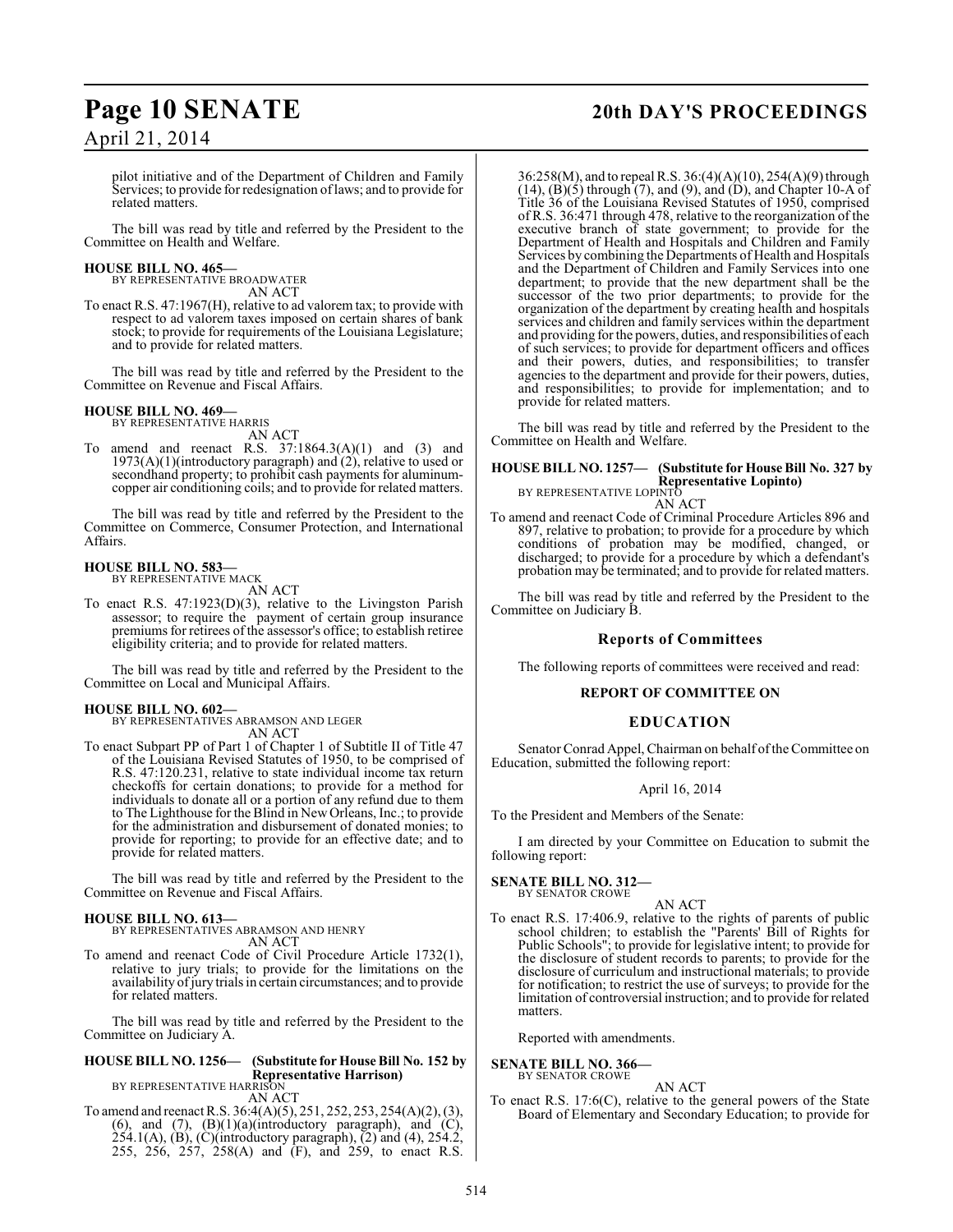pilot initiative and of the Department of Children and Family Services; to provide for redesignation of laws; and to provide for related matters.

The bill was read by title and referred by the President to the Committee on Health and Welfare.

**HOUSE BILL NO. 465—**
BY REPRESENTATIVE BROADWATER
AN ACT

To enact R.S. 47:1967(H), relative to ad valorem tax; to provide with respect to ad valorem taxes imposed on certain shares of bank stock; to provide for requirements of the Louisiana Legislature; and to provide for related matters.

The bill was read by title and referred by the President to the Committee on Revenue and Fiscal Affairs.

**HOUSE BILL NO. 469—**
BY REPRESENTATIVE HARRIS
AN ACT

To amend and reenact R.S. 37:1864.3(A)(1) and (3) and 1973(A)(1)(introductory paragraph) and (2), relative to used or secondhand property; to prohibit cash payments for aluminum-copper air conditioning coils; and to provide for related matters.

The bill was read by title and referred by the President to the Committee on Commerce, Consumer Protection, and International Affairs.

**HOUSE BILL NO. 583—**
BY REPRESENTATIVE MACK
AN ACT

To enact R.S. 47:1923(D)(3), relative to the Livingston Parish assessor; to require the payment of certain group insurance premiums for retirees of the assessor's office; to establish retiree eligibility criteria; and to provide for related matters.

The bill was read by title and referred by the President to the Committee on Local and Municipal Affairs.

**HOUSE BILL NO. 602—**
BY REPRESENTATIVES ABRAMSON AND LEGER
AN ACT

To enact Subpart PP of Part 1 of Chapter 1 of Subtitle II of Title 47 of the Louisiana Revised Statutes of 1950, to be comprised of R.S. 47:120.231, relative to state individual income tax return checkoffs for certain donations; to provide for a method for individuals to donate all or a portion of any refund due to them to The Lighthouse for the Blind in New Orleans, Inc.; to provide for the administration and disbursement of donated monies; to provide for reporting; to provide for an effective date; and to provide for related matters.

The bill was read by title and referred by the President to the Committee on Revenue and Fiscal Affairs.

**HOUSE BILL NO. 613—**
BY REPRESENTATIVES ABRAMSON AND HENRY
AN ACT

To amend and reenact Code of Civil Procedure Article 1732(1), relative to jury trials; to provide for the limitations on the availability of jury trials in certain circumstances; and to provide for related matters.

The bill was read by title and referred by the President to the Committee on Judiciary A.

**HOUSE BILL NO. 1256— (Substitute for House Bill No. 152 by Representative Harrison)**
BY REPRESENTATIVE HARRISON
AN ACT

To amend and reenact R.S. 36:4(A)(5), 251, 252, 253, 254(A)(2), (3), (6), and (7), (B)(1)(a)(introductory paragraph), and (C), 254.1(A), (B), (C)(introductory paragraph), (2) and (4), 254.2, 255, 256, 257, 258(A) and (F), and 259, to enact R.S. 36:258(M), and to repeal R.S. 36:(4)(A)(10), 254(A)(9) through (14), (B)(5) through (7), and (9), and (D), and Chapter 10-A of Title 36 of the Louisiana Revised Statutes of 1950, comprised of R.S. 36:471 through 478, relative to the reorganization of the executive branch of state government; to provide for the Department of Health and Hospitals and Children and Family Services by combining the Departments of Health and Hospitals and the Department of Children and Family Services into one department; to provide that the new department shall be the successor of the two prior departments; to provide for the organization of the department by creating health and hospitals services and children and family services within the department and providing for the powers, duties, and responsibilities of each of such services; to provide for department officers and offices and their powers, duties, and responsibilities; to transfer agencies to the department and provide for their powers, duties, and responsibilities; to provide for implementation; and to provide for related matters.

The bill was read by title and referred by the President to the Committee on Health and Welfare.

**HOUSE BILL NO. 1257— (Substitute for House Bill No. 327 by Representative Lopinto)**
BY REPRESENTATIVE LOPINTO
AN ACT

To amend and reenact Code of Criminal Procedure Articles 896 and 897, relative to probation; to provide for a procedure by which conditions of probation may be modified, changed, or discharged; to provide for a procedure by which a defendant's probation may be terminated; and to provide for related matters.

The bill was read by title and referred by the President to the Committee on Judiciary B.

## Reports of Committees

The following reports of committees were received and read:

### REPORT OF COMMITTEE ON

### EDUCATION

Senator Conrad Appel, Chairman on behalf of the Committee on Education, submitted the following report:

April 16, 2014

To the President and Members of the Senate:

I am directed by your Committee on Education to submit the following report:

**SENATE BILL NO. 312—**
BY SENATOR CROWE
AN ACT

To enact R.S. 17:406.9, relative to the rights of parents of public school children; to establish the "Parents' Bill of Rights for Public Schools"; to provide for legislative intent; to provide for the disclosure of student records to parents; to provide for the disclosure of curriculum and instructional materials; to provide for notification; to restrict the use of surveys; to provide for the limitation of controversial instruction; and to provide for related matters.

Reported with amendments.

**SENATE BILL NO. 366—**
BY SENATOR CROWE
AN ACT

To enact R.S. 17:6(C), relative to the general powers of the State Board of Elementary and Secondary Education; to provide for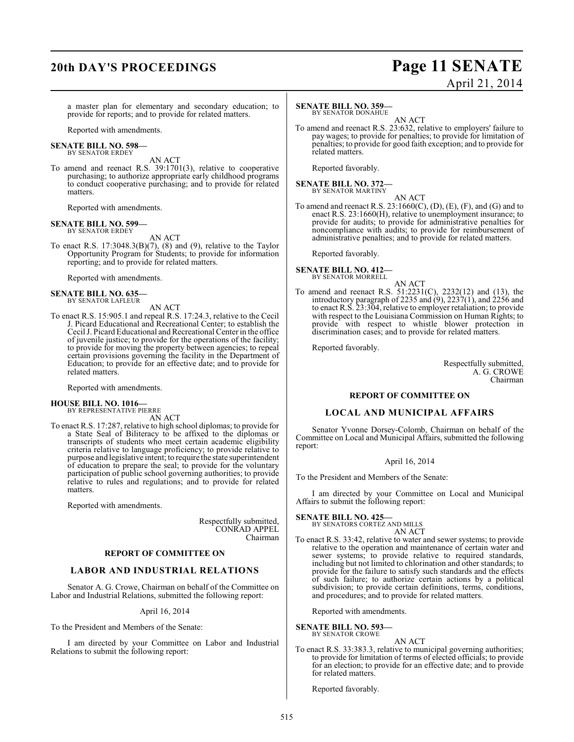a master plan for elementary and secondary education; to provide for reports; and to provide for related matters.

Reported with amendments.

**SENATE BILL NO. 598—**
BY SENATOR ERDEY

AN ACT

To amend and reenact R.S. 39:1701(3), relative to cooperative purchasing; to authorize appropriate early childhood programs to conduct cooperative purchasing; and to provide for related matters.

Reported with amendments.

**SENATE BILL NO. 599—**
BY SENATOR ERDEY

AN ACT

To enact R.S. 17:3048.3(B)(7), (8) and (9), relative to the Taylor Opportunity Program for Students; to provide for information reporting; and to provide for related matters.

Reported with amendments.

**SENATE BILL NO. 635—**
BY SENATOR LAFLEUR

AN ACT

To enact R.S. 15:905.1 and repeal R.S. 17:24.3, relative to the Cecil J. Picard Educational and Recreational Center; to establish the Cecil J. Picard Educational and Recreational Center in the office of juvenile justice; to provide for the operations of the facility; to provide for moving the property between agencies; to repeal certain provisions governing the facility in the Department of Education; to provide for an effective date; and to provide for related matters.

Reported with amendments.

**HOUSE BILL NO. 1016—**
BY REPRESENTATIVE PIERRE

AN ACT

To enact R.S. 17:287, relative to high school diplomas; to provide for a State Seal of Biliteracy to be affixed to the diplomas or transcripts of students who meet certain academic eligibility criteria relative to language proficiency; to provide relative to purpose and legislative intent; to require the state superintendent of education to prepare the seal; to provide for the voluntary participation of public school governing authorities; to provide relative to rules and regulations; and to provide for related matters.

Reported with amendments.

Respectfully submitted,
CONRAD APPEL
Chairman

## REPORT OF COMMITTEE ON

## LABOR AND INDUSTRIAL RELATIONS

Senator A. G. Crowe, Chairman on behalf of the Committee on Labor and Industrial Relations, submitted the following report:

April 16, 2014

To the President and Members of the Senate:

I am directed by your Committee on Labor and Industrial Relations to submit the following report:

**SENATE BILL NO. 359—**
BY SENATOR DONAHUE

AN ACT

To amend and reenact R.S. 23:632, relative to employers' failure to pay wages; to provide for penalties; to provide for limitation of penalties; to provide for good faith exception; and to provide for related matters.

Reported favorably.

**SENATE BILL NO. 372—**
BY SENATOR MARTINY

AN ACT

To amend and reenact R.S. 23:1660(C), (D), (E), (F), and (G) and to enact R.S. 23:1660(H), relative to unemployment insurance; to provide for audits; to provide for administrative penalties for noncompliance with audits; to provide for reimbursement of administrative penalties; and to provide for related matters.

Reported favorably.

**SENATE BILL NO. 412—**
BY SENATOR MORRELL

AN ACT

To amend and reenact R.S. 51:2231(C), 2232(12) and (13), the introductory paragraph of 2235 and (9), 2237(1), and 2256 and to enact R.S. 23:304, relative to employer retaliation; to provide with respect to the Louisiana Commission on Human Rights; to provide with respect to whistle blower protection in discrimination cases; and to provide for related matters.

Reported favorably.

Respectfully submitted,
A. G. CROWE
Chairman

## REPORT OF COMMITTEE ON

## LOCAL AND MUNICIPAL AFFAIRS

Senator Yvonne Dorsey-Colomb, Chairman on behalf of the Committee on Local and Municipal Affairs, submitted the following report:

April 16, 2014

To the President and Members of the Senate:

I am directed by your Committee on Local and Municipal Affairs to submit the following report:

**SENATE BILL NO. 425—**
BY SENATORS CORTEZ AND MILLS

AN ACT

To enact R.S. 33:42, relative to water and sewer systems; to provide relative to the operation and maintenance of certain water and sewer systems; to provide relative to required standards, including but not limited to chlorination and other standards; to provide for the failure to satisfy such standards and the effects of such failure; to authorize certain actions by a political subdivision; to provide certain definitions, terms, conditions, and procedures; and to provide for related matters.

Reported with amendments.

**SENATE BILL NO. 593—**
BY SENATOR CROWE

AN ACT

To enact R.S. 33:383.3, relative to municipal governing authorities; to provide for limitation of terms of elected officials; to provide for an election; to provide for an effective date; and to provide for related matters.

Reported favorably.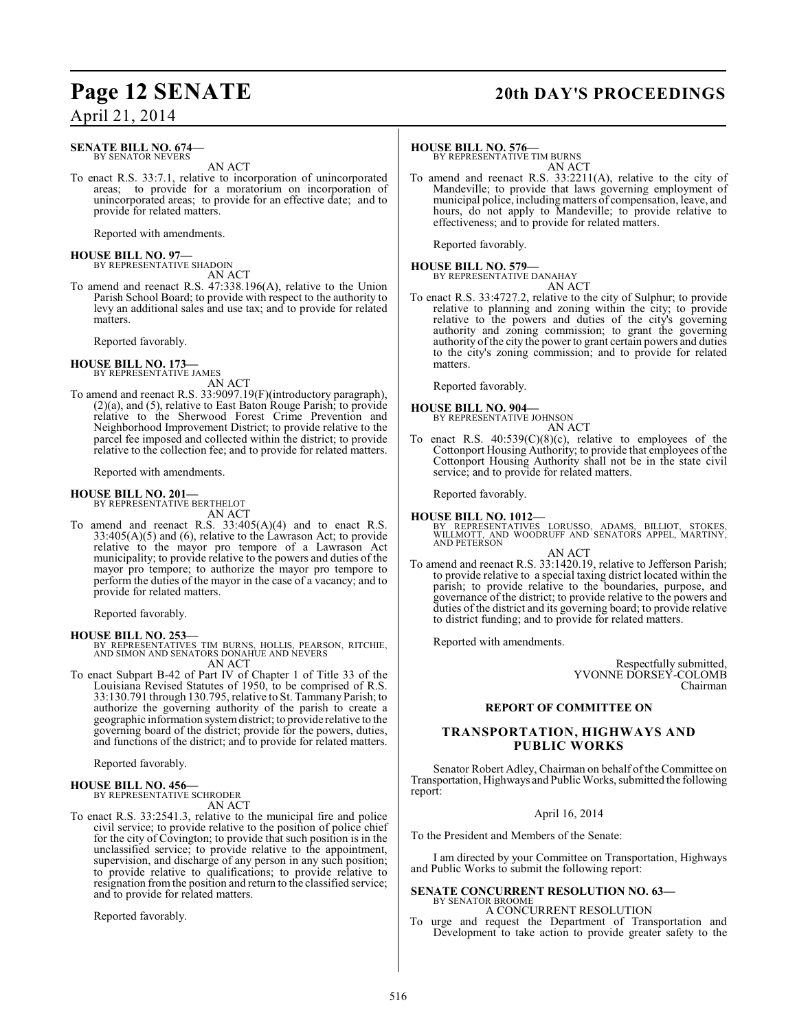**SENATE BILL NO. 674—**
BY SENATOR NEVERS

AN ACT

To enact R.S. 33:7.1, relative to incorporation of unincorporated areas; to provide for a moratorium on incorporation of unincorporated areas; to provide for an effective date; and to provide for related matters.

Reported with amendments.

**HOUSE BILL NO. 97—**
BY REPRESENTATIVE SHADOIN

AN ACT

To amend and reenact R.S. 47:338.196(A), relative to the Union Parish School Board; to provide with respect to the authority to levy an additional sales and use tax; and to provide for related matters.

Reported favorably.

**HOUSE BILL NO. 173—**
BY REPRESENTATIVE JAMES

AN ACT

To amend and reenact R.S. 33:9097.19(F)(introductory paragraph), (2)(a), and (5), relative to East Baton Rouge Parish; to provide relative to the Sherwood Forest Crime Prevention and Neighborhood Improvement District; to provide relative to the parcel fee imposed and collected within the district; to provide relative to the collection fee; and to provide for related matters.

Reported with amendments.

**HOUSE BILL NO. 201—**
BY REPRESENTATIVE BERTHELOT

AN ACT

To amend and reenact R.S. 33:405(A)(4) and to enact R.S. 33:405(A)(5) and (6), relative to the Lawrason Act; to provide relative to the mayor pro tempore of a Lawrason Act municipality; to provide relative to the powers and duties of the mayor pro tempore; to authorize the mayor pro tempore to perform the duties of the mayor in the case of a vacancy; and to provide for related matters.

Reported favorably.

**HOUSE BILL NO. 253—**
BY REPRESENTATIVES TIM BURNS, HOLLIS, PEARSON, RITCHIE, AND SIMON AND SENATORS DONAHUE AND NEVERS

AN ACT

To enact Subpart B-42 of Part IV of Chapter 1 of Title 33 of the Louisiana Revised Statutes of 1950, to be comprised of R.S. 33:130.791 through 130.795, relative to St. Tammany Parish; to authorize the governing authority of the parish to create a geographic information system district; to provide relative to the governing board of the district; provide for the powers, duties, and functions of the district; and to provide for related matters.

Reported favorably.

**HOUSE BILL NO. 456—**
BY REPRESENTATIVE SCHRODER

AN ACT

To enact R.S. 33:2541.3, relative to the municipal fire and police civil service; to provide relative to the position of police chief for the city of Covington; to provide that such position is in the unclassified service; to provide relative to the appointment, supervision, and discharge of any person in any such position; to provide relative to qualifications; to provide relative to resignation from the position and return to the classified service; and to provide for related matters.

Reported favorably.

**HOUSE BILL NO. 576—**
BY REPRESENTATIVE TIM BURNS

AN ACT

To amend and reenact R.S. 33:2211(A), relative to the city of Mandeville; to provide that laws governing employment of municipal police, including matters of compensation, leave, and hours, do not apply to Mandeville; to provide relative to effectiveness; and to provide for related matters.

Reported favorably.

**HOUSE BILL NO. 579—**
BY REPRESENTATIVE DANAHAY

AN ACT

To enact R.S. 33:4727.2, relative to the city of Sulphur; to provide relative to planning and zoning within the city; to provide relative to the powers and duties of the city's governing authority and zoning commission; to grant the governing authority of the city the power to grant certain powers and duties to the city's zoning commission; and to provide for related matters.

Reported favorably.

**HOUSE BILL NO. 904—**
BY REPRESENTATIVE JOHNSON

AN ACT

To enact R.S. 40:539(C)(8)(c), relative to employees of the Cottonport Housing Authority; to provide that employees of the Cottonport Housing Authority shall not be in the state civil service; and to provide for related matters.

Reported favorably.

**HOUSE BILL NO. 1012—**
BY REPRESENTATIVES LORUSSO, ADAMS, BILLIOT, STOKES, WILLMOTT, AND WOODRUFF AND SENATORS APPEL, MARTINY, AND PETERSON

AN ACT

To amend and reenact R.S. 33:1420.19, relative to Jefferson Parish; to provide relative to a special taxing district located within the parish; to provide relative to the boundaries, purpose, and governance of the district; to provide relative to the powers and duties of the district and its governing board; to provide relative to district funding; and to provide for related matters.

Reported with amendments.

Respectfully submitted,
YVONNE DORSEY-COLOMB
Chairman

## REPORT OF COMMITTEE ON

## TRANSPORTATION, HIGHWAYS AND PUBLIC WORKS

Senator Robert Adley, Chairman on behalf of the Committee on Transportation, Highways and Public Works, submitted the following report:

April 16, 2014

To the President and Members of the Senate:

I am directed by your Committee on Transportation, Highways and Public Works to submit the following report:

**SENATE CONCURRENT RESOLUTION NO. 63—**
BY SENATOR BROOME

A CONCURRENT RESOLUTION

To urge and request the Department of Transportation and Development to take action to provide greater safety to the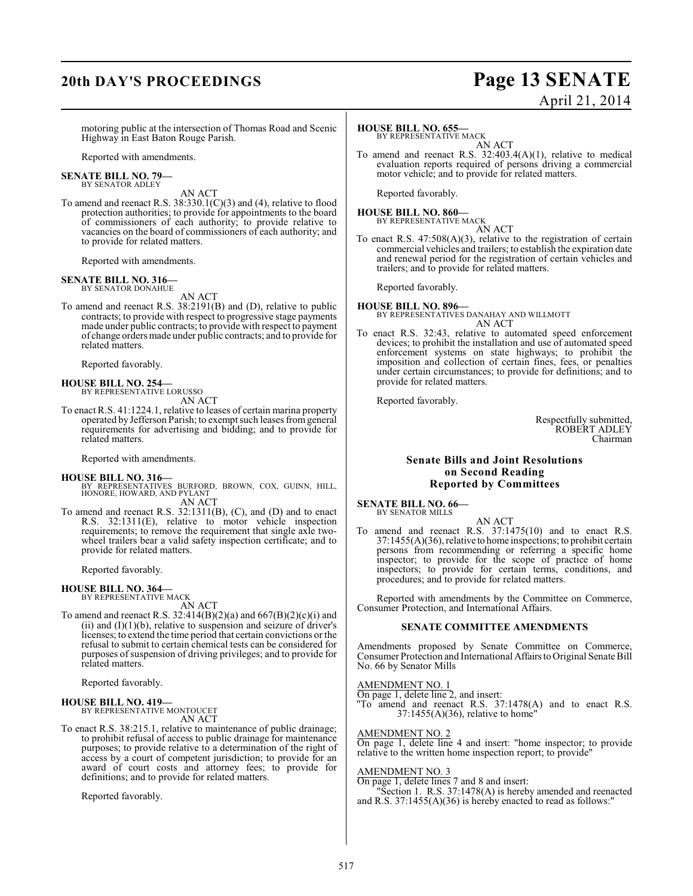motoring public at the intersection of Thomas Road and Scenic Highway in East Baton Rouge Parish.

Reported with amendments.

**SENATE BILL NO. 79—**
BY SENATOR ADLEY

AN ACT

To amend and reenact R.S. 38:330.1(C)(3) and (4), relative to flood protection authorities; to provide for appointments to the board of commissioners of each authority; to provide relative to vacancies on the board of commissioners of each authority; and to provide for related matters.

Reported with amendments.

**SENATE BILL NO. 316—**
BY SENATOR DONAHUE

AN ACT

To amend and reenact R.S. 38:2191(B) and (D), relative to public contracts; to provide with respect to progressive stage payments made under public contracts; to provide with respect to payment of change orders made under public contracts; and to provide for related matters.

Reported favorably.

**HOUSE BILL NO. 254—**
BY REPRESENTATIVE LORUSSO

AN ACT

To enact R.S. 41:1224.1, relative to leases of certain marina property operated by Jefferson Parish; to exempt such leases from general requirements for advertising and bidding; and to provide for related matters.

Reported with amendments.

**HOUSE BILL NO. 316—**
BY REPRESENTATIVES BURFORD, BROWN, COX, GUINN, HILL, HONORE, HOWARD, AND PYLANT

AN ACT

To amend and reenact R.S. 32:1311(B), (C), and (D) and to enact R.S. 32:1311(E), relative to motor vehicle inspection requirements; to remove the requirement that single axle two-wheel trailers bear a valid safety inspection certificate; and to provide for related matters.

Reported favorably.

**HOUSE BILL NO. 364—**
BY REPRESENTATIVE MACK

AN ACT

To amend and reenact R.S. 32:414(B)(2)(a) and 667(B)(2)(c)(i) and (ii) and (I)(1)(b), relative to suspension and seizure of driver's licenses; to extend the time period that certain convictions or the refusal to submit to certain chemical tests can be considered for purposes of suspension of driving privileges; and to provide for related matters.

Reported favorably.

**HOUSE BILL NO. 419—**
BY REPRESENTATIVE MONTOUCET

AN ACT

To enact R.S. 38:215.1, relative to maintenance of public drainage; to prohibit refusal of access to public drainage for maintenance purposes; to provide relative to a determination of the right of access by a court of competent jurisdiction; to provide for an award of court costs and attorney fees; to provide for definitions; and to provide for related matters.

Reported favorably.

**HOUSE BILL NO. 655—**
BY REPRESENTATIVE MACK

AN ACT

To amend and reenact R.S. 32:403.4(A)(1), relative to medical evaluation reports required of persons driving a commercial motor vehicle; and to provide for related matters.

Reported favorably.

**HOUSE BILL NO. 860—**
BY REPRESENTATIVE MACK

AN ACT

To enact R.S. 47:508(A)(3), relative to the registration of certain commercial vehicles and trailers; to establish the expiration date and renewal period for the registration of certain vehicles and trailers; and to provide for related matters.

Reported favorably.

**HOUSE BILL NO. 896—**
BY REPRESENTATIVES DANAHAY AND WILLMOTT

AN ACT

To enact R.S. 32:43, relative to automated speed enforcement devices; to prohibit the installation and use of automated speed enforcement systems on state highways; to prohibit the imposition and collection of certain fines, fees, or penalties under certain circumstances; to provide for definitions; and to provide for related matters.

Reported favorably.

Respectfully submitted,
ROBERT ADLEY
Chairman

## Senate Bills and Joint Resolutions on Second Reading Reported by Committees

**SENATE BILL NO. 66—**
BY SENATOR MILLS

AN ACT

To amend and reenact R.S. 37:1475(10) and to enact R.S. 37:1455(A)(36), relative to home inspections; to prohibit certain persons from recommending or referring a specific home inspector; to provide for the scope of practice of home inspectors; to provide for certain terms, conditions, and procedures; and to provide for related matters.

Reported with amendments by the Committee on Commerce, Consumer Protection, and International Affairs.

### SENATE COMMITTEE AMENDMENTS

Amendments proposed by Senate Committee on Commerce, Consumer Protection and International Affairs to Original Senate Bill No. 66 by Senator Mills

AMENDMENT NO. 1

On page 1, delete line 2, and insert:
"To amend and reenact R.S. 37:1478(A) and to enact R.S. 37:1455(A)(36), relative to home"

AMENDMENT NO. 2

On page 1, delete line 4 and insert: "home inspector; to provide relative to the written home inspection report; to provide"

AMENDMENT NO. 3

On page 1, delete lines 7 and 8 and insert:
"Section 1. R.S. 37:1478(A) is hereby amended and reenacted and R.S. 37:1455(A)(36) is hereby enacted to read as follows:"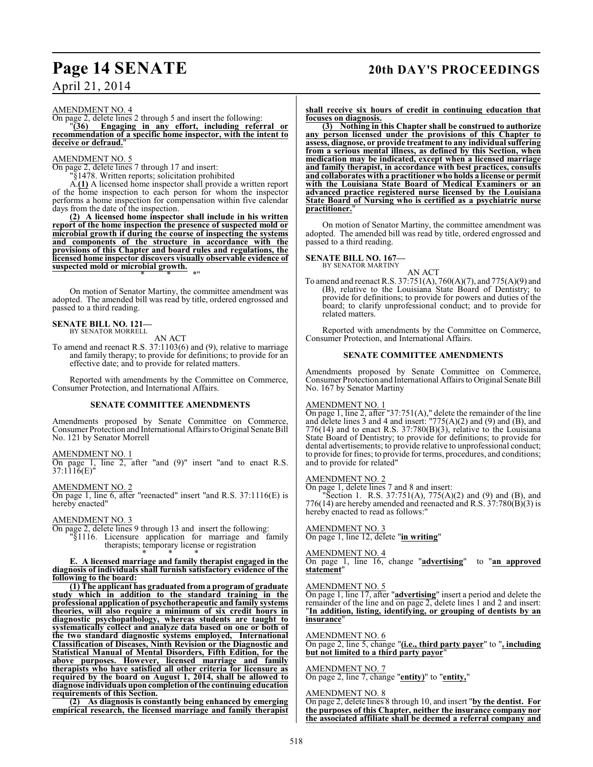AMENDMENT NO. 4

On page 2, delete lines 2 through 5 and insert the following:

"**(36) Engaging in any effort, including referral or recommendation of a specific home inspector, with the intent to deceive or defraud.**"

AMENDMENT NO. 5

On page 2, delete lines 7 through 17 and insert:

"§1478. Written reports; solicitation prohibited

A.**(1)** A licensed home inspector shall provide a written report of the home inspection to each person for whom the inspector performs a home inspection for compensation within five calendar days from the date of the inspection.

**(2) A licensed home inspector shall include in his written report of the home inspection the presence of suspected mold or microbial growth if during the course of inspecting the systems and components of the structure in accordance with the provisions of this Chapter and board rules and regulations, the licensed home inspector discovers visually observable evidence of suspected mold or microbial growth.**

\* \* \*"

On motion of Senator Martiny, the committee amendment was adopted. The amended bill was read by title, ordered engrossed and passed to a third reading.

**SENATE BILL NO. 121—**
BY SENATOR MORRELL

AN ACT

To amend and reenact R.S. 37:1103(6) and (9), relative to marriage and family therapy; to provide for definitions; to provide for an effective date; and to provide for related matters.

Reported with amendments by the Committee on Commerce, Consumer Protection, and International Affairs.

**SENATE COMMITTEE AMENDMENTS**

Amendments proposed by Senate Committee on Commerce, Consumer Protection and International Affairs to Original Senate Bill No. 121 by Senator Morrell

AMENDMENT NO. 1

On page 1, line 2, after "and (9)" insert "and to enact R.S. 37:1116(E)"

AMENDMENT NO. 2

On page 1, line 6, after "reenacted" insert "and R.S. 37:1116(E) is hereby enacted"

AMENDMENT NO. 3

On page 2, delete lines 9 through 13 and insert the following:

"§1116. Licensure application for marriage and family therapists; temporary license or registration

\* \* \*

**E. A licensed marriage and family therapist engaged in the diagnosis of individuals shall furnish satisfactory evidence of the following to the board:**

**(1) The applicant has graduated from a program of graduate study which in addition to the standard training in the professional application of psychotherapeutic and family systems theories, will also require a minimum of six credit hours in diagnostic psychopathology, whereas students are taught to systematically collect and analyze data based on one or both of the two standard diagnostic systems employed, International Classification of Diseases, Ninth Revision or the Diagnostic and Statistical Manual of Mental Disorders, Fifth Edition, for the above purposes. However, licensed marriage and family therapists who have satisfied all other criteria for licensure as required by the board on August 1, 2014, shall be allowed to diagnose individuals upon completion of the continuing education requirements of this Section.**

**(2) As diagnosis is constantly being enhanced by emerging empirical research, the licensed marriage and family therapist shall receive six hours of credit in continuing education that focuses on diagnosis.**

**(3) Nothing in this Chapter shall be construed to authorize any person licensed under the provisions of this Chapter to assess, diagnose, or provide treatment to any individual suffering from a serious mental illness, as defined by this Section, when medication may be indicated, except when a licensed marriage and family therapist, in accordance with best practices, consults and collaborates with a practitioner who holds a license or permit with the Louisiana State Board of Medical Examiners or an advanced practice registered nurse licensed by the Louisiana State Board of Nursing who is certified as a psychiatric nurse practitioner.**"

On motion of Senator Martiny, the committee amendment was adopted. The amended bill was read by title, ordered engrossed and passed to a third reading.

**SENATE BILL NO. 167—**
BY SENATOR MARTINY

AN ACT

To amend and reenact R.S. 37:751(A), 760(A)(7), and 775(A)(9) and (B), relative to the Louisiana State Board of Dentistry; to provide for definitions; to provide for powers and duties of the board; to clarify unprofessional conduct; and to provide for related matters.

Reported with amendments by the Committee on Commerce, Consumer Protection, and International Affairs.

**SENATE COMMITTEE AMENDMENTS**

Amendments proposed by Senate Committee on Commerce, Consumer Protection and International Affairs to Original Senate Bill No. 167 by Senator Martiny

AMENDMENT NO. 1

On page 1, line 2, after "37:751(A)," delete the remainder of the line and delete lines 3 and 4 and insert: "775(A)(2) and (9) and (B), and 776(14) and to enact R.S. 37:780(B)(3), relative to the Louisiana State Board of Dentistry; to provide for definitions; to provide for dental advertisements; to provide relative to unprofessional conduct; to provide for fines; to provide for terms, procedures, and conditions; and to provide for related"

AMENDMENT NO. 2

On page 1, delete lines 7 and 8 and insert:

"Section 1. R.S. 37:751(A), 775(A)(2) and (9) and (B), and 776(14) are hereby amended and reenacted and R.S. 37:780(B)(3) is hereby enacted to read as follows:"

AMENDMENT NO. 3

On page 1, line 12, delete "**in writing**"

AMENDMENT NO. 4

On page 1, line 16, change "**advertising**" to "**an approved statement**"

AMENDMENT NO. 5

On page 1, line 17, after "**advertising**" insert a period and delete the remainder of the line and on page 2, delete lines 1 and 2 and insert: "**In addition, listing, identifying, or grouping of dentists by an insurance**"

AMENDMENT NO. 6

On page 2, line 5, change "**(i.e., third party payer**" to "**, including but not limited to a third party payor**"

AMENDMENT NO. 7

On page 2, line 7, change "**entity)**" to "**entity,**"

AMENDMENT NO. 8

On page 2, delete lines 8 through 10, and insert "**by the dentist. For the purposes of this Chapter, neither the insurance company nor the associated affiliate shall be deemed a referral company and**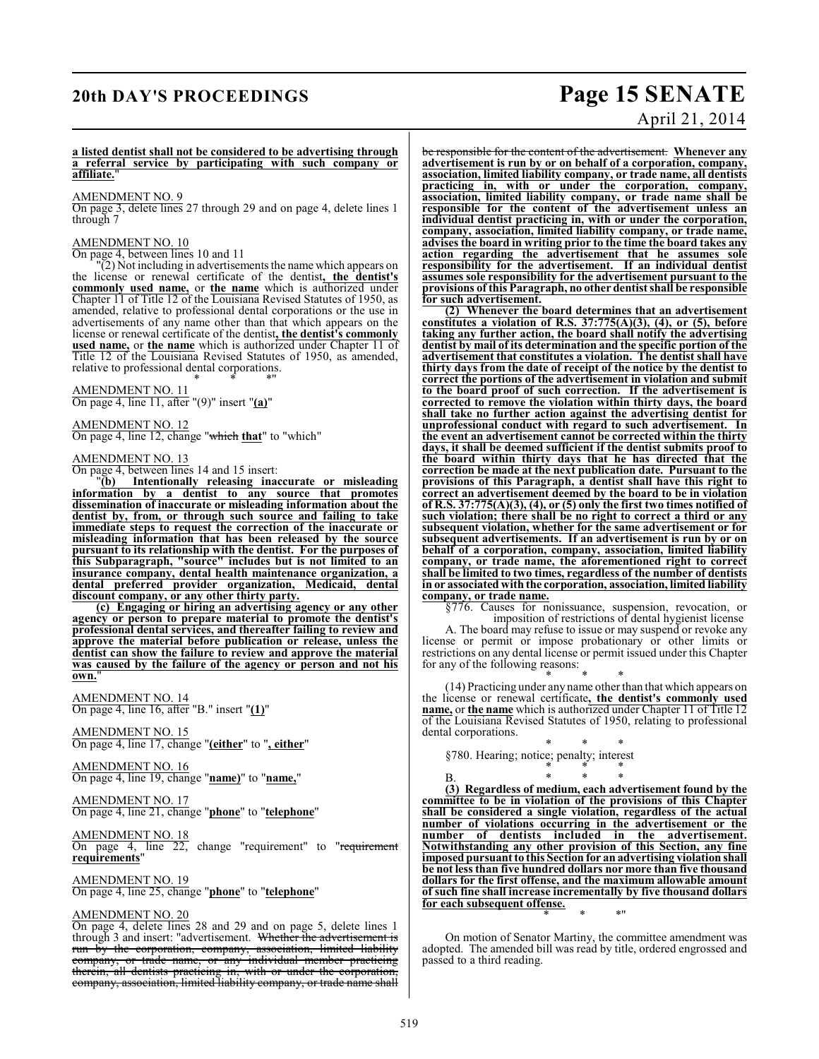**a listed dentist shall not be considered to be advertising through a referral service by participating with such company or affiliate.**"

AMENDMENT NO. 9

On page 3, delete lines 27 through 29 and on page 4, delete lines 1 through 7

AMENDMENT NO. 10

On page 4, between lines 10 and 11

"(2) Not including in advertisements the name which appears on the license or renewal certificate of the dentist**, the dentist's commonly used name,** or **the name** which is authorized under Chapter 11 of Title 12 of the Louisiana Revised Statutes of 1950, as amended, relative to professional dental corporations or the use in advertisements of any name other than that which appears on the license or renewal certificate of the dentist**, the dentist's commonly used name,** or **the name** which is authorized under Chapter 11 of Title 12 of the Louisiana Revised Statutes of 1950, as amended, relative to professional dental corporations.

\* \* \*"

AMENDMENT NO. 11

On page 4, line 11, after "(9)" insert "**(a)**"

AMENDMENT NO. 12

On page 4, line 12, change "~~which~~ **that**" to "which"

AMENDMENT NO. 13

On page 4, between lines 14 and 15 insert:

"**(b) Intentionally releasing inaccurate or misleading information by a dentist to any source that promotes dissemination of inaccurate or misleading information about the dentist by, from, or through such source and failing to take immediate steps to request the correction of the inaccurate or misleading information that has been released by the source pursuant to its relationship with the dentist. For the purposes of this Subparagraph, "source" includes but is not limited to an insurance company, dental health maintenance organization, a dental preferred provider organization, Medicaid, dental discount company, or any other thirty party.**

**(c) Engaging or hiring an advertising agency or any other agency or person to prepare material to promote the dentist's professional dental services, and thereafter failing to review and approve the material before publication or release, unless the dentist can show the failure to review and approve the material was caused by the failure of the agency or person and not his own.**"

AMENDMENT NO. 14

On page 4, line 16, after "B." insert "**(1)**"

AMENDMENT NO. 15

On page 4, line 17, change "**(either**" to "**, either**"

AMENDMENT NO. 16

On page 4, line 19, change "**name)**" to "**name,**"

AMENDMENT NO. 17

On page 4, line 21, change "**phone**" to "**telephone**"

AMENDMENT NO. 18

On page 4, line 22, change "requirement" to "~~requirement~~ **requirements**"

AMENDMENT NO. 19

On page 4, line 25, change "**phone**" to "**telephone**"

AMENDMENT NO. 20

On page 4, delete lines 28 and 29 and on page 5, delete lines 1 through 3 and insert: "advertisement. ~~Whether the advertisement is run by the corporation, company, association, limited liability company, or trade name, or any individual member practicing therein, all dentists practicing in, with or under the corporation, company, association, limited liability company, or trade name shall be responsible for the content of the advertisement.~~ **Whenever any advertisement is run by or on behalf of a corporation, company, association, limited liability company, or trade name, all dentists practicing in, with or under the corporation, company, association, limited liability company, or trade name shall be responsible for the content of the advertisement unless an individual dentist practicing in, with or under the corporation, company, association, limited liability company, or trade name, advises the board in writing prior to the time the board takes any action regarding the advertisement that he assumes sole responsibility for the advertisement. If an individual dentist assumes sole responsibility for the advertisement pursuant to the provisions of this Paragraph, no other dentist shall be responsible for such advertisement.**

**(2) Whenever the board determines that an advertisement constitutes a violation of R.S. 37:775(A)(3), (4), or (5), before taking any further action, the board shall notify the advertising dentist by mail of its determination and the specific portion of the advertisement that constitutes a violation. The dentist shall have thirty days from the date of receipt of the notice by the dentist to correct the portions of the advertisement in violation and submit to the board proof of such correction. If the advertisement is corrected to remove the violation within thirty days, the board shall take no further action against the advertising dentist for unprofessional conduct with regard to such advertisement. In the event an advertisement cannot be corrected within the thirty days, it shall be deemed sufficient if the dentist submits proof to the board within thirty days that he has directed that the correction be made at the next publication date. Pursuant to the provisions of this Paragraph, a dentist shall have this right to correct an advertisement deemed by the board to be in violation of R.S. 37:775(A)(3), (4), or (5) only the first two times notified of such violation; there shall be no right to correct a third or any subsequent violation, whether for the same advertisement or for subsequent advertisements. If an advertisement is run by or on behalf of a corporation, company, association, limited liability company, or trade name, the aforementioned right to correct shall be limited to two times, regardless of the number of dentists in or associated with the corporation, association, limited liability company, or trade name.**

§776. Causes for nonissuance, suspension, revocation, or imposition of restrictions of dental hygienist license

A. The board may refuse to issue or may suspend or revoke any license or permit or impose probationary or other limits or restrictions on any dental license or permit issued under this Chapter for any of the following reasons:

\* \* \*

(14) Practicing under any name other than that which appears on the license or renewal certificate**, the dentist's commonly used name,** or **the name** which is authorized under Chapter 11 of Title 12 of the Louisiana Revised Statutes of 1950, relating to professional dental corporations.

\* \* \*

§780. Hearing; notice; penalty; interest

\* \* \*

B. \* \* \*

**(3) Regardless of medium, each advertisement found by the committee to be in violation of the provisions of this Chapter shall be considered a single violation, regardless of the actual number of violations occurring in the advertisement or the number of dentists included in the advertisement. Notwithstanding any other provision of this Section, any fine imposed pursuant to this Section for an advertising violation shall be not less than five hundred dollars nor more than five thousand dollars for the first offense, and the maximum allowable amount of such fine shall increase incrementally by five thousand dollars for each subsequent offense.**

\* \* \*"

On motion of Senator Martiny, the committee amendment was adopted. The amended bill was read by title, ordered engrossed and passed to a third reading.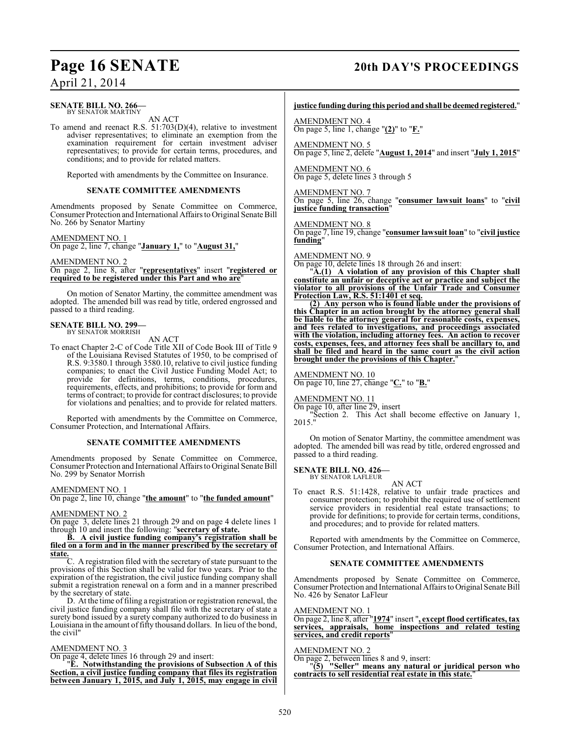**SENATE BILL NO. 266—**
BY SENATOR MARTINY

AN ACT

To amend and reenact R.S. 51:703(D)(4), relative to investment adviser representatives; to eliminate an exemption from the examination requirement for certain investment adviser representatives; to provide for certain terms, procedures, and conditions; and to provide for related matters.

Reported with amendments by the Committee on Insurance.

**SENATE COMMITTEE AMENDMENTS**

Amendments proposed by Senate Committee on Commerce, Consumer Protection and International Affairs to Original Senate Bill No. 266 by Senator Martiny

AMENDMENT NO. 1
On page 2, line 7, change "**January 1,**" to "**August 31,**"

AMENDMENT NO. 2
On page 2, line 8, after "**representatives**" insert "**registered or required to be registered under this Part and who are**"

On motion of Senator Martiny, the committee amendment was adopted. The amended bill was read by title, ordered engrossed and passed to a third reading.

**SENATE BILL NO. 299—**
BY SENATOR MORRISH

AN ACT

To enact Chapter 2-C of Code Title XII of Code Book III of Title 9 of the Louisiana Revised Statutes of 1950, to be comprised of R.S. 9:3580.1 through 3580.10, relative to civil justice funding companies; to enact the Civil Justice Funding Model Act; to provide for definitions, terms, conditions, procedures, requirements, effects, and prohibitions; to provide for form and terms of contract; to provide for contract disclosures; to provide for violations and penalties; and to provide for related matters.

Reported with amendments by the Committee on Commerce, Consumer Protection, and International Affairs.

**SENATE COMMITTEE AMENDMENTS**

Amendments proposed by Senate Committee on Commerce, Consumer Protection and International Affairs to Original Senate Bill No. 299 by Senator Morrish

AMENDMENT NO. 1
On page 2, line 10, change "**the amount**" to "**the funded amount**"

AMENDMENT NO. 2
On page 3, delete lines 21 through 29 and on page 4 delete lines 1 through 10 and insert the following: "**secretary of state.**

**B. A civil justice funding company's registration shall be filed on a form and in the manner prescribed by the secretary of state.**

C. A registration filed with the secretary of state pursuant to the provisions of this Section shall be valid for two years. Prior to the expiration of the registration, the civil justice funding company shall submit a registration renewal on a form and in a manner prescribed by the secretary of state.

D. At the time of filing a registration or registration renewal, the civil justice funding company shall file with the secretary of state a surety bond issued by a surety company authorized to do business in Louisiana in the amount of fifty thousand dollars. In lieu of the bond, the civil"

AMENDMENT NO. 3
On page 4, delete lines 16 through 29 and insert:

"**E. Notwithstanding the provisions of Subsection A of this Section, a civil justice funding company that files its registration between January 1, 2015, and July 1, 2015, may engage in civil justice funding during this period and shall be deemed registered.**"

AMENDMENT NO. 4
On page 5, line 1, change "**(2)**" to "**F.**"

AMENDMENT NO. 5
On page 5, line 2, delete "**August 1, 2014**" and insert "**July 1, 2015**"

AMENDMENT NO. 6
On page 5, delete lines 3 through 5

AMENDMENT NO. 7
On page 5, line 26, change "**consumer lawsuit loans**" to "**civil justice funding transaction**"

AMENDMENT NO. 8
On page 7, line 19, change "**consumer lawsuit loan**" to "**civil justice funding**"

AMENDMENT NO. 9
On page 10, delete lines 18 through 26 and insert:

"**A.(1) A violation of any provision of this Chapter shall constitute an unfair or deceptive act or practice and subject the violator to all provisions of the Unfair Trade and Consumer Protection Law, R.S. 51:1401 et seq.**

**(2) Any person who is found liable under the provisions of this Chapter in an action brought by the attorney general shall be liable to the attorney general for reasonable costs, expenses, and fees related to investigations, and proceedings associated with the violation, including attorney fees. An action to recover costs, expenses, fees, and attorney fees shall be ancillary to, and shall be filed and heard in the same court as the civil action brought under the provisions of this Chapter.**"

AMENDMENT NO. 10
On page 10, line 27, change "**C.**" to "**B.**"

AMENDMENT NO. 11
On page 10, after line 29, insert

"Section 2. This Act shall become effective on January 1, 2015."

On motion of Senator Martiny, the committee amendment was adopted. The amended bill was read by title, ordered engrossed and passed to a third reading.

**SENATE BILL NO. 426—**
BY SENATOR LAFLEUR

AN ACT

To enact R.S. 51:1428, relative to unfair trade practices and consumer protection; to prohibit the required use of settlement service providers in residential real estate transactions; to provide for definitions; to provide for certain terms, conditions, and procedures; and to provide for related matters.

Reported with amendments by the Committee on Commerce, Consumer Protection, and International Affairs.

**SENATE COMMITTEE AMENDMENTS**

Amendments proposed by Senate Committee on Commerce, Consumer Protection and International Affairs to Original Senate Bill No. 426 by Senator LaFleur

AMENDMENT NO. 1
On page 2, line 8, after "**1974**" insert "**, except flood certificates, tax services, appraisals, home inspections and related testing services, and credit reports**"

AMENDMENT NO. 2
On page 2, between lines 8 and 9, insert:

"**(5) "Seller" means any natural or juridical person who contracts to sell residential real estate in this state.**"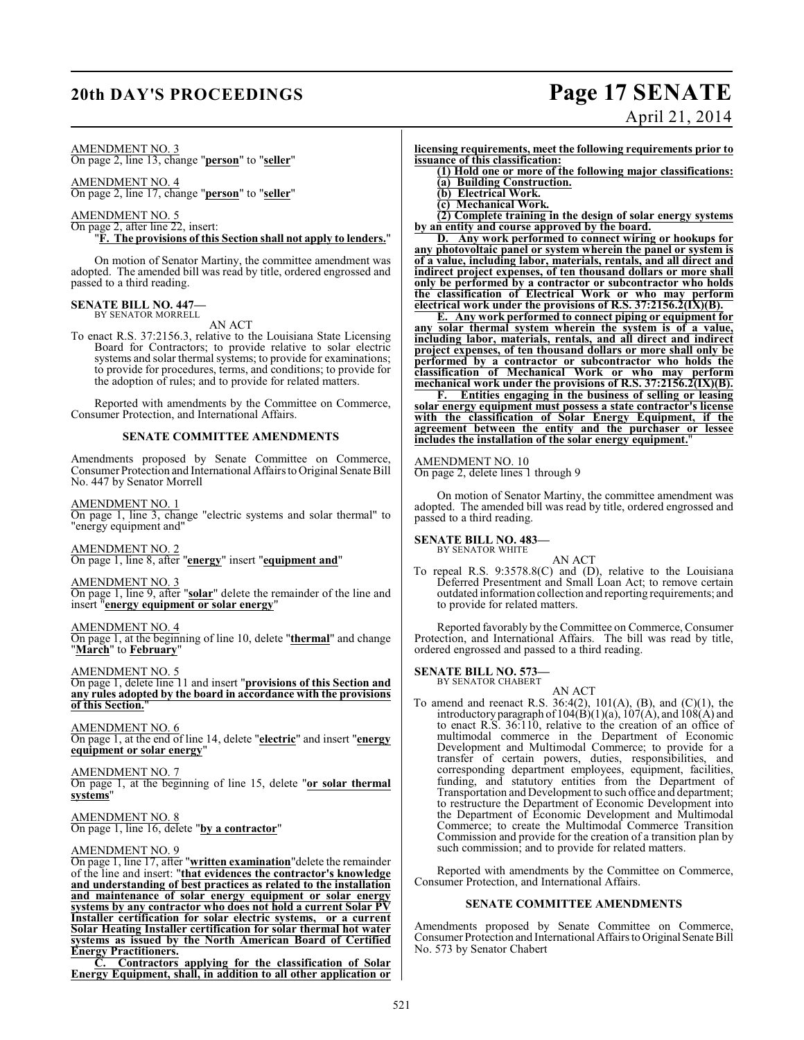AMENDMENT NO. 3
On page 2, line 13, change "**person**" to "**seller**"

AMENDMENT NO. 4
On page 2, line 17, change "**person**" to "**seller**"

AMENDMENT NO. 5
On page 2, after line 22, insert:
"**F. The provisions of this Section shall not apply to lenders.**"

On motion of Senator Martiny, the committee amendment was adopted. The amended bill was read by title, ordered engrossed and passed to a third reading.

**SENATE BILL NO. 447—**
BY SENATOR MORRELL

AN ACT

To enact R.S. 37:2156.3, relative to the Louisiana State Licensing Board for Contractors; to provide relative to solar electric systems and solar thermal systems; to provide for examinations; to provide for procedures, terms, and conditions; to provide for the adoption of rules; and to provide for related matters.

Reported with amendments by the Committee on Commerce, Consumer Protection, and International Affairs.

**SENATE COMMITTEE AMENDMENTS**

Amendments proposed by Senate Committee on Commerce, Consumer Protection and International Affairs to Original Senate Bill No. 447 by Senator Morrell

AMENDMENT NO. 1
On page 1, line 3, change "electric systems and solar thermal" to "energy equipment and"

AMENDMENT NO. 2
On page 1, line 8, after "**energy**" insert "**equipment and**"

AMENDMENT NO. 3
On page 1, line 9, after "**solar**" delete the remainder of the line and insert "**energy equipment or solar energy**"

AMENDMENT NO. 4
On page 1, at the beginning of line 10, delete "**thermal**" and change "**March**" to **February**"

AMENDMENT NO. 5
On page 1, delete line 11 and insert "**provisions of this Section and any rules adopted by the board in accordance with the provisions of this Section.**"

AMENDMENT NO. 6
On page 1, at the end of line 14, delete "**electric**" and insert "**energy equipment or solar energy**"

AMENDMENT NO. 7
On page 1, at the beginning of line 15, delete "**or solar thermal systems**"

AMENDMENT NO. 8
On page 1, line 16, delete "**by a contractor**"

AMENDMENT NO. 9
On page 1, line 17, after "**written examination**"delete the remainder of the line and insert: "**that evidences the contractor's knowledge and understanding of best practices as related to the installation and maintenance of solar energy equipment or solar energy systems by any contractor who does not hold a current Solar PV Installer certification for solar electric systems, or a current Solar Heating Installer certification for solar thermal hot water systems as issued by the North American Board of Certified Energy Practitioners.**

**C. Contractors applying for the classification of Solar Energy Equipment, shall, in addition to all other application or licensing requirements, meet the following requirements prior to issuance of this classification:**

**(1) Hold one or more of the following major classifications:**

**(a) Building Construction.**

**(b) Electrical Work.**

**(c) Mechanical Work.**

**(2) Complete training in the design of solar energy systems by an entity and course approved by the board.**

**D. Any work performed to connect wiring or hookups for any photovoltaic panel or system wherein the panel or system is of a value, including labor, materials, rentals, and all direct and indirect project expenses, of ten thousand dollars or more shall only be performed by a contractor or subcontractor who holds the classification of Electrical Work or who may perform electrical work under the provisions of R.S. 37:2156.2(IX)(B).**

**E. Any work performed to connect piping or equipment for any solar thermal system wherein the system is of a value, including labor, materials, rentals, and all direct and indirect project expenses, of ten thousand dollars or more shall only be performed by a contractor or subcontractor who holds the classification of Mechanical Work or who may perform mechanical work under the provisions of R.S. 37:2156.2(IX)(B).**

**F. Entities engaging in the business of selling or leasing solar energy equipment must possess a state contractor's license with the classification of Solar Energy Equipment, if the agreement between the entity and the purchaser or lessee includes the installation of the solar energy equipment.**"

AMENDMENT NO. 10
On page 2, delete lines 1 through 9

On motion of Senator Martiny, the committee amendment was adopted. The amended bill was read by title, ordered engrossed and passed to a third reading.

**SENATE BILL NO. 483—**
BY SENATOR WHITE

AN ACT

To repeal R.S. 9:3578.8(C) and (D), relative to the Louisiana Deferred Presentment and Small Loan Act; to remove certain outdated information collection and reporting requirements; and to provide for related matters.

Reported favorably by the Committee on Commerce, Consumer Protection, and International Affairs. The bill was read by title, ordered engrossed and passed to a third reading.

**SENATE BILL NO. 573—**
BY SENATOR CHABERT

AN ACT

To amend and reenact R.S. 36:4(2), 101(A), (B), and (C)(1), the introductory paragraph of 104(B)(1)(a), 107(A), and 108(A) and to enact R.S. 36:110, relative to the creation of an office of multimodal commerce in the Department of Economic Development and Multimodal Commerce; to provide for a transfer of certain powers, duties, responsibilities, and corresponding department employees, equipment, facilities, funding, and statutory entities from the Department of Transportation and Development to such office and department; to restructure the Department of Economic Development into the Department of Economic Development and Multimodal Commerce; to create the Multimodal Commerce Transition Commission and provide for the creation of a transition plan by such commission; and to provide for related matters.

Reported with amendments by the Committee on Commerce, Consumer Protection, and International Affairs.

**SENATE COMMITTEE AMENDMENTS**

Amendments proposed by Senate Committee on Commerce, Consumer Protection and International Affairs to Original Senate Bill No. 573 by Senator Chabert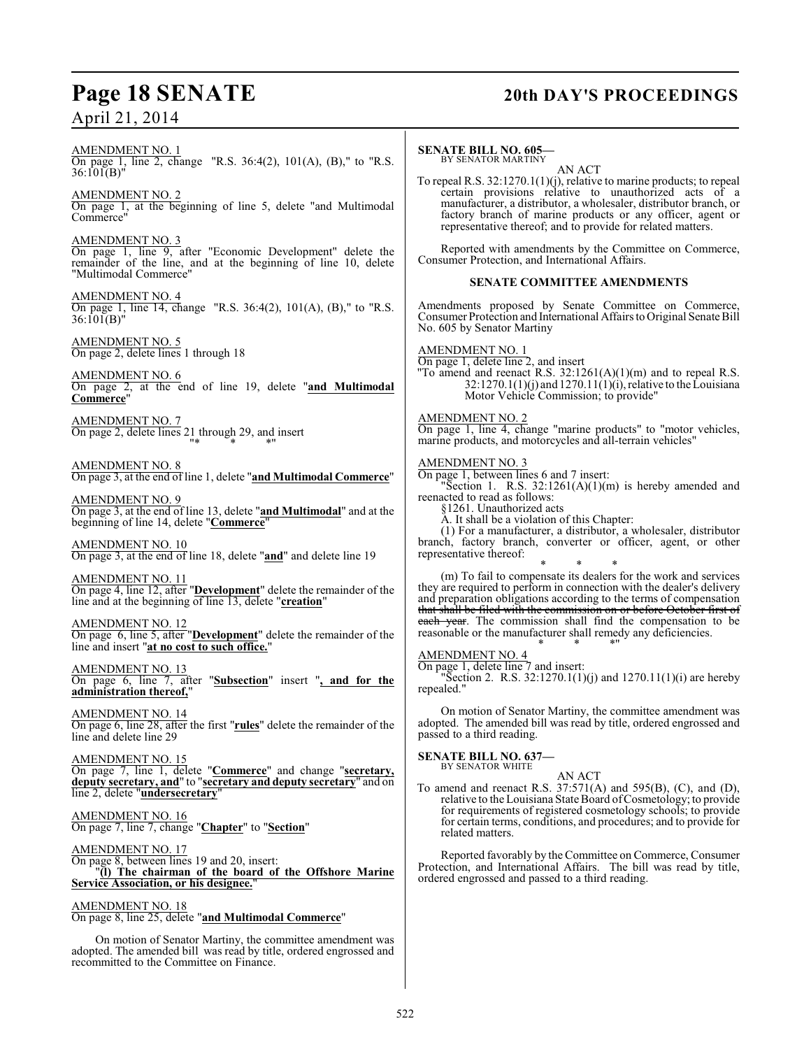AMENDMENT NO. 1
On page 1, line 2, change "R.S. 36:4(2), 101(A), (B)," to "R.S. 36:101(B)"

AMENDMENT NO. 2
On page 1, at the beginning of line 5, delete "and Multimodal Commerce"

AMENDMENT NO. 3
On page 1, line 9, after "Economic Development" delete the remainder of the line, and at the beginning of line 10, delete "Multimodal Commerce"

AMENDMENT NO. 4
On page 1, line 14, change "R.S. 36:4(2), 101(A), (B)," to "R.S. 36:101(B)"

AMENDMENT NO. 5
On page 2, delete lines 1 through 18

AMENDMENT NO. 6
On page 2, at the end of line 19, delete "**and Multimodal Commerce**"

AMENDMENT NO. 7
On page 2, delete lines 21 through 29, and insert
"* * *"

AMENDMENT NO. 8
On page 3, at the end of line 1, delete "**and Multimodal Commerce**"

AMENDMENT NO. 9
On page 3, at the end of line 13, delete "**and Multimodal**" and at the beginning of line 14, delete "**Commerce**"

AMENDMENT NO. 10
On page 3, at the end of line 18, delete "**and**" and delete line 19

AMENDMENT NO. 11
On page 4, line 12, after "**Development**" delete the remainder of the line and at the beginning of line 13, delete "**creation**"

AMENDMENT NO. 12
On page 6, line 5, after "**Development**" delete the remainder of the line and insert "**at no cost to such office.**"

AMENDMENT NO. 13
On page 6, line 7, after "**Subsection**" insert "**, and for the administration thereof,**"

AMENDMENT NO. 14
On page 6, line 28, after the first "**rules**" delete the remainder of the line and delete line 29

AMENDMENT NO. 15
On page 7, line 1, delete "**Commerce**" and change "**secretary, deputy secretary, and**" to "**secretary and deputy secretary**" and on line 2, delete "**undersecretary**"

AMENDMENT NO. 16
On page 7, line 7, change "**Chapter**" to "**Section**"

AMENDMENT NO. 17
On page 8, between lines 19 and 20, insert:
"**(l) The chairman of the board of the Offshore Marine Service Association, or his designee.**"

AMENDMENT NO. 18
On page 8, line 25, delete "**and Multimodal Commerce**"

On motion of Senator Martiny, the committee amendment was adopted. The amended bill was read by title, ordered engrossed and recommitted to the Committee on Finance.

**SENATE BILL NO. 605—**
BY SENATOR MARTINY

AN ACT

To repeal R.S. 32:1270.1(1)(j), relative to marine products; to repeal certain provisions relative to unauthorized acts of a manufacturer, a distributor, a wholesaler, distributor branch, or factory branch of marine products or any officer, agent or representative thereof; and to provide for related matters.

Reported with amendments by the Committee on Commerce, Consumer Protection, and International Affairs.

**SENATE COMMITTEE AMENDMENTS**

Amendments proposed by Senate Committee on Commerce, Consumer Protection and International Affairs to Original Senate Bill No. 605 by Senator Martiny

AMENDMENT NO. 1
On page 1, delete line 2, and insert
"To amend and reenact R.S. 32:1261(A)(1)(m) and to repeal R.S. 32:1270.1(1)(j) and 1270.11(1)(i), relative to the Louisiana Motor Vehicle Commission; to provide"

AMENDMENT NO. 2
On page 1, line 4, change "marine products" to "motor vehicles, marine products, and motorcycles and all-terrain vehicles"

AMENDMENT NO. 3
On page 1, between lines 6 and 7 insert:
"Section 1. R.S. 32:1261(A)(1)(m) is hereby amended and reenacted to read as follows:
§1261. Unauthorized acts
A. It shall be a violation of this Chapter:
(1) For a manufacturer, a distributor, a wholesaler, distributor branch, factory branch, converter or officer, agent, or other representative thereof:
* * *
(m) To fail to compensate its dealers for the work and services they are required to perform in connection with the dealer's delivery and preparation obligations according to the terms of compensation ~~that shall be filed with the commission on or before October first of each year~~. The commission shall find the compensation to be reasonable or the manufacturer shall remedy any deficiencies.
* * *"

AMENDMENT NO. 4
On page 1, delete line 7 and insert:
"Section 2. R.S. 32:1270.1(1)(j) and 1270.11(1)(i) are hereby repealed."

On motion of Senator Martiny, the committee amendment was adopted. The amended bill was read by title, ordered engrossed and passed to a third reading.

**SENATE BILL NO. 637—**
BY SENATOR WHITE

AN ACT

To amend and reenact R.S. 37:571(A) and 595(B), (C), and (D), relative to the Louisiana State Board of Cosmetology; to provide for requirements of registered cosmetology schools; to provide for certain terms, conditions, and procedures; and to provide for related matters.

Reported favorably by the Committee on Commerce, Consumer Protection, and International Affairs. The bill was read by title, ordered engrossed and passed to a third reading.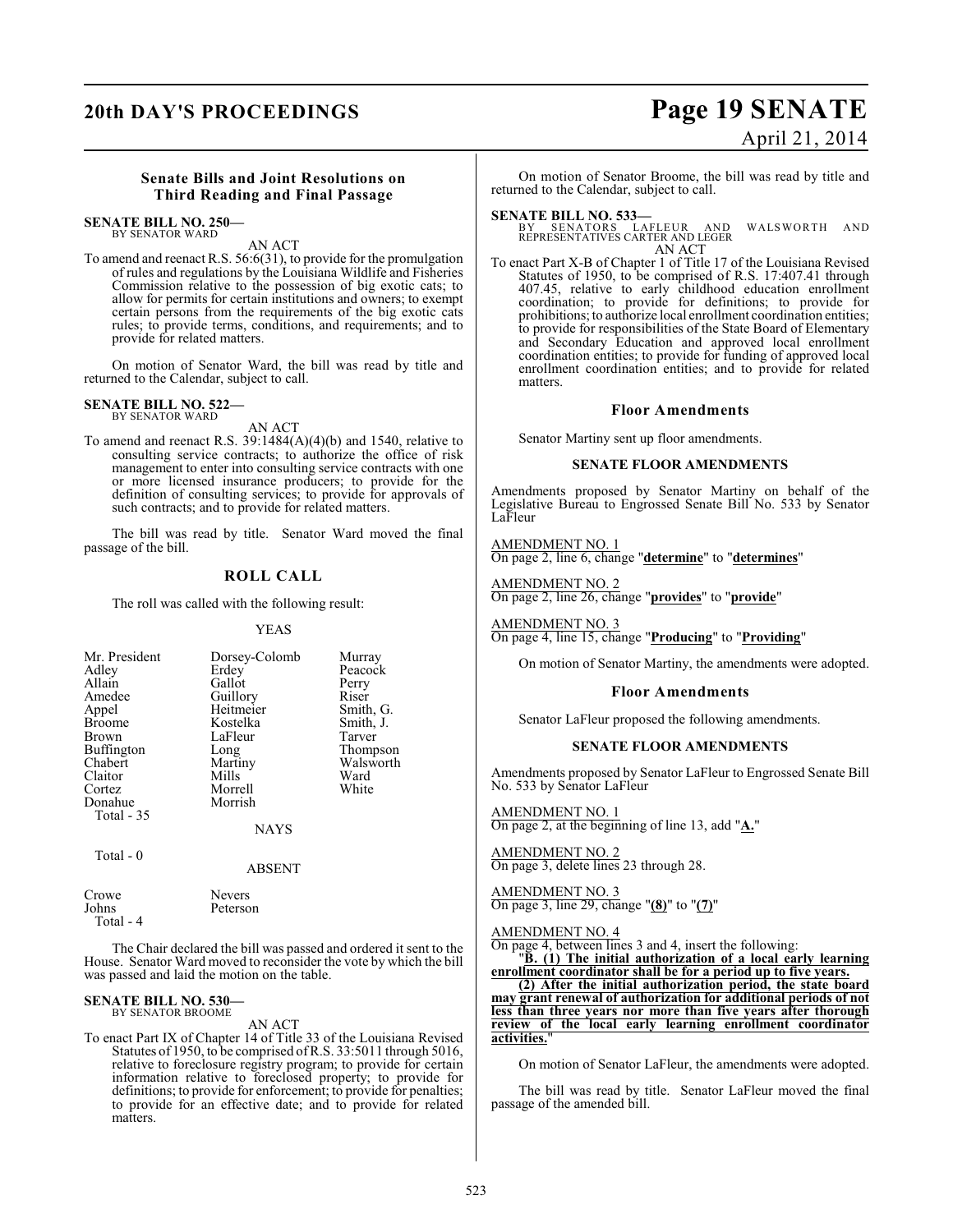### Senate Bills and Joint Resolutions on Third Reading and Final Passage

**SENATE BILL NO. 250—**
BY SENATOR WARD

AN ACT

To amend and reenact R.S. 56:6(31), to provide for the promulgation of rules and regulations by the Louisiana Wildlife and Fisheries Commission relative to the possession of big exotic cats; to allow for permits for certain institutions and owners; to exempt certain persons from the requirements of the big exotic cats rules; to provide terms, conditions, and requirements; and to provide for related matters.

On motion of Senator Ward, the bill was read by title and returned to the Calendar, subject to call.

**SENATE BILL NO. 522—**
BY SENATOR WARD

AN ACT

To amend and reenact R.S. 39:1484(A)(4)(b) and 1540, relative to consulting service contracts; to authorize the office of risk management to enter into consulting service contracts with one or more licensed insurance producers; to provide for the definition of consulting services; to provide for approvals of such contracts; and to provide for related matters.

The bill was read by title. Senator Ward moved the final passage of the bill.

## ROLL CALL

The roll was called with the following result:

YEAS

| | | |
|---|---|---|
| Mr. President | Dorsey-Colomb | Murray |
| Adley | Erdey | Peacock |
| Allain | Gallot | Perry |
| Amedee | Guillory | Riser |
| Appel | Heitmeier | Smith, G. |
| Broome | Kostelka | Smith, J. |
| Brown | LaFleur | Tarver |
| Buffington | Long | Thompson |
| Chabert | Martiny | Walsworth |
| Claitor | Mills | Ward |
| Cortez | Morrell | White |
| Donahue | Morrish | |

Total - 35

NAYS

Total - 0

ABSENT

| | |
|---|---|
| Crowe | Nevers |
| Johns | Peterson |

Total - 4

The Chair declared the bill was passed and ordered it sent to the House. Senator Ward moved to reconsider the vote by which the bill was passed and laid the motion on the table.

**SENATE BILL NO. 530—**
BY SENATOR BROOME

AN ACT

To enact Part IX of Chapter 14 of Title 33 of the Louisiana Revised Statutes of 1950, to be comprised of R.S. 33:5011 through 5016, relative to foreclosure registry program; to provide for certain information relative to foreclosed property; to provide for definitions; to provide for enforcement; to provide for penalties; to provide for an effective date; and to provide for related matters.

On motion of Senator Broome, the bill was read by title and returned to the Calendar, subject to call.

**SENATE BILL NO. 533—**
BY SENATORS LAFLEUR AND WALSWORTH AND REPRESENTATIVES CARTER AND LEGER

AN ACT

To enact Part X-B of Chapter 1 of Title 17 of the Louisiana Revised Statutes of 1950, to be comprised of R.S. 17:407.41 through 407.45, relative to early childhood education enrollment coordination; to provide for definitions; to provide for prohibitions; to authorize local enrollment coordination entities; to provide for responsibilities of the State Board of Elementary and Secondary Education and approved local enrollment coordination entities; to provide for funding of approved local enrollment coordination entities; and to provide for related matters.

### Floor Amendments

Senator Martiny sent up floor amendments.

#### SENATE FLOOR AMENDMENTS

Amendments proposed by Senator Martiny on behalf of the Legislative Bureau to Engrossed Senate Bill No. 533 by Senator LaFleur

AMENDMENT NO. 1
On page 2, line 6, change "**determine**" to "**determines**"

AMENDMENT NO. 2
On page 2, line 26, change "**provides**" to "**provide**"

AMENDMENT NO. 3
On page 4, line 15, change "**Producing**" to "**Providing**"

On motion of Senator Martiny, the amendments were adopted.

### Floor Amendments

Senator LaFleur proposed the following amendments.

#### SENATE FLOOR AMENDMENTS

Amendments proposed by Senator LaFleur to Engrossed Senate Bill No. 533 by Senator LaFleur

AMENDMENT NO. 1
On page 2, at the beginning of line 13, add "**A.**"

AMENDMENT NO. 2
On page 3, delete lines 23 through 28.

AMENDMENT NO. 3
On page 3, line 29, change "**(8)**" to "**(7)**"

AMENDMENT NO. 4
On page 4, between lines 3 and 4, insert the following:

"**B. (1) The initial authorization of a local early learning enrollment coordinator shall be for a period up to five years.**

**(2) After the initial authorization period, the state board may grant renewal of authorization for additional periods of not less than three years nor more than five years after thorough review of the local early learning enrollment coordinator activities.**"

On motion of Senator LaFleur, the amendments were adopted.

The bill was read by title. Senator LaFleur moved the final passage of the amended bill.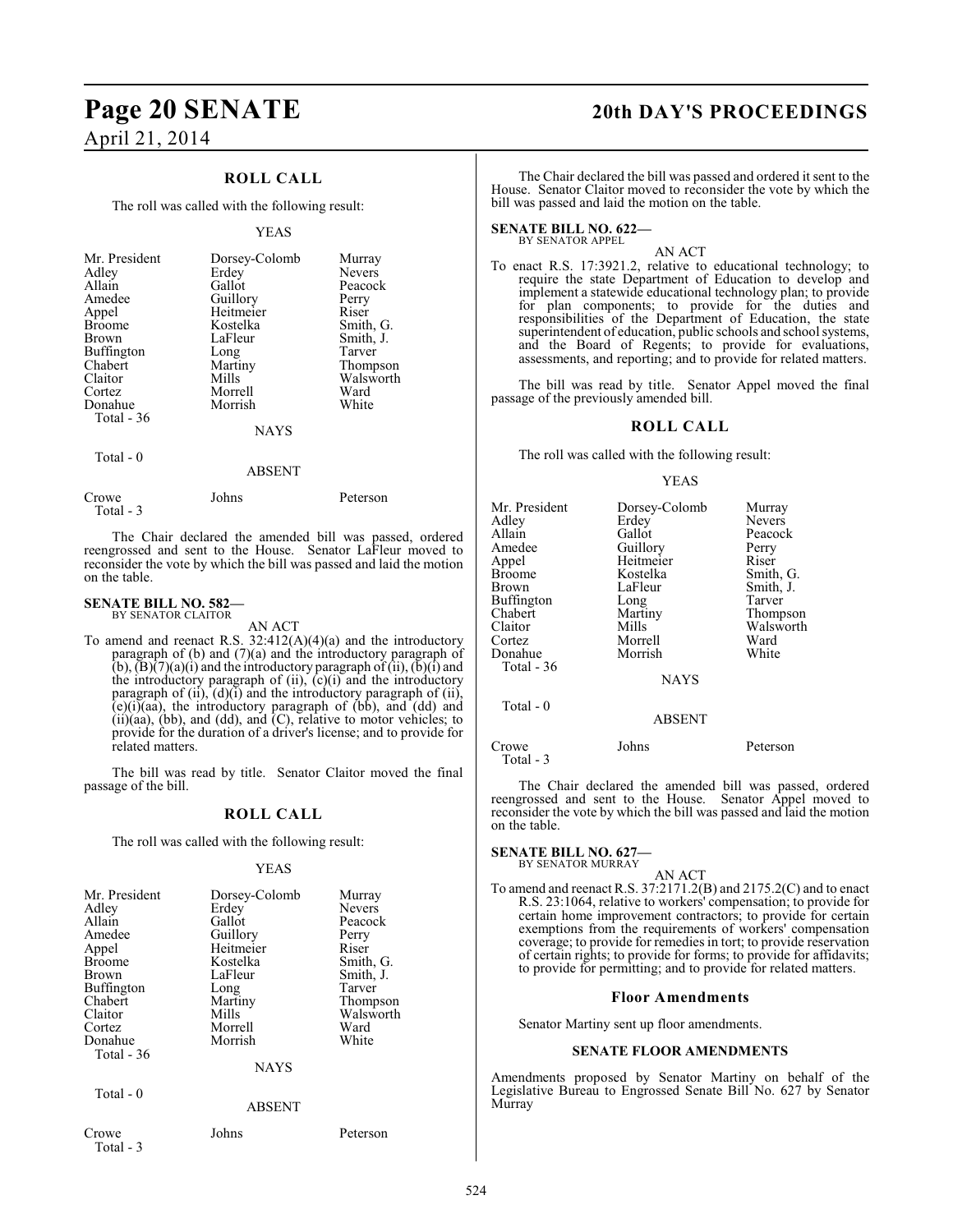## ROLL CALL

The roll was called with the following result:

YEAS

| | | |
|---|---|---|
| Mr. President | Dorsey-Colomb | Murray |
| Adley | Erdey | Nevers |
| Allain | Gallot | Peacock |
| Amedee | Guillory | Perry |
| Appel | Heitmeier | Riser |
| Broome | Kostelka | Smith, G. |
| Brown | LaFleur | Smith, J. |
| Buffington | Long | Tarver |
| Chabert | Martiny | Thompson |
| Claitor | Mills | Walsworth |
| Cortez | Morrell | Ward |
| Donahue | Morrish | White |

Total - 36

NAYS

Total - 0

ABSENT

| | | |
|---|---|---|
| Crowe | Johns | Peterson |

Total - 3

The Chair declared the amended bill was passed, ordered reengrossed and sent to the House. Senator LaFleur moved to reconsider the vote by which the bill was passed and laid the motion on the table.

**SENATE BILL NO. 582—**
BY SENATOR CLAITOR

AN ACT

To amend and reenact R.S. 32:412(A)(4)(a) and the introductory paragraph of (b) and (7)(a) and the introductory paragraph of (b), (B)(7)(a)(i) and the introductory paragraph of (ii), (b)(i) and the introductory paragraph of (ii), (c)(i) and the introductory paragraph of (ii), (d)(i) and the introductory paragraph of (ii), (e)(i)(aa), the introductory paragraph of (bb), and (dd) and (ii)(aa), (bb), and (dd), and (C), relative to motor vehicles; to provide for the duration of a driver's license; and to provide for related matters.

The bill was read by title. Senator Claitor moved the final passage of the bill.

## ROLL CALL

The roll was called with the following result:

YEAS

| | | |
|---|---|---|
| Mr. President | Dorsey-Colomb | Murray |
| Adley | Erdey | Nevers |
| Allain | Gallot | Peacock |
| Amedee | Guillory | Perry |
| Appel | Heitmeier | Riser |
| Broome | Kostelka | Smith, G. |
| Brown | LaFleur | Smith, J. |
| Buffington | Long | Tarver |
| Chabert | Martiny | Thompson |
| Claitor | Mills | Walsworth |
| Cortez | Morrell | Ward |
| Donahue | Morrish | White |

Total - 36

NAYS

Total - 0

ABSENT

| | | |
|---|---|---|
| Crowe | Johns | Peterson |

Total - 3

The Chair declared the bill was passed and ordered it sent to the House. Senator Claitor moved to reconsider the vote by which the bill was passed and laid the motion on the table.

**SENATE BILL NO. 622—**
BY SENATOR APPEL

AN ACT

To enact R.S. 17:3921.2, relative to educational technology; to require the state Department of Education to develop and implement a statewide educational technology plan; to provide for plan components; to provide for the duties and responsibilities of the Department of Education, the state superintendent of education, public schools and school systems, and the Board of Regents; to provide for evaluations, assessments, and reporting; and to provide for related matters.

The bill was read by title. Senator Appel moved the final passage of the previously amended bill.

## ROLL CALL

The roll was called with the following result:

YEAS

| | | |
|---|---|---|
| Mr. President | Dorsey-Colomb | Murray |
| Adley | Erdey | Nevers |
| Allain | Gallot | Peacock |
| Amedee | Guillory | Perry |
| Appel | Heitmeier | Riser |
| Broome | Kostelka | Smith, G. |
| Brown | LaFleur | Smith, J. |
| Buffington | Long | Tarver |
| Chabert | Martiny | Thompson |
| Claitor | Mills | Walsworth |
| Cortez | Morrell | Ward |
| Donahue | Morrish | White |

Total - 36

NAYS

Total - 0

ABSENT

| | | |
|---|---|---|
| Crowe | Johns | Peterson |

Total - 3

The Chair declared the amended bill was passed, ordered reengrossed and sent to the House. Senator Appel moved to reconsider the vote by which the bill was passed and laid the motion on the table.

**SENATE BILL NO. 627—**
BY SENATOR MURRAY

AN ACT

To amend and reenact R.S. 37:2171.2(B) and 2175.2(C) and to enact R.S. 23:1064, relative to workers' compensation; to provide for certain home improvement contractors; to provide for certain exemptions from the requirements of workers' compensation coverage; to provide for remedies in tort; to provide reservation of certain rights; to provide for forms; to provide for affidavits; to provide for permitting; and to provide for related matters.

### Floor Amendments

Senator Martiny sent up floor amendments.

#### SENATE FLOOR AMENDMENTS

Amendments proposed by Senator Martiny on behalf of the Legislative Bureau to Engrossed Senate Bill No. 627 by Senator Murray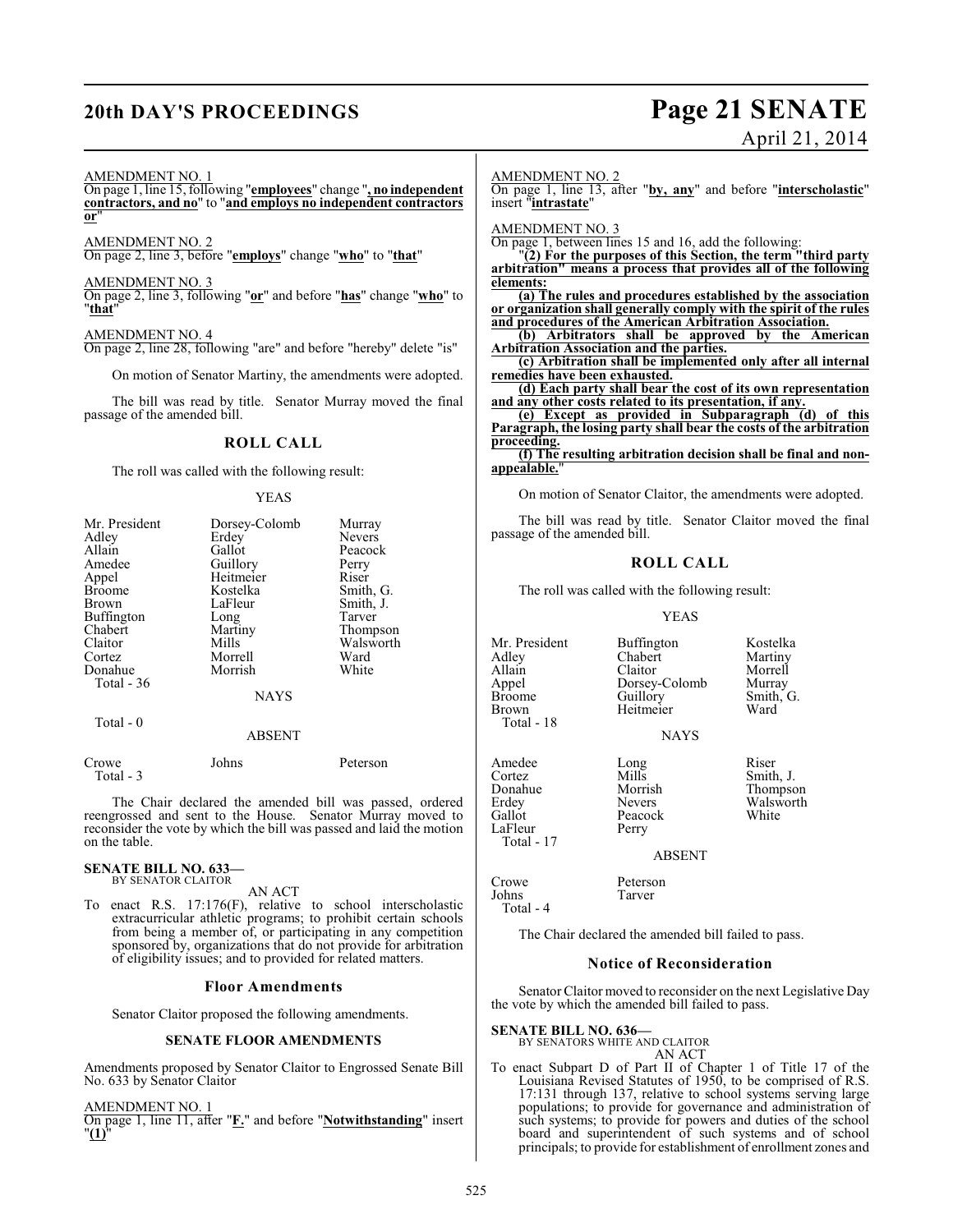AMENDMENT NO. 1

On page 1, line 15, following "**employees**" change "**, no independent contractors, and no**" to "**and employs no independent contractors or**"

AMENDMENT NO. 2

On page 2, line 3, before "**employs**" change "**who**" to "**that**"

AMENDMENT NO. 3

On page 2, line 3, following "**or**" and before "**has**" change "**who**" to "**that**"

AMENDMENT NO. 4

On page 2, line 28, following "are" and before "hereby" delete "is"

On motion of Senator Martiny, the amendments were adopted.

The bill was read by title. Senator Murray moved the final passage of the amended bill.

## ROLL CALL

The roll was called with the following result:

YEAS

| | | |
|---|---|---|
| Mr. President | Dorsey-Colomb | Murray |
| Adley | Erdey | Nevers |
| Allain | Gallot | Peacock |
| Amedee | Guillory | Perry |
| Appel | Heitmeier | Riser |
| Broome | Kostelka | Smith, G. |
| Brown | LaFleur | Smith, J. |
| Buffington | Long | Tarver |
| Chabert | Martiny | Thompson |
| Claitor | Mills | Walsworth |
| Cortez | Morrell | Ward |
| Donahue | Morrish | White |
| Total - 36 | | |

NAYS

Total - 0

ABSENT

| | | |
|---|---|---|
| Crowe | Johns | Peterson |
| Total - 3 | | |

The Chair declared the amended bill was passed, ordered reengrossed and sent to the House. Senator Murray moved to reconsider the vote by which the bill was passed and laid the motion on the table.

**SENATE BILL NO. 633—**
BY SENATOR CLAITOR

AN ACT

To enact R.S. 17:176(F), relative to school interscholastic extracurricular athletic programs; to prohibit certain schools from being a member of, or participating in any competition sponsored by, organizations that do not provide for arbitration of eligibility issues; and to provided for related matters.

### Floor Amendments

Senator Claitor proposed the following amendments.

#### SENATE FLOOR AMENDMENTS

Amendments proposed by Senator Claitor to Engrossed Senate Bill No. 633 by Senator Claitor

AMENDMENT NO. 1

On page 1, line 11, after "**F.**" and before "**Notwithstanding**" insert "**(1)**"

AMENDMENT NO. 2

On page 1, line 13, after "**by, any**" and before "**interscholastic**" insert "**intrastate**"

AMENDMENT NO. 3

On page 1, between lines 15 and 16, add the following:

"**(2) For the purposes of this Section, the term "third party arbitration" means a process that provides all of the following elements:**

**(a) The rules and procedures established by the association or organization shall generally comply with the spirit of the rules and procedures of the American Arbitration Association.**

**(b) Arbitrators shall be approved by the American Arbitration Association and the parties.**

**(c) Arbitration shall be implemented only after all internal remedies have been exhausted.**

**(d) Each party shall bear the cost of its own representation and any other costs related to its presentation, if any.**

**(e) Except as provided in Subparagraph (d) of this Paragraph, the losing party shall bear the costs of the arbitration proceeding.**

**(f) The resulting arbitration decision shall be final and non-appealable.**"

On motion of Senator Claitor, the amendments were adopted.

The bill was read by title. Senator Claitor moved the final passage of the amended bill.

## ROLL CALL

The roll was called with the following result:

YEAS

| | | |
|---|---|---|
| Mr. President | Buffington | Kostelka |
| Adley | Chabert | Martiny |
| Allain | Claitor | Morrell |
| Appel | Dorsey-Colomb | Murray |
| Broome | Guillory | Smith, G. |
| Brown | Heitmeier | Ward |
| Total - 18 | | |

NAYS

| | | |
|---|---|---|
| Amedee | Long | Riser |
| Cortez | Mills | Smith, J. |
| Donahue | Morrish | Thompson |
| Erdey | Nevers | Walsworth |
| Gallot | Peacock | White |
| LaFleur | Perry | |
| Total - 17 | | |

ABSENT

| | |
|---|---|
| Crowe | Peterson |
| Johns | Tarver |
| Total - 4 | |

The Chair declared the amended bill failed to pass.

### Notice of Reconsideration

Senator Claitor moved to reconsider on the next Legislative Day the vote by which the amended bill failed to pass.

**SENATE BILL NO. 636—**
BY SENATORS WHITE AND CLAITOR

AN ACT

To enact Subpart D of Part II of Chapter 1 of Title 17 of the Louisiana Revised Statutes of 1950, to be comprised of R.S. 17:131 through 137, relative to school systems serving large populations; to provide for governance and administration of such systems; to provide for powers and duties of the school board and superintendent of such systems and of school principals; to provide for establishment of enrollment zones and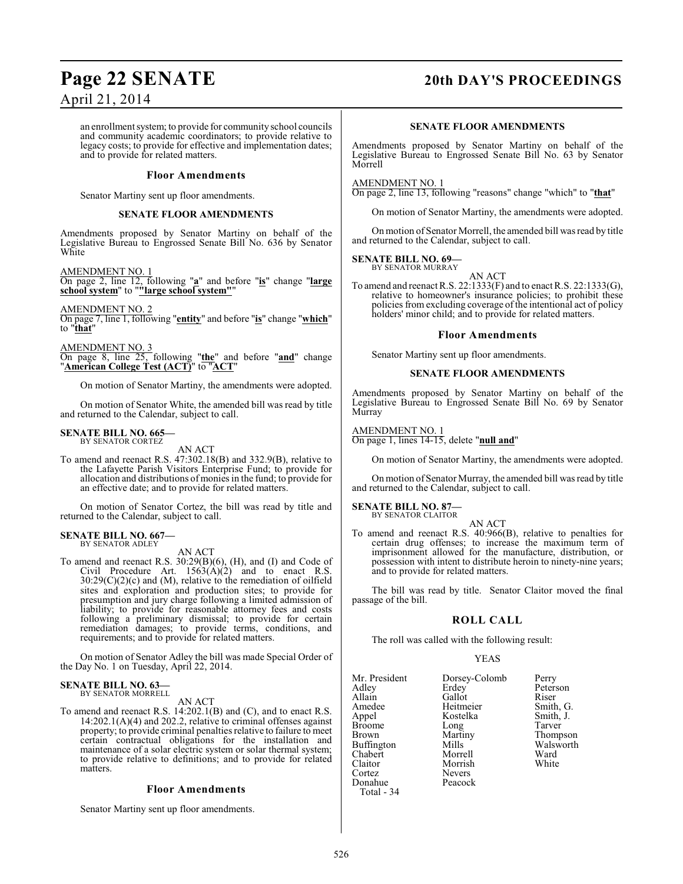an enrollment system; to provide for community school councils and community academic coordinators; to provide relative to legacy costs; to provide for effective and implementation dates; and to provide for related matters.

### Floor Amendments

Senator Martiny sent up floor amendments.

### SENATE FLOOR AMENDMENTS

Amendments proposed by Senator Martiny on behalf of the Legislative Bureau to Engrossed Senate Bill No. 636 by Senator White

AMENDMENT NO. 1
On page 2, line 12, following "**a**" and before "**is**" change "**large school system**" to "**"large school system"**"

AMENDMENT NO. 2
On page 7, line 1, following "**entity**" and before "**is**" change "**which**" to "**that**"

AMENDMENT NO. 3
On page 8, line 25, following "**the**" and before "**and**" change "**American College Test (ACT)**" to "**ACT**"

On motion of Senator Martiny, the amendments were adopted.

On motion of Senator White, the amended bill was read by title and returned to the Calendar, subject to call.

**SENATE BILL NO. 665—**
BY SENATOR CORTEZ

AN ACT

To amend and reenact R.S. 47:302.18(B) and 332.9(B), relative to the Lafayette Parish Visitors Enterprise Fund; to provide for allocation and distributions of monies in the fund; to provide for an effective date; and to provide for related matters.

On motion of Senator Cortez, the bill was read by title and returned to the Calendar, subject to call.

**SENATE BILL NO. 667—**
BY SENATOR ADLEY

AN ACT

To amend and reenact R.S. 30:29(B)(6), (H), and (I) and Code of Civil Procedure Art. 1563(A)(2) and to enact R.S. 30:29(C)(2)(c) and (M), relative to the remediation of oilfield sites and exploration and production sites; to provide for presumption and jury charge following a limited admission of liability; to provide for reasonable attorney fees and costs following a preliminary dismissal; to provide for certain remediation damages; to provide terms, conditions, and requirements; and to provide for related matters.

On motion of Senator Adley the bill was made Special Order of the Day No. 1 on Tuesday, April 22, 2014.

**SENATE BILL NO. 63—**
BY SENATOR MORRELL

AN ACT

To amend and reenact R.S. 14:202.1(B) and (C), and to enact R.S. 14:202.1(A)(4) and 202.2, relative to criminal offenses against property; to provide criminal penalties relative to failure to meet certain contractual obligations for the installation and maintenance of a solar electric system or solar thermal system; to provide relative to definitions; and to provide for related matters.

### Floor Amendments

Senator Martiny sent up floor amendments.

### SENATE FLOOR AMENDMENTS

Amendments proposed by Senator Martiny on behalf of the Legislative Bureau to Engrossed Senate Bill No. 63 by Senator Morrell

AMENDMENT NO. 1
On page 2, line 13, following "reasons" change "which" to "**that**"

On motion of Senator Martiny, the amendments were adopted.

On motion of Senator Morrell, the amended bill was read by title and returned to the Calendar, subject to call.

**SENATE BILL NO. 69—**
BY SENATOR MURRAY

AN ACT

To amend and reenact R.S. 22:1333(F) and to enact R.S. 22:1333(G), relative to homeowner's insurance policies; to prohibit these policies from excluding coverage of the intentional act of policy holders' minor child; and to provide for related matters.

### Floor Amendments

Senator Martiny sent up floor amendments.

### SENATE FLOOR AMENDMENTS

Amendments proposed by Senator Martiny on behalf of the Legislative Bureau to Engrossed Senate Bill No. 69 by Senator Murray

AMENDMENT NO. 1
On page 1, lines 14-15, delete "**null and**"

On motion of Senator Martiny, the amendments were adopted.

On motion of Senator Murray, the amended bill was read by title and returned to the Calendar, subject to call.

**SENATE BILL NO. 87—**
BY SENATOR CLAITOR

AN ACT

To amend and reenact R.S. 40:966(B), relative to penalties for certain drug offenses; to increase the maximum term of imprisonment allowed for the manufacture, distribution, or possession with intent to distribute heroin to ninety-nine years; and to provide for related matters.

The bill was read by title. Senator Claitor moved the final passage of the bill.

## ROLL CALL

The roll was called with the following result:

YEAS

| | | |
|---|---|---|
| Mr. President | Dorsey-Colomb | Perry |
| Adley | Erdey | Peterson |
| Allain | Gallot | Riser |
| Amedee | Heitmeier | Smith, G. |
| Appel | Kostelka | Smith, J. |
| Broome | Long | Tarver |
| Brown | Martiny | Thompson |
| Buffington | Mills | Walsworth |
| Chabert | Morrell | Ward |
| Claitor | Morrish | White |
| Cortez | Nevers | |
| Donahue | Peacock | |

Total - 34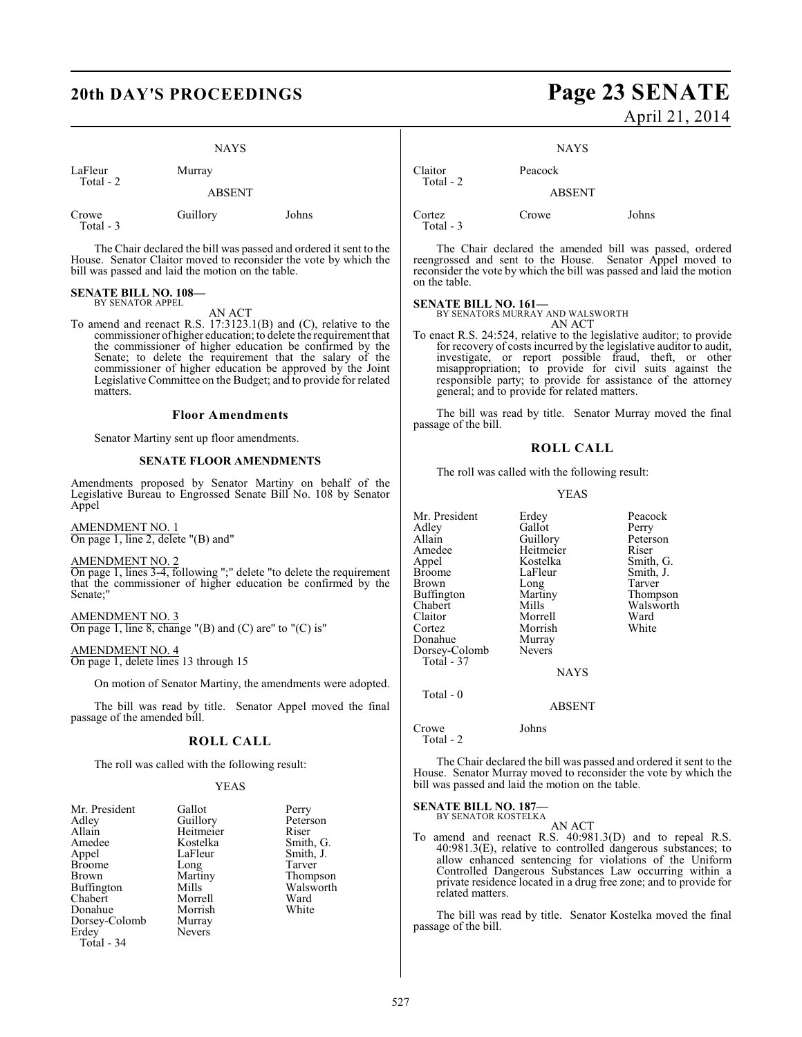NAYS

| LaFleur | Murray |
|---|---|
| Total - 2 | |

ABSENT

| Crowe | Guillory | Johns |
|---|---|---|
| Total - 3 | | |

The Chair declared the bill was passed and ordered it sent to the House. Senator Claitor moved to reconsider the vote by which the bill was passed and laid the motion on the table.

**SENATE BILL NO. 108—**
BY SENATOR APPEL

AN ACT

To amend and reenact R.S. 17:3123.1(B) and (C), relative to the commissioner of higher education; to delete the requirement that the commissioner of higher education be confirmed by the Senate; to delete the requirement that the salary of the commissioner of higher education be approved by the Joint Legislative Committee on the Budget; and to provide for related matters.

### Floor Amendments

Senator Martiny sent up floor amendments.

### SENATE FLOOR AMENDMENTS

Amendments proposed by Senator Martiny on behalf of the Legislative Bureau to Engrossed Senate Bill No. 108 by Senator Appel

AMENDMENT NO. 1
On page 1, line 2, delete "(B) and"

AMENDMENT NO. 2
On page 1, lines 3-4, following ";" delete "to delete the requirement that the commissioner of higher education be confirmed by the Senate;"

AMENDMENT NO. 3
On page 1, line 8, change "(B) and (C) are" to "(C) is"

AMENDMENT NO. 4
On page 1, delete lines 13 through 15

On motion of Senator Martiny, the amendments were adopted.

The bill was read by title. Senator Appel moved the final passage of the amended bill.

### ROLL CALL

The roll was called with the following result:

YEAS

| Mr. President | Gallot | Perry |
|---|---|---|
| Adley | Guillory | Peterson |
| Allain | Heitmeier | Riser |
| Amedee | Kostelka | Smith, G. |
| Appel | LaFleur | Smith, J. |
| Broome | Long | Tarver |
| Brown | Martiny | Thompson |
| Buffington | Mills | Walsworth |
| Chabert | Morrell | Ward |
| Donahue | Morrish | White |
| Dorsey-Colomb | Murray | |
| Erdey | Nevers | |
| Total - 34 | | |

NAYS

| Claitor | Peacock |
|---|---|
| Total - 2 | |

ABSENT

| Cortez | Crowe | Johns |
|---|---|---|
| Total - 3 | | |

The Chair declared the amended bill was passed, ordered reengrossed and sent to the House. Senator Appel moved to reconsider the vote by which the bill was passed and laid the motion on the table.

**SENATE BILL NO. 161—**
BY SENATORS MURRAY AND WALSWORTH

AN ACT

To enact R.S. 24:524, relative to the legislative auditor; to provide for recovery of costs incurred by the legislative auditor to audit, investigate, or report possible fraud, theft, or other misappropriation; to provide for civil suits against the responsible party; to provide for assistance of the attorney general; and to provide for related matters.

The bill was read by title. Senator Murray moved the final passage of the bill.

### ROLL CALL

The roll was called with the following result:

YEAS

| Mr. President | Erdey | Peacock |
|---|---|---|
| Adley | Gallot | Perry |
| Allain | Guillory | Peterson |
| Amedee | Heitmeier | Riser |
| Appel | Kostelka | Smith, G. |
| Broome | LaFleur | Smith, J. |
| Brown | Long | Tarver |
| Buffington | Martiny | Thompson |
| Chabert | Mills | Walsworth |
| Claitor | Morrell | Ward |
| Cortez | Morrish | White |
| Donahue | Murray | |
| Dorsey-Colomb | Nevers | |
| Total - 37 | | |

NAYS

Total - 0

ABSENT

| Crowe | Johns |
|---|---|
| Total - 2 | |

The Chair declared the bill was passed and ordered it sent to the House. Senator Murray moved to reconsider the vote by which the bill was passed and laid the motion on the table.

**SENATE BILL NO. 187—**
BY SENATOR KOSTELKA

AN ACT

To amend and reenact R.S. 40:981.3(D) and to repeal R.S. 40:981.3(E), relative to controlled dangerous substances; to allow enhanced sentencing for violations of the Uniform Controlled Dangerous Substances Law occurring within a private residence located in a drug free zone; and to provide for related matters.

The bill was read by title. Senator Kostelka moved the final passage of the bill.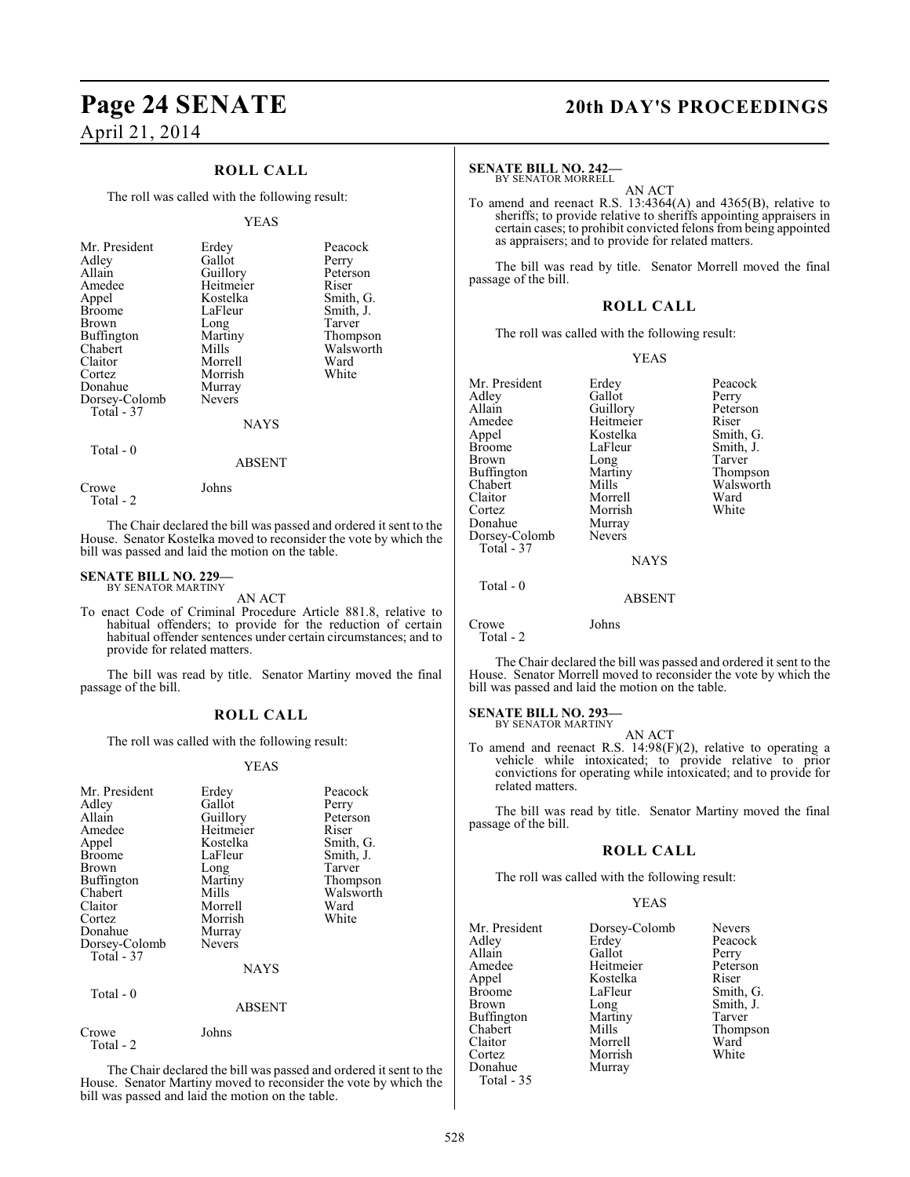## ROLL CALL

The roll was called with the following result:

YEAS

| | | |
|---|---|---|
| Mr. President | Erdey | Peacock |
| Adley | Gallot | Perry |
| Allain | Guillory | Peterson |
| Amedee | Heitmeier | Riser |
| Appel | Kostelka | Smith, G. |
| Broome | LaFleur | Smith, J. |
| Brown | Long | Tarver |
| Buffington | Martiny | Thompson |
| Chabert | Mills | Walsworth |
| Claitor | Morrell | Ward |
| Cortez | Morrish | White |
| Donahue | Murray | |
| Dorsey-Colomb | Nevers | |

Total - 37

NAYS

Total - 0

ABSENT

Crowe Johns

Total - 2

The Chair declared the bill was passed and ordered it sent to the House. Senator Kostelka moved to reconsider the vote by which the bill was passed and laid the motion on the table.

**SENATE BILL NO. 229—**
BY SENATOR MARTINY

AN ACT

To enact Code of Criminal Procedure Article 881.8, relative to habitual offenders; to provide for the reduction of certain habitual offender sentences under certain circumstances; and to provide for related matters.

The bill was read by title. Senator Martiny moved the final passage of the bill.

## ROLL CALL

The roll was called with the following result:

YEAS

| | | |
|---|---|---|
| Mr. President | Erdey | Peacock |
| Adley | Gallot | Perry |
| Allain | Guillory | Peterson |
| Amedee | Heitmeier | Riser |
| Appel | Kostelka | Smith, G. |
| Broome | LaFleur | Smith, J. |
| Brown | Long | Tarver |
| Buffington | Martiny | Thompson |
| Chabert | Mills | Walsworth |
| Claitor | Morrell | Ward |
| Cortez | Morrish | White |
| Donahue | Murray | |
| Dorsey-Colomb | Nevers | |

Total - 37

NAYS

Total - 0

ABSENT

Crowe Johns

Total - 2

The Chair declared the bill was passed and ordered it sent to the House. Senator Martiny moved to reconsider the vote by which the bill was passed and laid the motion on the table.

**SENATE BILL NO. 242—**
BY SENATOR MORRELL

AN ACT

To amend and reenact R.S. 13:4364(A) and 4365(B), relative to sheriffs; to provide relative to sheriffs appointing appraisers in certain cases; to prohibit convicted felons from being appointed as appraisers; and to provide for related matters.

The bill was read by title. Senator Morrell moved the final passage of the bill.

## ROLL CALL

The roll was called with the following result:

YEAS

| | | |
|---|---|---|
| Mr. President | Erdey | Peacock |
| Adley | Gallot | Perry |
| Allain | Guillory | Peterson |
| Amedee | Heitmeier | Riser |
| Appel | Kostelka | Smith, G. |
| Broome | LaFleur | Smith, J. |
| Brown | Long | Tarver |
| Buffington | Martiny | Thompson |
| Chabert | Mills | Walsworth |
| Claitor | Morrell | Ward |
| Cortez | Morrish | White |
| Donahue | Murray | |
| Dorsey-Colomb | Nevers | |

Total - 37

NAYS

Total - 0

ABSENT

Crowe Johns

Total - 2

The Chair declared the bill was passed and ordered it sent to the House. Senator Morrell moved to reconsider the vote by which the bill was passed and laid the motion on the table.

**SENATE BILL NO. 293—**
BY SENATOR MARTINY

AN ACT

To amend and reenact R.S. 14:98(F)(2), relative to operating a vehicle while intoxicated; to provide relative to prior convictions for operating while intoxicated; and to provide for related matters.

The bill was read by title. Senator Martiny moved the final passage of the bill.

## ROLL CALL

The roll was called with the following result:

YEAS

| | | |
|---|---|---|
| Mr. President | Dorsey-Colomb | Nevers |
| Adley | Erdey | Peacock |
| Allain | Gallot | Perry |
| Amedee | Heitmeier | Peterson |
| Appel | Kostelka | Riser |
| Broome | LaFleur | Smith, G. |
| Brown | Long | Smith, J. |
| Buffington | Martiny | Tarver |
| Chabert | Mills | Thompson |
| Claitor | Morrell | Ward |
| Cortez | Morrish | White |
| Donahue | Murray | |

Total - 35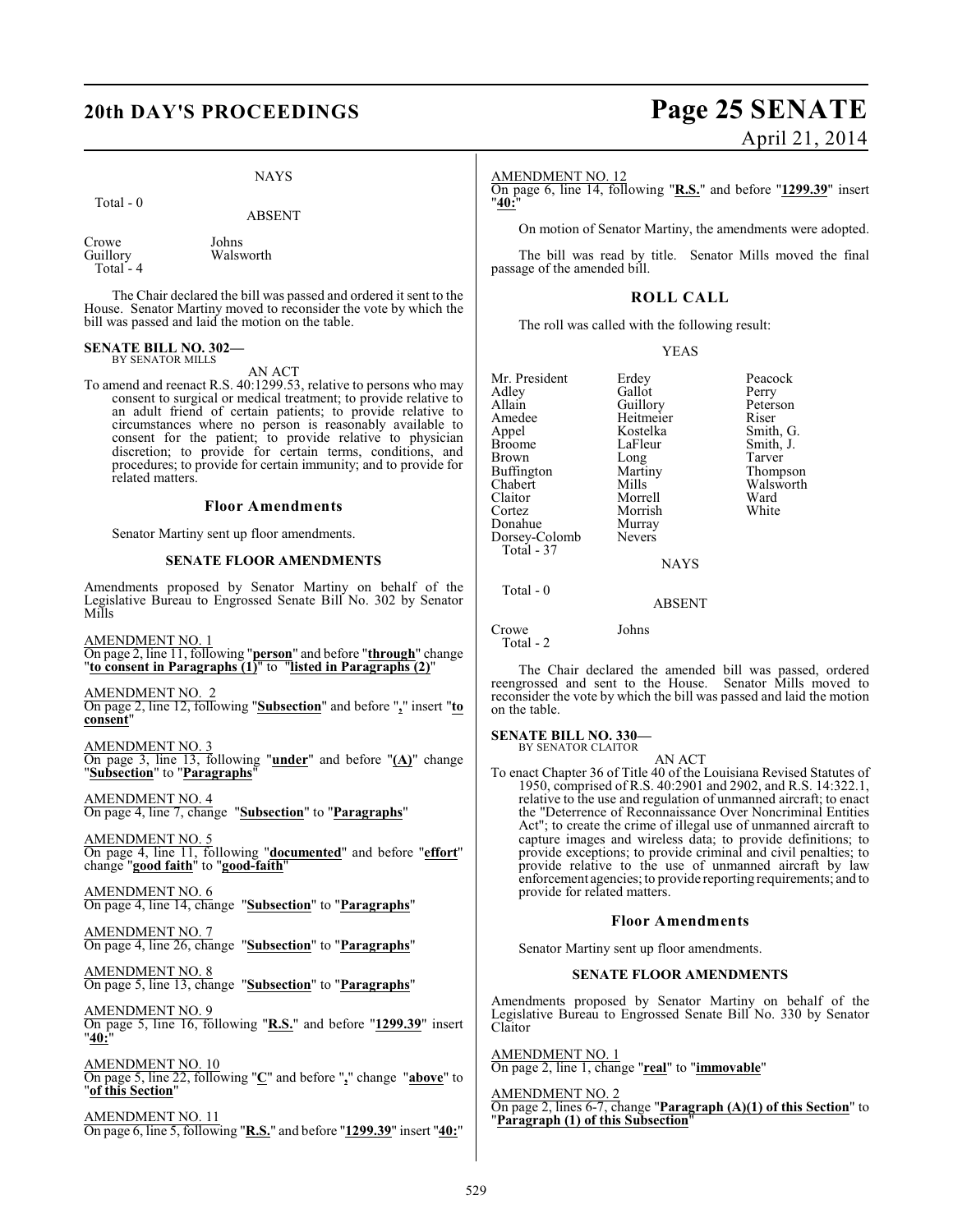NAYS

Total - 0

ABSENT

| | |
|---|---|
| Crowe | Johns |
| Guillory | Walsworth |
| Total - 4 | |

The Chair declared the bill was passed and ordered it sent to the House. Senator Martiny moved to reconsider the vote by which the bill was passed and laid the motion on the table.

**SENATE BILL NO. 302—**
BY SENATOR MILLS

AN ACT

To amend and reenact R.S. 40:1299.53, relative to persons who may consent to surgical or medical treatment; to provide relative to an adult friend of certain patients; to provide relative to circumstances where no person is reasonably available to consent for the patient; to provide relative to physician discretion; to provide for certain terms, conditions, and procedures; to provide for certain immunity; and to provide for related matters.

## Floor Amendments

Senator Martiny sent up floor amendments.

### SENATE FLOOR AMENDMENTS

Amendments proposed by Senator Martiny on behalf of the Legislative Bureau to Engrossed Senate Bill No. 302 by Senator Mills

AMENDMENT NO. 1
On page 2, line 11, following "**person**" and before "**through**" change "**to consent in Paragraphs (1)**" to "**listed in Paragraphs (2)**"

AMENDMENT NO. 2
On page 2, line 12, following "**Subsection**" and before "**,**" insert "**to consent**"

AMENDMENT NO. 3
On page 3, line 13, following "**under**" and before "**(A)**" change "**Subsection**" to "**Paragraphs**"

AMENDMENT NO. 4
On page 4, line 7, change "**Subsection**" to "**Paragraphs**"

AMENDMENT NO. 5
On page 4, line 11, following "**documented**" and before "**effort**" change "**good faith**" to "**good-faith**"

AMENDMENT NO. 6
On page 4, line 14, change "**Subsection**" to "**Paragraphs**"

AMENDMENT NO. 7
On page 4, line 26, change "**Subsection**" to "**Paragraphs**"

AMENDMENT NO. 8
On page 5, line 13, change "**Subsection**" to "**Paragraphs**"

AMENDMENT NO. 9
On page 5, line 16, following "**R.S.**" and before "**1299.39**" insert "**40:**"

AMENDMENT NO. 10
On page 5, line 22, following "**C**" and before "**,**" change "**above**" to "**of this Section**"

AMENDMENT NO. 11
On page 6, line 5, following "**R.S.**" and before "**1299.39**" insert "**40:**"

AMENDMENT NO. 12
On page 6, line 14, following "**R.S.**" and before "**1299.39**" insert "**40:**"

On motion of Senator Martiny, the amendments were adopted.

The bill was read by title. Senator Mills moved the final passage of the amended bill.

## ROLL CALL

The roll was called with the following result:

YEAS

| | | |
|---|---|---|
| Mr. President | Erdey | Peacock |
| Adley | Gallot | Perry |
| Allain | Guillory | Peterson |
| Amedee | Heitmeier | Riser |
| Appel | Kostelka | Smith, G. |
| Broome | LaFleur | Smith, J. |
| Brown | Long | Tarver |
| Buffington | Martiny | Thompson |
| Chabert | Mills | Walsworth |
| Claitor | Morrell | Ward |
| Cortez | Morrish | White |
| Donahue | Murray | |
| Dorsey-Colomb | Nevers | |
| Total - 37 | | |

NAYS

Total - 0

ABSENT

| | |
|---|---|
| Crowe | Johns |
| Total - 2 | |

The Chair declared the amended bill was passed, ordered reengrossed and sent to the House. Senator Mills moved to reconsider the vote by which the bill was passed and laid the motion on the table.

**SENATE BILL NO. 330—**
BY SENATOR CLAITOR

AN ACT

To enact Chapter 36 of Title 40 of the Louisiana Revised Statutes of 1950, comprised of R.S. 40:2901 and 2902, and R.S. 14:322.1, relative to the use and regulation of unmanned aircraft; to enact the "Deterrence of Reconnaissance Over Noncriminal Entities Act"; to create the crime of illegal use of unmanned aircraft to capture images and wireless data; to provide definitions; to provide exceptions; to provide criminal and civil penalties; to provide relative to the use of unmanned aircraft by law enforcement agencies; to provide reporting requirements; and to provide for related matters.

## Floor Amendments

Senator Martiny sent up floor amendments.

### SENATE FLOOR AMENDMENTS

Amendments proposed by Senator Martiny on behalf of the Legislative Bureau to Engrossed Senate Bill No. 330 by Senator Claitor

AMENDMENT NO. 1
On page 2, line 1, change "**real**" to "**immovable**"

AMENDMENT NO. 2
On page 2, lines 6-7, change "**Paragraph (A)(1) of this Section**" to "**Paragraph (1) of this Subsection**"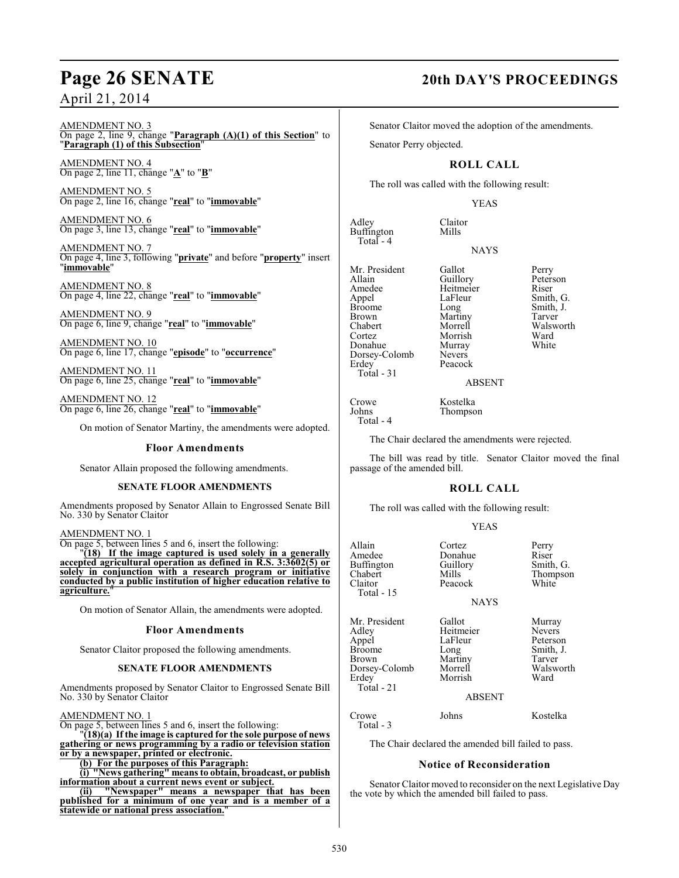AMENDMENT NO. 3
On page 2, line 9, change "**Paragraph (A)(1) of this Section**" to "**Paragraph (1) of this Subsection**"

AMENDMENT NO. 4
On page 2, line 11, change "**A**" to "**B**"

AMENDMENT NO. 5
On page 2, line 16, change "**real**" to "**immovable**"

AMENDMENT NO. 6
On page 3, line 13, change "**real**" to "**immovable**"

AMENDMENT NO. 7
On page 4, line 3, following "**private**" and before "**property**" insert "**immovable**"

AMENDMENT NO. 8
On page 4, line 22, change "**real**" to "**immovable**"

AMENDMENT NO. 9
On page 6, line 9, change "**real**" to "**immovable**"

AMENDMENT NO. 10
On page 6, line 17, change "**episode**" to "**occurrence**"

AMENDMENT NO. 11
On page 6, line 25, change "**real**" to "**immovable**"

AMENDMENT NO. 12
On page 6, line 26, change "**real**" to "**immovable**"

On motion of Senator Martiny, the amendments were adopted.

## Floor Amendments

Senator Allain proposed the following amendments.

### SENATE FLOOR AMENDMENTS

Amendments proposed by Senator Allain to Engrossed Senate Bill No. 330 by Senator Claitor

AMENDMENT NO. 1
On page 5, between lines 5 and 6, insert the following:

"**(18) If the image captured is used solely in a generally accepted agricultural operation as defined in R.S. 3:3602(5) or solely in conjunction with a research program or initiative conducted by a public institution of higher education relative to agriculture.**"

On motion of Senator Allain, the amendments were adopted.

## Floor Amendments

Senator Claitor proposed the following amendments.

### SENATE FLOOR AMENDMENTS

Amendments proposed by Senator Claitor to Engrossed Senate Bill No. 330 by Senator Claitor

AMENDMENT NO. 1
On page 5, between lines 5 and 6, insert the following:

"**(18)(a) If the image is captured for the sole purpose of news gathering or news programming by a radio or television station or by a newspaper, printed or electronic.**

**(b) For the purposes of this Paragraph:**

**(i) "News gathering" means to obtain, broadcast, or publish information about a current news event or subject.**

**(ii) "Newspaper" means a newspaper that has been published for a minimum of one year and is a member of a statewide or national press association.**"

Senator Claitor moved the adoption of the amendments.

Senator Perry objected.

## ROLL CALL

The roll was called with the following result:

YEAS

| | |
|---|---|
| Adley | Claitor |
| Buffington | Mills |
| Total - 4 | |

NAYS

| | | |
|---|---|---|
| Mr. President | Gallot | Perry |
| Allain | Guillory | Peterson |
| Amedee | Heitmeier | Riser |
| Appel | LaFleur | Smith, G. |
| Broome | Long | Smith, J. |
| Brown | Martiny | Tarver |
| Chabert | Morrell | Walsworth |
| Cortez | Morrish | Ward |
| Donahue | Murray | White |
| Dorsey-Colomb | Nevers | |
| Erdey | Peacock | |
| Total - 31 | | |

ABSENT

| | |
|---|---|
| Crowe | Kostelka |
| Johns | Thompson |
| Total - 4 | |

The Chair declared the amendments were rejected.

The bill was read by title. Senator Claitor moved the final passage of the amended bill.

## ROLL CALL

The roll was called with the following result:

YEAS

| | | |
|---|---|---|
| Allain | Cortez | Perry |
| Amedee | Donahue | Riser |
| Buffington | Guillory | Smith, G. |
| Chabert | Mills | Thompson |
| Claitor | Peacock | White |
| Total - 15 | | |

NAYS

| | | |
|---|---|---|
| Mr. President | Gallot | Murray |
| Adley | Heitmeier | Nevers |
| Appel | LaFleur | Peterson |
| Broome | Long | Smith, J. |
| Brown | Martiny | Tarver |
| Dorsey-Colomb | Morrell | Walsworth |
| Erdey | Morrish | Ward |
| Total - 21 | | |

ABSENT

| | | |
|---|---|---|
| Crowe | Johns | Kostelka |
| Total - 3 | | |

The Chair declared the amended bill failed to pass.

## Notice of Reconsideration

Senator Claitor moved to reconsider on the next Legislative Day the vote by which the amended bill failed to pass.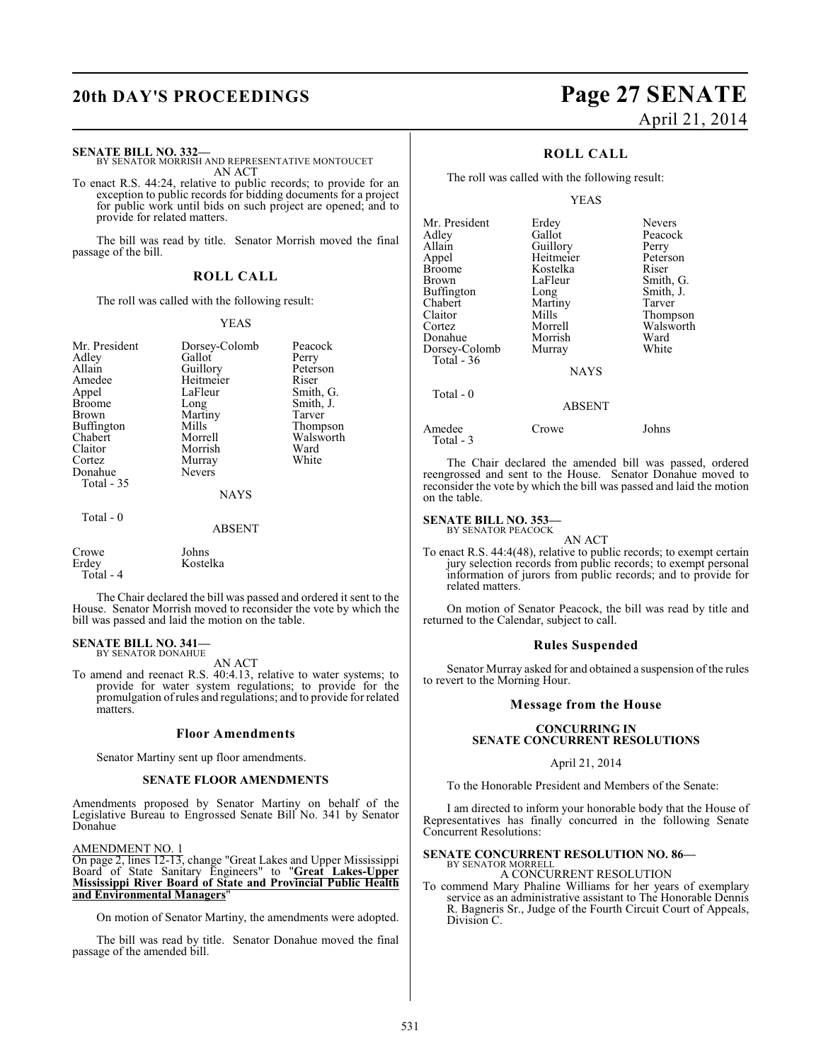**SENATE BILL NO. 332—**
BY SENATOR MORRISH AND REPRESENTATIVE MONTOUCET

AN ACT

To enact R.S. 44:24, relative to public records; to provide for an exception to public records for bidding documents for a project for public work until bids on such project are opened; and to provide for related matters.

The bill was read by title. Senator Morrish moved the final passage of the bill.

## ROLL CALL

The roll was called with the following result:

YEAS

| | | |
|---|---|---|
| Mr. President | Dorsey-Colomb | Peacock |
| Adley | Gallot | Perry |
| Allain | Guillory | Peterson |
| Amedee | Heitmeier | Riser |
| Appel | LaFleur | Smith, G. |
| Broome | Long | Smith, J. |
| Brown | Martiny | Tarver |
| Buffington | Mills | Thompson |
| Chabert | Morrell | Walsworth |
| Claitor | Morrish | Ward |
| Cortez | Murray | White |
| Donahue | Nevers | |
| Total - 35 | | |

NAYS

Total - 0

ABSENT

| | |
|---|---|
| Crowe | Johns |
| Erdey | Kostelka |
| Total - 4 | |

The Chair declared the bill was passed and ordered it sent to the House. Senator Morrish moved to reconsider the vote by which the bill was passed and laid the motion on the table.

**SENATE BILL NO. 341—**
BY SENATOR DONAHUE

AN ACT

To amend and reenact R.S. 40:4.13, relative to water systems; to provide for water system regulations; to provide for the promulgation of rules and regulations; and to provide for related matters.

## Floor Amendments

Senator Martiny sent up floor amendments.

### SENATE FLOOR AMENDMENTS

Amendments proposed by Senator Martiny on behalf of the Legislative Bureau to Engrossed Senate Bill No. 341 by Senator Donahue

AMENDMENT NO. 1
On page 2, lines 12-13, change "Great Lakes and Upper Mississippi Board of State Sanitary Engineers" to "**Great Lakes-Upper Mississippi River Board of State and Provincial Public Health and Environmental Managers**"

On motion of Senator Martiny, the amendments were adopted.

The bill was read by title. Senator Donahue moved the final passage of the amended bill.

## ROLL CALL

The roll was called with the following result:

YEAS

| | | |
|---|---|---|
| Mr. President | Erdey | Nevers |
| Adley | Gallot | Peacock |
| Allain | Guillory | Perry |
| Appel | Heitmeier | Peterson |
| Broome | Kostelka | Riser |
| Brown | LaFleur | Smith, G. |
| Buffington | Long | Smith, J. |
| Chabert | Martiny | Tarver |
| Claitor | Mills | Thompson |
| Cortez | Morrell | Walsworth |
| Donahue | Morrish | Ward |
| Dorsey-Colomb | Murray | White |
| Total - 36 | | |

NAYS

Total - 0

ABSENT

| | | |
|---|---|---|
| Amedee | Crowe | Johns |
| Total - 3 | | |

The Chair declared the amended bill was passed, ordered reengrossed and sent to the House. Senator Donahue moved to reconsider the vote by which the bill was passed and laid the motion on the table.

**SENATE BILL NO. 353—**
BY SENATOR PEACOCK

AN ACT

To enact R.S. 44:4(48), relative to public records; to exempt certain jury selection records from public records; to exempt personal information of jurors from public records; and to provide for related matters.

On motion of Senator Peacock, the bill was read by title and returned to the Calendar, subject to call.

## Rules Suspended

Senator Murray asked for and obtained a suspension of the rules to revert to the Morning Hour.

## Message from the House

### CONCURRING IN SENATE CONCURRENT RESOLUTIONS

April 21, 2014

To the Honorable President and Members of the Senate:

I am directed to inform your honorable body that the House of Representatives has finally concurred in the following Senate Concurrent Resolutions:

**SENATE CONCURRENT RESOLUTION NO. 86—**
BY SENATOR MORRELL

A CONCURRENT RESOLUTION

To commend Mary Phaline Williams for her years of exemplary service as an administrative assistant to The Honorable Dennis R. Bagneris Sr., Judge of the Fourth Circuit Court of Appeals, Division C.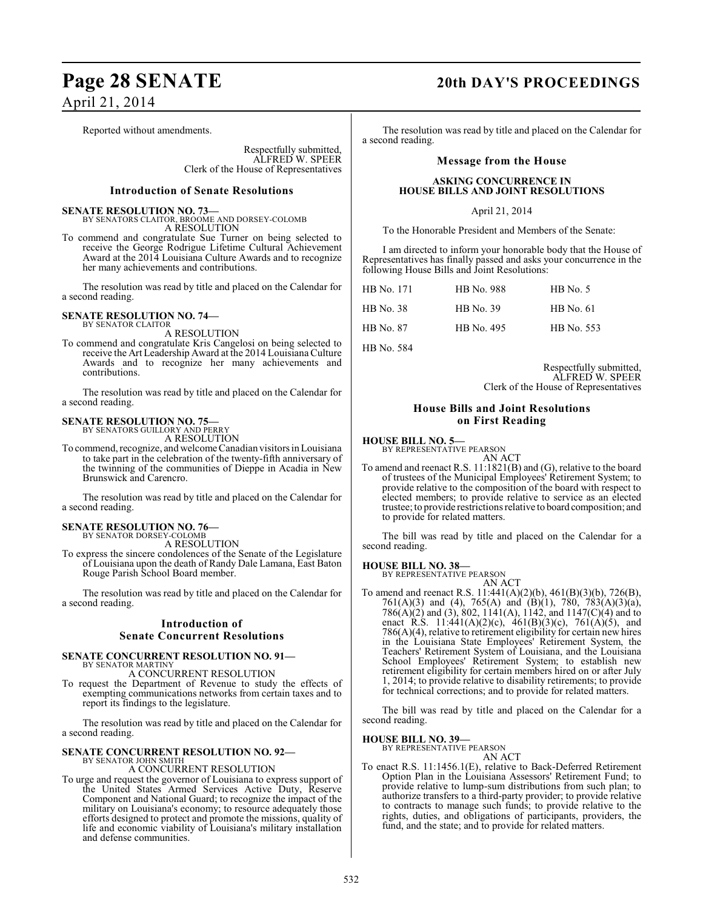Reported without amendments.

Respectfully submitted,
ALFRED W. SPEER
Clerk of the House of Representatives

## Introduction of Senate Resolutions

**SENATE RESOLUTION NO. 73—**
BY SENATORS CLAITOR, BROOME AND DORSEY-COLOMB
A RESOLUTION

To commend and congratulate Sue Turner on being selected to receive the George Rodrigue Lifetime Cultural Achievement Award at the 2014 Louisiana Culture Awards and to recognize her many achievements and contributions.

The resolution was read by title and placed on the Calendar for a second reading.

**SENATE RESOLUTION NO. 74—**
BY SENATOR CLAITOR
A RESOLUTION

To commend and congratulate Kris Cangelosi on being selected to receive the Art Leadership Award at the 2014 Louisiana Culture Awards and to recognize her many achievements and contributions.

The resolution was read by title and placed on the Calendar for a second reading.

**SENATE RESOLUTION NO. 75—**
BY SENATORS GUILLORY AND PERRY
A RESOLUTION

To commend, recognize, and welcome Canadian visitors in Louisiana to take part in the celebration of the twenty-fifth anniversary of the twinning of the communities of Dieppe in Acadia in New Brunswick and Carencro.

The resolution was read by title and placed on the Calendar for a second reading.

**SENATE RESOLUTION NO. 76—**
BY SENATOR DORSEY-COLOMB
A RESOLUTION

To express the sincere condolences of the Senate of the Legislature of Louisiana upon the death of Randy Dale Lamana, East Baton Rouge Parish School Board member.

The resolution was read by title and placed on the Calendar for a second reading.

## Introduction of Senate Concurrent Resolutions

**SENATE CONCURRENT RESOLUTION NO. 91—**
BY SENATOR MARTINY
A CONCURRENT RESOLUTION

To request the Department of Revenue to study the effects of exempting communications networks from certain taxes and to report its findings to the legislature.

The resolution was read by title and placed on the Calendar for a second reading.

**SENATE CONCURRENT RESOLUTION NO. 92—**
BY SENATOR JOHN SMITH
A CONCURRENT RESOLUTION

To urge and request the governor of Louisiana to express support of the United States Armed Services Active Duty, Reserve Component and National Guard; to recognize the impact of the military on Louisiana's economy; to resource adequately those efforts designed to protect and promote the missions, quality of life and economic viability of Louisiana's military installation and defense communities.

The resolution was read by title and placed on the Calendar for a second reading.

## Message from the House

**ASKING CONCURRENCE IN HOUSE BILLS AND JOINT RESOLUTIONS**

April 21, 2014

To the Honorable President and Members of the Senate:

I am directed to inform your honorable body that the House of Representatives has finally passed and asks your concurrence in the following House Bills and Joint Resolutions:

| | | |
|---|---|---|
| HB No. 171 | HB No. 988 | HB No. 5 |
| HB No. 38 | HB No. 39 | HB No. 61 |
| HB No. 87 | HB No. 495 | HB No. 553 |
| HB No. 584 | | |

Respectfully submitted,
ALFRED W. SPEER
Clerk of the House of Representatives

## House Bills and Joint Resolutions on First Reading

**HOUSE BILL NO. 5—**
BY REPRESENTATIVE PEARSON
AN ACT

To amend and reenact R.S. 11:1821(B) and (G), relative to the board of trustees of the Municipal Employees' Retirement System; to provide relative to the composition of the board with respect to elected members; to provide relative to service as an elected trustee; to provide restrictions relative to board composition; and to provide for related matters.

The bill was read by title and placed on the Calendar for a second reading.

**HOUSE BILL NO. 38—**
BY REPRESENTATIVE PEARSON
AN ACT

To amend and reenact R.S. 11:441(A)(2)(b), 461(B)(3)(b), 726(B), 761(A)(3) and (4), 765(A) and (B)(1), 780, 783(A)(3)(a), 786(A)(2) and (3), 802, 1141(A), 1142, and 1147(C)(4) and to enact R.S. 11:441(A)(2)(c), 461(B)(3)(c), 761(A)(5), and 786(A)(4), relative to retirement eligibility for certain new hires in the Louisiana State Employees' Retirement System, the Teachers' Retirement System of Louisiana, and the Louisiana School Employees' Retirement System; to establish new retirement eligibility for certain members hired on or after July 1, 2014; to provide relative to disability retirements; to provide for technical corrections; and to provide for related matters.

The bill was read by title and placed on the Calendar for a second reading.

**HOUSE BILL NO. 39—**
BY REPRESENTATIVE PEARSON
AN ACT

To enact R.S. 11:1456.1(E), relative to Back-Deferred Retirement Option Plan in the Louisiana Assessors' Retirement Fund; to provide relative to lump-sum distributions from such plan; to authorize transfers to a third-party provider; to provide relative to contracts to manage such funds; to provide relative to the rights, duties, and obligations of participants, providers, the fund, and the state; and to provide for related matters.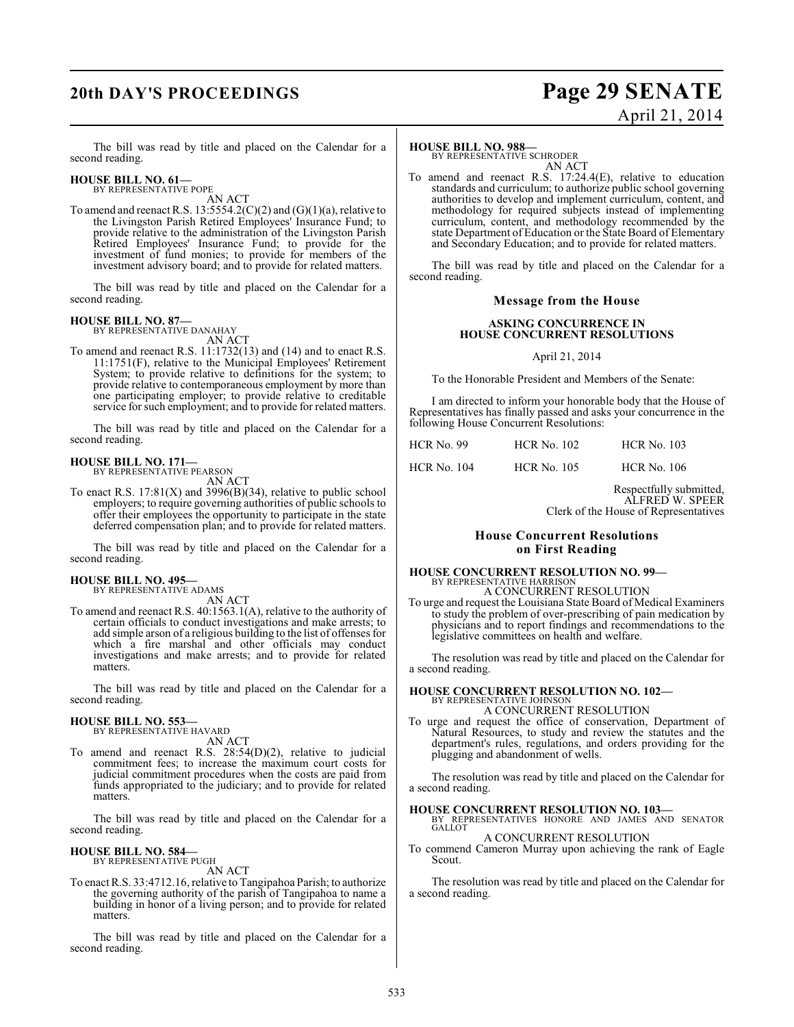The bill was read by title and placed on the Calendar for a second reading.

**HOUSE BILL NO. 61—**
BY REPRESENTATIVE POPE
AN ACT

To amend and reenact R.S. 13:5554.2(C)(2) and (G)(1)(a), relative to the Livingston Parish Retired Employees' Insurance Fund; to provide relative to the administration of the Livingston Parish Retired Employees' Insurance Fund; to provide for the investment of fund monies; to provide for members of the investment advisory board; and to provide for related matters.

The bill was read by title and placed on the Calendar for a second reading.

**HOUSE BILL NO. 87—**
BY REPRESENTATIVE DANAHAY
AN ACT

To amend and reenact R.S. 11:1732(13) and (14) and to enact R.S. 11:1751(F), relative to the Municipal Employees' Retirement System; to provide relative to definitions for the system; to provide relative to contemporaneous employment by more than one participating employer; to provide relative to creditable service for such employment; and to provide for related matters.

The bill was read by title and placed on the Calendar for a second reading.

**HOUSE BILL NO. 171—**
BY REPRESENTATIVE PEARSON
AN ACT

To enact R.S. 17:81(X) and 3996(B)(34), relative to public school employers; to require governing authorities of public schools to offer their employees the opportunity to participate in the state deferred compensation plan; and to provide for related matters.

The bill was read by title and placed on the Calendar for a second reading.

**HOUSE BILL NO. 495—**
BY REPRESENTATIVE ADAMS
AN ACT

To amend and reenact R.S. 40:1563.1(A), relative to the authority of certain officials to conduct investigations and make arrests; to add simple arson of a religious building to the list of offenses for which a fire marshal and other officials may conduct investigations and make arrests; and to provide for related matters.

The bill was read by title and placed on the Calendar for a second reading.

**HOUSE BILL NO. 553—**
BY REPRESENTATIVE HAVARD
AN ACT

To amend and reenact R.S. 28:54(D)(2), relative to judicial commitment fees; to increase the maximum court costs for judicial commitment procedures when the costs are paid from funds appropriated to the judiciary; and to provide for related matters.

The bill was read by title and placed on the Calendar for a second reading.

**HOUSE BILL NO. 584—**
BY REPRESENTATIVE PUGH
AN ACT

To enact R.S. 33:4712.16, relative to Tangipahoa Parish; to authorize the governing authority of the parish of Tangipahoa to name a building in honor of a living person; and to provide for related matters.

The bill was read by title and placed on the Calendar for a second reading.

**HOUSE BILL NO. 988—**
BY REPRESENTATIVE SCHRODER
AN ACT

To amend and reenact R.S. 17:24.4(E), relative to education standards and curriculum; to authorize public school governing authorities to develop and implement curriculum, content, and methodology for required subjects instead of implementing curriculum, content, and methodology recommended by the state Department of Education or the State Board of Elementary and Secondary Education; and to provide for related matters.

The bill was read by title and placed on the Calendar for a second reading.

## Message from the House

**ASKING CONCURRENCE IN HOUSE CONCURRENT RESOLUTIONS**

April 21, 2014

To the Honorable President and Members of the Senate:

I am directed to inform your honorable body that the House of Representatives has finally passed and asks your concurrence in the following House Concurrent Resolutions:

| | | |
|---|---|---|
| HCR No. 99 | HCR No. 102 | HCR No. 103 |
| HCR No. 104 | HCR No. 105 | HCR No. 106 |

Respectfully submitted,
ALFRED W. SPEER
Clerk of the House of Representatives

## House Concurrent Resolutions on First Reading

**HOUSE CONCURRENT RESOLUTION NO. 99—**
BY REPRESENTATIVE HARRISON
A CONCURRENT RESOLUTION

To urge and request the Louisiana State Board of Medical Examiners to study the problem of over-prescribing of pain medication by physicians and to report findings and recommendations to the legislative committees on health and welfare.

The resolution was read by title and placed on the Calendar for a second reading.

**HOUSE CONCURRENT RESOLUTION NO. 102—**
BY REPRESENTATIVE JOHNSON
A CONCURRENT RESOLUTION

To urge and request the office of conservation, Department of Natural Resources, to study and review the statutes and the department's rules, regulations, and orders providing for the plugging and abandonment of wells.

The resolution was read by title and placed on the Calendar for a second reading.

**HOUSE CONCURRENT RESOLUTION NO. 103—**
BY REPRESENTATIVES HONORE AND JAMES AND SENATOR GALLOT
A CONCURRENT RESOLUTION

To commend Cameron Murray upon achieving the rank of Eagle Scout.

The resolution was read by title and placed on the Calendar for a second reading.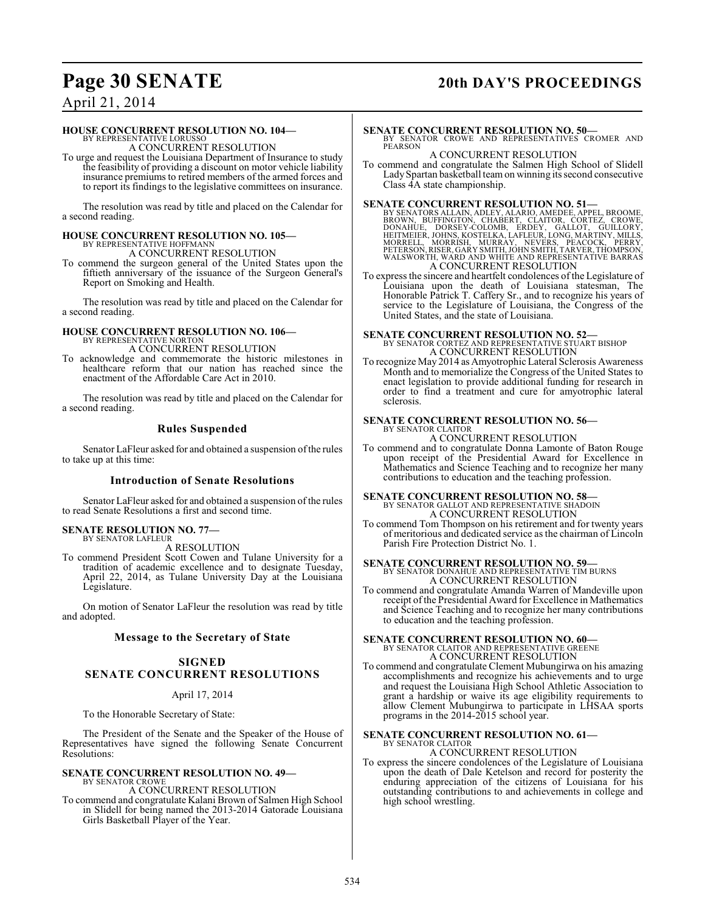**HOUSE CONCURRENT RESOLUTION NO. 104—**
BY REPRESENTATIVE LORUSSO
A CONCURRENT RESOLUTION

To urge and request the Louisiana Department of Insurance to study the feasibility of providing a discount on motor vehicle liability insurance premiums to retired members of the armed forces and to report its findings to the legislative committees on insurance.

The resolution was read by title and placed on the Calendar for a second reading.

**HOUSE CONCURRENT RESOLUTION NO. 105—**
BY REPRESENTATIVE HOFFMANN
A CONCURRENT RESOLUTION

To commend the surgeon general of the United States upon the fiftieth anniversary of the issuance of the Surgeon General's Report on Smoking and Health.

The resolution was read by title and placed on the Calendar for a second reading.

**HOUSE CONCURRENT RESOLUTION NO. 106—**
BY REPRESENTATIVE NORTON
A CONCURRENT RESOLUTION

To acknowledge and commemorate the historic milestones in healthcare reform that our nation has reached since the enactment of the Affordable Care Act in 2010.

The resolution was read by title and placed on the Calendar for a second reading.

## Rules Suspended

Senator LaFleur asked for and obtained a suspension of the rules to take up at this time:

## Introduction of Senate Resolutions

Senator LaFleur asked for and obtained a suspension of the rules to read Senate Resolutions a first and second time.

**SENATE RESOLUTION NO. 77—**
BY SENATOR LAFLEUR
A RESOLUTION

To commend President Scott Cowen and Tulane University for a tradition of academic excellence and to designate Tuesday, April 22, 2014, as Tulane University Day at the Louisiana Legislature.

On motion of Senator LaFleur the resolution was read by title and adopted.

## Message to the Secretary of State

### SIGNED SENATE CONCURRENT RESOLUTIONS

April 17, 2014

To the Honorable Secretary of State:

The President of the Senate and the Speaker of the House of Representatives have signed the following Senate Concurrent Resolutions:

**SENATE CONCURRENT RESOLUTION NO. 49—**
BY SENATOR CROWE
A CONCURRENT RESOLUTION

To commend and congratulate Kalani Brown of Salmen High School in Slidell for being named the 2013-2014 Gatorade Louisiana Girls Basketball Player of the Year.

**SENATE CONCURRENT RESOLUTION NO. 50—**
BY SENATOR CROWE AND REPRESENTATIVES CROMER AND PEARSON
A CONCURRENT RESOLUTION

To commend and congratulate the Salmen High School of Slidell Lady Spartan basketball team on winning its second consecutive Class 4A state championship.

**SENATE CONCURRENT RESOLUTION NO. 51—**
BY SENATORS ALLAIN, ADLEY, ALARIO, AMEDEE, APPEL, BROOME, BROWN, BUFFINGTON, CHABERT, CLAITOR, CORTEZ, CROWE, DONAHUE, DORSEY-COLOMB, ERDEY, GALLOT, GUILLORY, HEITMEIER, JOHNS, KOSTELKA, LAFLEUR, LONG, MARTINY, MILLS, MORRELL, MORRISH, MURRAY, NEVERS, PEACOCK, PERRY, PETERSON, RISER, GARY SMITH, JOHN SMITH, TARVER, THOMPSON, WALSWORTH, WARD AND WHITE AND REPRESENTATIVE BARRAS
A CONCURRENT RESOLUTION

To express the sincere and heartfelt condolences of the Legislature of Louisiana upon the death of Louisiana statesman, The Honorable Patrick T. Caffery Sr., and to recognize his years of service to the Legislature of Louisiana, the Congress of the United States, and the state of Louisiana.

**SENATE CONCURRENT RESOLUTION NO. 52—**
BY SENATOR CORTEZ AND REPRESENTATIVE STUART BISHOP
A CONCURRENT RESOLUTION

To recognize May 2014 as Amyotrophic Lateral Sclerosis Awareness Month and to memorialize the Congress of the United States to enact legislation to provide additional funding for research in order to find a treatment and cure for amyotrophic lateral sclerosis.

**SENATE CONCURRENT RESOLUTION NO. 56—**
BY SENATOR CLAITOR
A CONCURRENT RESOLUTION

To commend and to congratulate Donna Lamonte of Baton Rouge upon receipt of the Presidential Award for Excellence in Mathematics and Science Teaching and to recognize her many contributions to education and the teaching profession.

**SENATE CONCURRENT RESOLUTION NO. 58—**
BY SENATOR GALLOT AND REPRESENTATIVE SHADOIN
A CONCURRENT RESOLUTION

To commend Tom Thompson on his retirement and for twenty years of meritorious and dedicated service as the chairman of Lincoln Parish Fire Protection District No. 1.

**SENATE CONCURRENT RESOLUTION NO. 59—**
BY SENATOR DONAHUE AND REPRESENTATIVE TIM BURNS
A CONCURRENT RESOLUTION

To commend and congratulate Amanda Warren of Mandeville upon receipt of the Presidential Award for Excellence in Mathematics and Science Teaching and to recognize her many contributions to education and the teaching profession.

**SENATE CONCURRENT RESOLUTION NO. 60—**
BY SENATOR CLAITOR AND REPRESENTATIVE GREENE
A CONCURRENT RESOLUTION

To commend and congratulate Clement Mubungirwa on his amazing accomplishments and recognize his achievements and to urge and request the Louisiana High School Athletic Association to grant a hardship or waive its age eligibility requirements to allow Clement Mubungirwa to participate in LHSAA sports programs in the 2014-2015 school year.

**SENATE CONCURRENT RESOLUTION NO. 61—**
BY SENATOR CLAITOR
A CONCURRENT RESOLUTION

To express the sincere condolences of the Legislature of Louisiana upon the death of Dale Ketelson and record for posterity the enduring appreciation of the citizens of Louisiana for his outstanding contributions to and achievements in college and high school wrestling.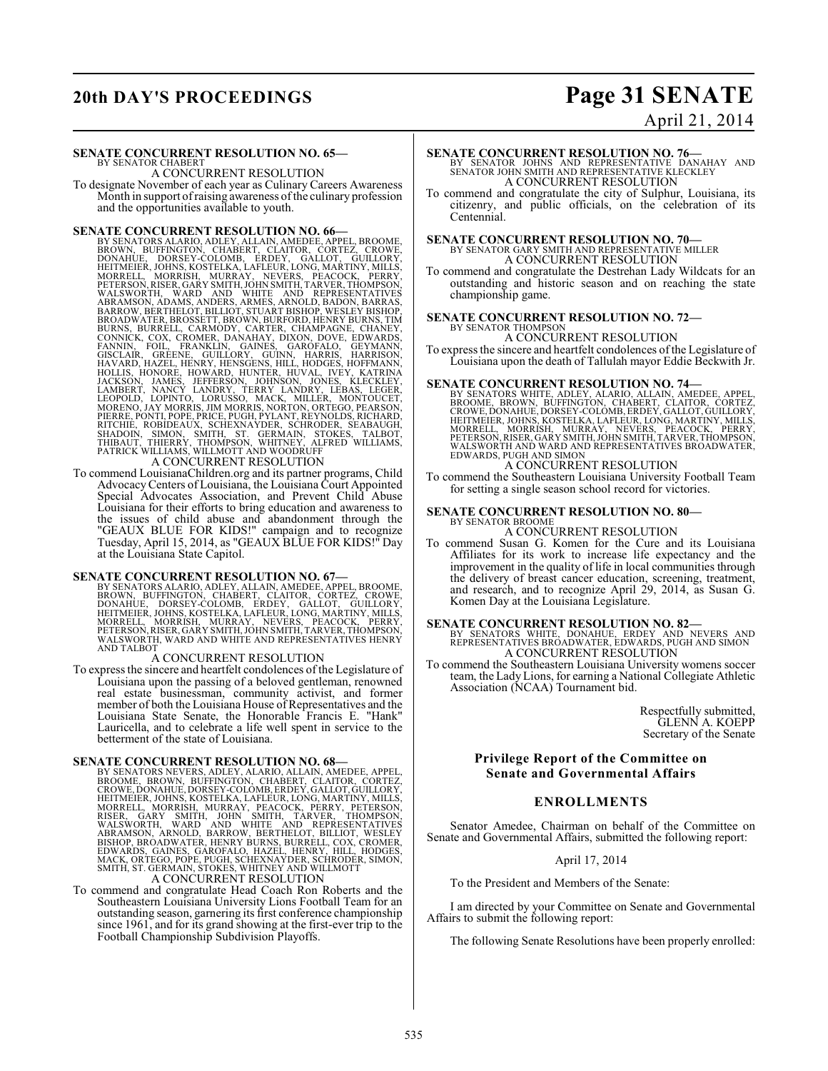**SENATE CONCURRENT RESOLUTION NO. 65—**
BY SENATOR CHABERT
A CONCURRENT RESOLUTION

To designate November of each year as Culinary Careers Awareness Month in support of raising awareness of the culinary profession and the opportunities available to youth.

**SENATE CONCURRENT RESOLUTION NO. 66—**
BY SENATORS ALARIO, ADLEY, ALLAIN, AMEDEE, APPEL, BROOME, BROWN, BUFFINGTON, CHABERT, CLAITOR, CORTEZ, CROWE, DONAHUE, DORSEY-COLOMB, ERDEY, GALLOT, GUILLORY, HEITMEIER, JOHNS, KOSTELKA, LAFLEUR, LONG, MARTINY, MILLS, MORRELL, MORRISH, MURRAY, NEVERS, PEACOCK, PERRY, PETERSON, RISER, GARY SMITH, JOHN SMITH, TARVER, THOMPSON, WALSWORTH, WARD AND WHITE AND REPRESENTATIVES ABRAMSON, ADAMS, ANDERS, ARMES, ARNOLD, BADON, BARRAS, BARROW, BERTHELOT, BILLIOT, STUART BISHOP, WESLEY BISHOP, BROADWATER, BROSSETT, BROWN, BURFORD, HENRY BURNS, TIM BURNS, BURRELL, CARMODY, CARTER, CHAMPAGNE, CHANEY, CONNICK, COX, CROMER, DANAHAY, DIXON, DOVE, EDWARDS, FANNIN, FOIL, FRANKLIN, GAINES, GAROFALO, GEYMANN, GISCLAIR, GREENE, GUILLORY, GUINN, HARRIS, HARRISON, HAVARD, HAZEL, HENRY, HENSGENS, HILL, HODGES, HOFFMANN, HOLLIS, HONORE, HOWARD, HUNTER, HUVAL, IVEY, KATRINA JACKSON, JAMES, JEFFERSON, JOHNSON, JONES, KLECKLEY, LAMBERT, NANCY LANDRY, TERRY LANDRY, LEBAS, LEGER, LEOPOLD, LOPINTO, LORUSSO, MACK, MILLER, MONTOUCET, MORENO, JAY MORRIS, JIM MORRIS, NORTON, ORTEGO, PEARSON, PIERRE, PONTI, POPE, PRICE, PUGH, PYLANT, REYNOLDS, RICHARD, RITCHIE, ROBIDEAUX, SCHEXNAYDER, SCHRODER, SEABAUGH, SHADOIN, SIMON, SMITH, ST. GERMAIN, STOKES, TALBOT, THIBAUT, THIERRY, THOMPSON, WHITNEY, ALFRED WILLIAMS, PATRICK WILLIAMS, WILLMOTT AND WOODRUFF
A CONCURRENT RESOLUTION

To commend LouisianaChildren.org and its partner programs, Child Advocacy Centers of Louisiana, the Louisiana Court Appointed Special Advocates Association, and Prevent Child Abuse Louisiana for their efforts to bring education and awareness to the issues of child abuse and abandonment through the "GEAUX BLUE FOR KIDS!" campaign and to recognize Tuesday, April 15, 2014, as "GEAUX BLUE FOR KIDS!" Day at the Louisiana State Capitol.

**SENATE CONCURRENT RESOLUTION NO. 67—**
BY SENATORS ALARIO, ADLEY, ALLAIN, AMEDEE, APPEL, BROOME, BROWN, BUFFINGTON, CHABERT, CLAITOR, CORTEZ, CROWE, DONAHUE, DORSEY-COLOMB, ERDEY, GALLOT, GUILLORY, HEITMEIER, JOHNS, KOSTELKA, LAFLEUR, LONG, MARTINY, MILLS, MORRELL, MORRISH, MURRAY, NEVERS, PEACOCK, PERRY, PETERSON, RISER, GARY SMITH, JOHN SMITH, TARVER, THOMPSON, WALSWORTH, WARD AND WHITE AND REPRESENTATIVES HENRY AND TALBOT
A CONCURRENT RESOLUTION

To express the sincere and heartfelt condolences of the Legislature of Louisiana upon the passing of a beloved gentleman, renowned real estate businessman, community activist, and former member of both the Louisiana House of Representatives and the Louisiana State Senate, the Honorable Francis E. "Hank" Lauricella, and to celebrate a life well spent in service to the betterment of the state of Louisiana.

**SENATE CONCURRENT RESOLUTION NO. 68—**
BY SENATORS NEVERS, ADLEY, ALARIO, ALLAIN, AMEDEE, APPEL, BROOME, BROWN, BUFFINGTON, CHABERT, CLAITOR, CORTEZ, CROWE, DONAHUE, DORSEY-COLOMB, ERDEY, GALLOT, GUILLORY, HEITMEIER, JOHNS, KOSTELKA, LAFLEUR, LONG, MARTINY, MILLS, MORRELL, MORRISH, MURRAY, PEACOCK, PERRY, PETERSON, RISER, GARY SMITH, JOHN SMITH, TARVER, THOMPSON, WALSWORTH, WARD AND WHITE AND REPRESENTATIVES ABRAMSON, ARNOLD, BARROW, BERTHELOT, BILLIOT, WESLEY BISHOP, BROADWATER, HENRY BURNS, BURRELL, COX, CROMER, EDWARDS, GAINES, GAROFALO, HAZEL, HENRY, HILL, HODGES, MACK, ORTEGO, POPE, PUGH, SCHEXNAYDER, SCHRODER, SIMON, SMITH, ST. GERMAIN, STOKES, WHITNEY AND WILLMOTT
A CONCURRENT RESOLUTION

To commend and congratulate Head Coach Ron Roberts and the Southeastern Louisiana University Lions Football Team for an outstanding season, garnering its first conference championship since 1961, and for its grand showing at the first-ever trip to the Football Championship Subdivision Playoffs.

**SENATE CONCURRENT RESOLUTION NO. 76—**
BY SENATOR JOHNS AND REPRESENTATIVE DANAHAY AND SENATOR JOHN SMITH AND REPRESENTATIVE KLECKLEY
A CONCURRENT RESOLUTION

To commend and congratulate the city of Sulphur, Louisiana, its citizenry, and public officials, on the celebration of its Centennial.

**SENATE CONCURRENT RESOLUTION NO. 70—**
BY SENATOR GARY SMITH AND REPRESENTATIVE MILLER
A CONCURRENT RESOLUTION

To commend and congratulate the Destrehan Lady Wildcats for an outstanding and historic season and on reaching the state championship game.

**SENATE CONCURRENT RESOLUTION NO. 72—**
BY SENATOR THOMPSON
A CONCURRENT RESOLUTION

To express the sincere and heartfelt condolences of the Legislature of Louisiana upon the death of Tallulah mayor Eddie Beckwith Jr.

**SENATE CONCURRENT RESOLUTION NO. 74—**
BY SENATORS WHITE, ADLEY, ALARIO, ALLAIN, AMEDEE, APPEL, BROOME, BROWN, BUFFINGTON, CHABERT, CLAITOR, CORTEZ, CROWE, DONAHUE, DORSEY-COLOMB, ERDEY, GALLOT, GUILLORY, HEITMEIER, JOHNS, KOSTELKA, LAFLEUR, LONG, MARTINY, MILLS, MORRELL, MORRISH, MURRAY, NEVERS, PEACOCK, PERRY, PETERSON, RISER, GARY SMITH, JOHN SMITH, TARVER, THOMPSON, WALSWORTH AND WARD AND REPRESENTATIVES BROADWATER, EDWARDS, PUGH AND SIMON
A CONCURRENT RESOLUTION

To commend the Southeastern Louisiana University Football Team for setting a single season school record for victories.

**SENATE CONCURRENT RESOLUTION NO. 80—**
BY SENATOR BROOME
A CONCURRENT RESOLUTION

To commend Susan G. Komen for the Cure and its Louisiana Affiliates for its work to increase life expectancy and the improvement in the quality of life in local communities through the delivery of breast cancer education, screening, treatment, and research, and to recognize April 29, 2014, as Susan G. Komen Day at the Louisiana Legislature.

**SENATE CONCURRENT RESOLUTION NO. 82—**
BY SENATORS WHITE, DONAHUE, ERDEY AND NEVERS AND REPRESENTATIVES BROADWATER, EDWARDS, PUGH AND SIMON
A CONCURRENT RESOLUTION

To commend the Southeastern Louisiana University womens soccer team, the Lady Lions, for earning a National Collegiate Athletic Association (NCAA) Tournament bid.

Respectfully submitted,
GLENN A. KOEPP
Secretary of the Senate

## Privilege Report of the Committee on Senate and Governmental Affairs

## ENROLLMENTS

Senator Amedee, Chairman on behalf of the Committee on Senate and Governmental Affairs, submitted the following report:

April 17, 2014

To the President and Members of the Senate:

I am directed by your Committee on Senate and Governmental Affairs to submit the following report:

The following Senate Resolutions have been properly enrolled: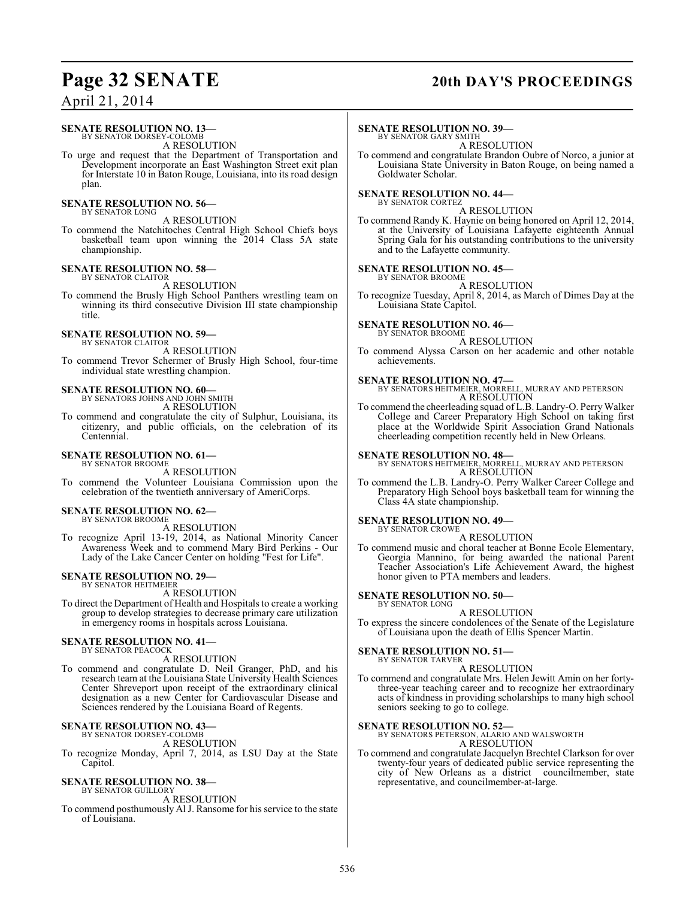**SENATE RESOLUTION NO. 13—**
BY SENATOR DORSEY-COLOMB

A RESOLUTION

To urge and request that the Department of Transportation and Development incorporate an East Washington Street exit plan for Interstate 10 in Baton Rouge, Louisiana, into its road design plan.

**SENATE RESOLUTION NO. 56—**
BY SENATOR LONG

A RESOLUTION

To commend the Natchitoches Central High School Chiefs boys basketball team upon winning the 2014 Class 5A state championship.

**SENATE RESOLUTION NO. 58—**
BY SENATOR CLAITOR

A RESOLUTION

To commend the Brusly High School Panthers wrestling team on winning its third consecutive Division III state championship title.

**SENATE RESOLUTION NO. 59—**
BY SENATOR CLAITOR

A RESOLUTION

To commend Trevor Schermer of Brusly High School, four-time individual state wrestling champion.

**SENATE RESOLUTION NO. 60—**
BY SENATORS JOHNS AND JOHN SMITH

A RESOLUTION

To commend and congratulate the city of Sulphur, Louisiana, its citizenry, and public officials, on the celebration of its Centennial.

**SENATE RESOLUTION NO. 61—**
BY SENATOR BROOME

A RESOLUTION

To commend the Volunteer Louisiana Commission upon the celebration of the twentieth anniversary of AmeriCorps.

**SENATE RESOLUTION NO. 62—**
BY SENATOR BROOME

A RESOLUTION

To recognize April 13-19, 2014, as National Minority Cancer Awareness Week and to commend Mary Bird Perkins - Our Lady of the Lake Cancer Center on holding "Fest for Life".

**SENATE RESOLUTION NO. 29—**
BY SENATOR HEITMEIER

A RESOLUTION

To direct the Department of Health and Hospitals to create a working group to develop strategies to decrease primary care utilization in emergency rooms in hospitals across Louisiana.

**SENATE RESOLUTION NO. 41—**
BY SENATOR PEACOCK

A RESOLUTION

To commend and congratulate D. Neil Granger, PhD, and his research team at the Louisiana State University Health Sciences Center Shreveport upon receipt of the extraordinary clinical designation as a new Center for Cardiovascular Disease and Sciences rendered by the Louisiana Board of Regents.

**SENATE RESOLUTION NO. 43—**
BY SENATOR DORSEY-COLOMB

A RESOLUTION

To recognize Monday, April 7, 2014, as LSU Day at the State Capitol.

**SENATE RESOLUTION NO. 38—**
BY SENATOR GUILLORY

A RESOLUTION

To commend posthumously Al J. Ransome for his service to the state of Louisiana.

**SENATE RESOLUTION NO. 39—**
BY SENATOR GARY SMITH

A RESOLUTION

To commend and congratulate Brandon Oubre of Norco, a junior at Louisiana State University in Baton Rouge, on being named a Goldwater Scholar.

**SENATE RESOLUTION NO. 44—**
BY SENATOR CORTEZ

A RESOLUTION

To commend Randy K. Haynie on being honored on April 12, 2014, at the University of Louisiana Lafayette eighteenth Annual Spring Gala for his outstanding contributions to the university and to the Lafayette community.

**SENATE RESOLUTION NO. 45—**
BY SENATOR BROOME

A RESOLUTION

To recognize Tuesday, April 8, 2014, as March of Dimes Day at the Louisiana State Capitol.

**SENATE RESOLUTION NO. 46—**
BY SENATOR BROOME

A RESOLUTION

To commend Alyssa Carson on her academic and other notable achievements.

**SENATE RESOLUTION NO. 47—**
BY SENATORS HEITMEIER, MORRELL, MURRAY AND PETERSON

A RESOLUTION

To commend the cheerleading squad of L.B. Landry-O. Perry Walker College and Career Preparatory High School on taking first place at the Worldwide Spirit Association Grand Nationals cheerleading competition recently held in New Orleans.

**SENATE RESOLUTION NO. 48—**
BY SENATORS HEITMEIER, MORRELL, MURRAY AND PETERSON

A RESOLUTION

To commend the L.B. Landry-O. Perry Walker Career College and Preparatory High School boys basketball team for winning the Class 4A state championship.

**SENATE RESOLUTION NO. 49—**
BY SENATOR CROWE

A RESOLUTION

To commend music and choral teacher at Bonne Ecole Elementary, Georgia Mannino, for being awarded the national Parent Teacher Association's Life Achievement Award, the highest honor given to PTA members and leaders.

**SENATE RESOLUTION NO. 50—**
BY SENATOR LONG

A RESOLUTION

To express the sincere condolences of the Senate of the Legislature of Louisiana upon the death of Ellis Spencer Martin.

**SENATE RESOLUTION NO. 51—**
BY SENATOR TARVER

A RESOLUTION

To commend and congratulate Mrs. Helen Jewitt Amin on her forty-three-year teaching career and to recognize her extraordinary acts of kindness in providing scholarships to many high school seniors seeking to go to college.

**SENATE RESOLUTION NO. 52—**
BY SENATORS PETERSON, ALARIO AND WALSWORTH

A RESOLUTION

To commend and congratulate Jacquelyn Brechtel Clarkson for over twenty-four years of dedicated public service representing the city of New Orleans as a district councilmember, state representative, and councilmember-at-large.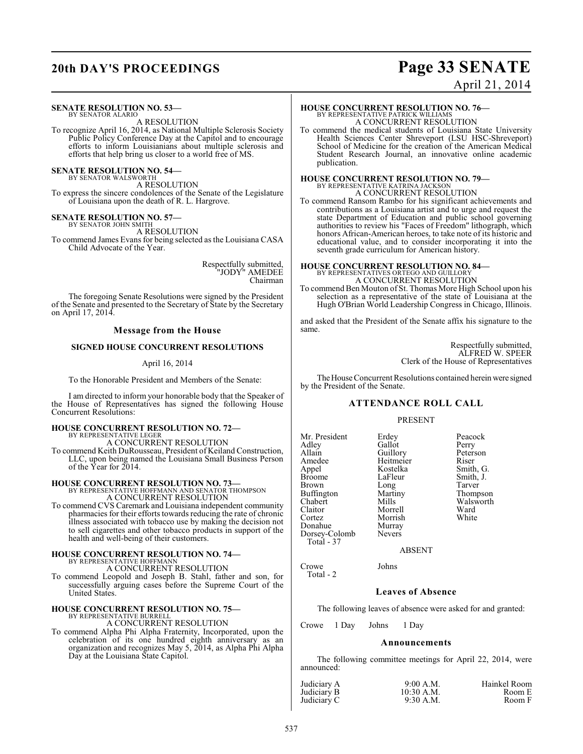**SENATE RESOLUTION NO. 53—**
BY SENATOR ALARIO

A RESOLUTION

To recognize April 16, 2014, as National Multiple Sclerosis Society Public Policy Conference Day at the Capitol and to encourage efforts to inform Louisianians about multiple sclerosis and efforts that help bring us closer to a world free of MS.

**SENATE RESOLUTION NO. 54—**
BY SENATOR WALSWORTH

A RESOLUTION

To express the sincere condolences of the Senate of the Legislature of Louisiana upon the death of R. L. Hargrove.

**SENATE RESOLUTION NO. 57—**
BY SENATOR JOHN SMITH

A RESOLUTION

To commend James Evans for being selected as the Louisiana CASA Child Advocate of the Year.

Respectfully submitted,
"JODY" AMEDEE
Chairman

The foregoing Senate Resolutions were signed by the President of the Senate and presented to the Secretary of State by the Secretary on April 17, 2014.

## Message from the House

### SIGNED HOUSE CONCURRENT RESOLUTIONS

April 16, 2014

To the Honorable President and Members of the Senate:

I am directed to inform your honorable body that the Speaker of the House of Representatives has signed the following House Concurrent Resolutions:

**HOUSE CONCURRENT RESOLUTION NO. 72—**
BY REPRESENTATIVE LEGER

A CONCURRENT RESOLUTION

To commend Keith DuRousseau, President of Keiland Construction, LLC, upon being named the Louisiana Small Business Person of the Year for 2014.

**HOUSE CONCURRENT RESOLUTION NO. 73—**
BY REPRESENTATIVE HOFFMANN AND SENATOR THOMPSON

A CONCURRENT RESOLUTION

To commend CVS Caremark and Louisiana independent community pharmacies for their efforts towards reducing the rate of chronic illness associated with tobacco use by making the decision not to sell cigarettes and other tobacco products in support of the health and well-being of their customers.

**HOUSE CONCURRENT RESOLUTION NO. 74—**
BY REPRESENTATIVE HOFFMANN

A CONCURRENT RESOLUTION

To commend Leopold and Joseph B. Stahl, father and son, for successfully arguing cases before the Supreme Court of the United States.

**HOUSE CONCURRENT RESOLUTION NO. 75—**
BY REPRESENTATIVE BURRELL

A CONCURRENT RESOLUTION

To commend Alpha Phi Alpha Fraternity, Incorporated, upon the celebration of its one hundred eighth anniversary as an organization and recognizes May 5, 2014, as Alpha Phi Alpha Day at the Louisiana State Capitol.

**HOUSE CONCURRENT RESOLUTION NO. 76—**
BY REPRESENTATIVE PATRICK WILLIAMS

A CONCURRENT RESOLUTION

To commend the medical students of Louisiana State University Health Sciences Center Shreveport (LSU HSC-Shreveport) School of Medicine for the creation of the American Medical Student Research Journal, an innovative online academic publication.

**HOUSE CONCURRENT RESOLUTION NO. 79—**
BY REPRESENTATIVE KATRINA JACKSON

A CONCURRENT RESOLUTION

To commend Ransom Rambo for his significant achievements and contributions as a Louisiana artist and to urge and request the state Department of Education and public school governing authorities to review his "Faces of Freedom" lithograph, which honors African-American heroes, to take note of its historic and educational value, and to consider incorporating it into the seventh grade curriculum for American history.

**HOUSE CONCURRENT RESOLUTION NO. 84—**
BY REPRESENTATIVES ORTEGO AND GUILLORY

A CONCURRENT RESOLUTION

To commend Ben Mouton of St. Thomas More High School upon his selection as a representative of the state of Louisiana at the Hugh O'Brian World Leadership Congress in Chicago, Illinois.

and asked that the President of the Senate affix his signature to the same.

Respectfully submitted,
ALFRED W. SPEER
Clerk of the House of Representatives

The House Concurrent Resolutions contained herein were signed by the President of the Senate.

## ATTENDANCE ROLL CALL

PRESENT

| | | |
|---|---|---|
| Mr. President | Erdey | Peacock |
| Adley | Gallot | Perry |
| Allain | Guillory | Peterson |
| Amedee | Heitmeier | Riser |
| Appel | Kostelka | Smith, G. |
| Broome | LaFleur | Smith, J. |
| Brown | Long | Tarver |
| Buffington | Martiny | Thompson |
| Chabert | Mills | Walsworth |
| Claitor | Morrell | Ward |
| Cortez | Morrish | White |
| Donahue | Murray | |
| Dorsey-Colomb | Nevers | |

Total - 37

ABSENT

| | |
|---|---|
| Crowe | Johns |

Total - 2

## Leaves of Absence

The following leaves of absence were asked for and granted:

Crowe 1 Day Johns 1 Day

## Announcements

The following committee meetings for April 22, 2014, were announced:

| | | |
|---|---|---|
| Judiciary A | 9:00 A.M. | Hainkel Room |
| Judiciary B | 10:30 A.M. | Room E |
| Judiciary C | 9:30 A.M. | Room F |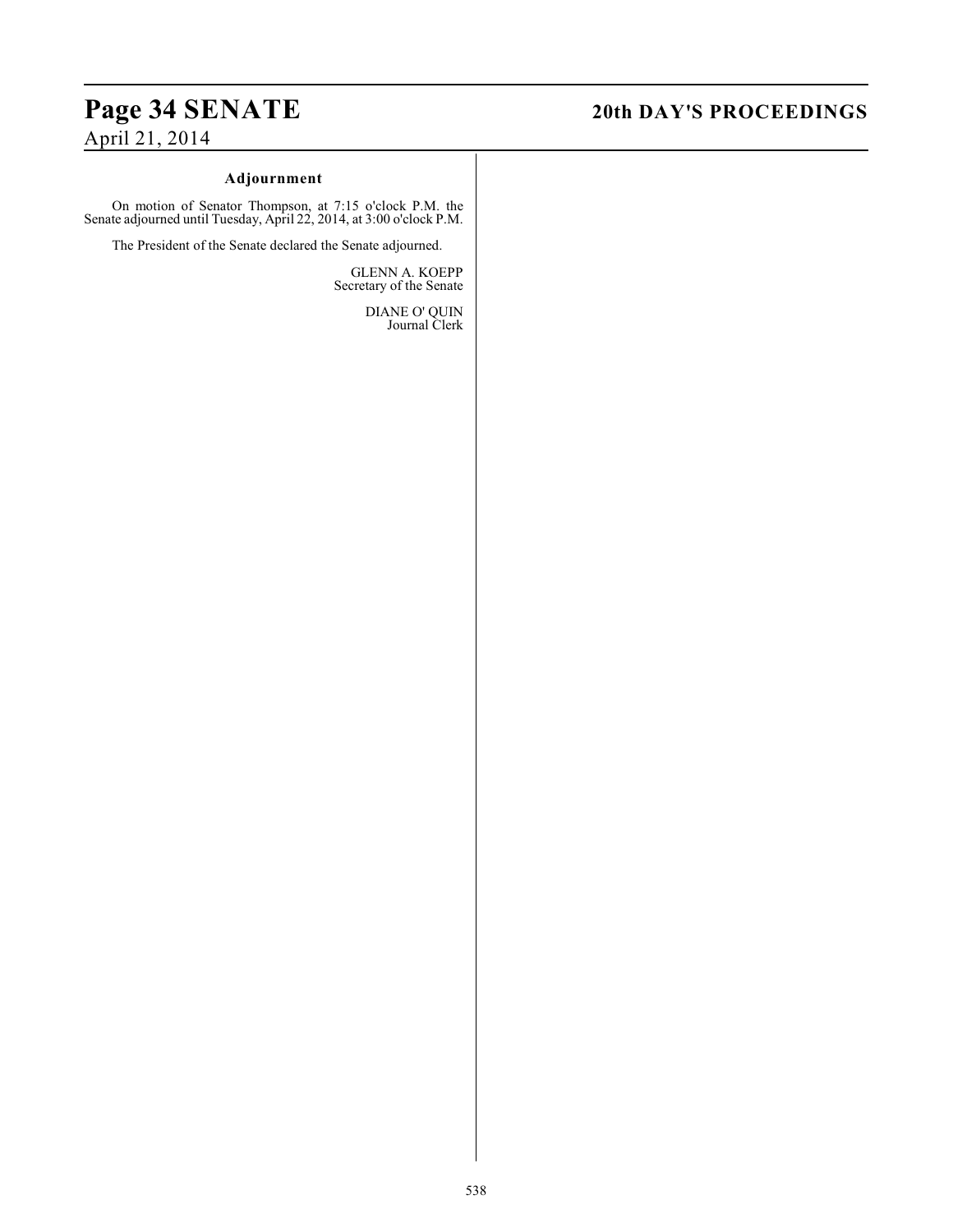### Adjournment

On motion of Senator Thompson, at 7:15 o'clock P.M. the Senate adjourned until Tuesday, April 22, 2014, at 3:00 o'clock P.M.

The President of the Senate declared the Senate adjourned.

GLENN A. KOEPP
Secretary of the Senate

DIANE O' QUIN
Journal Clerk